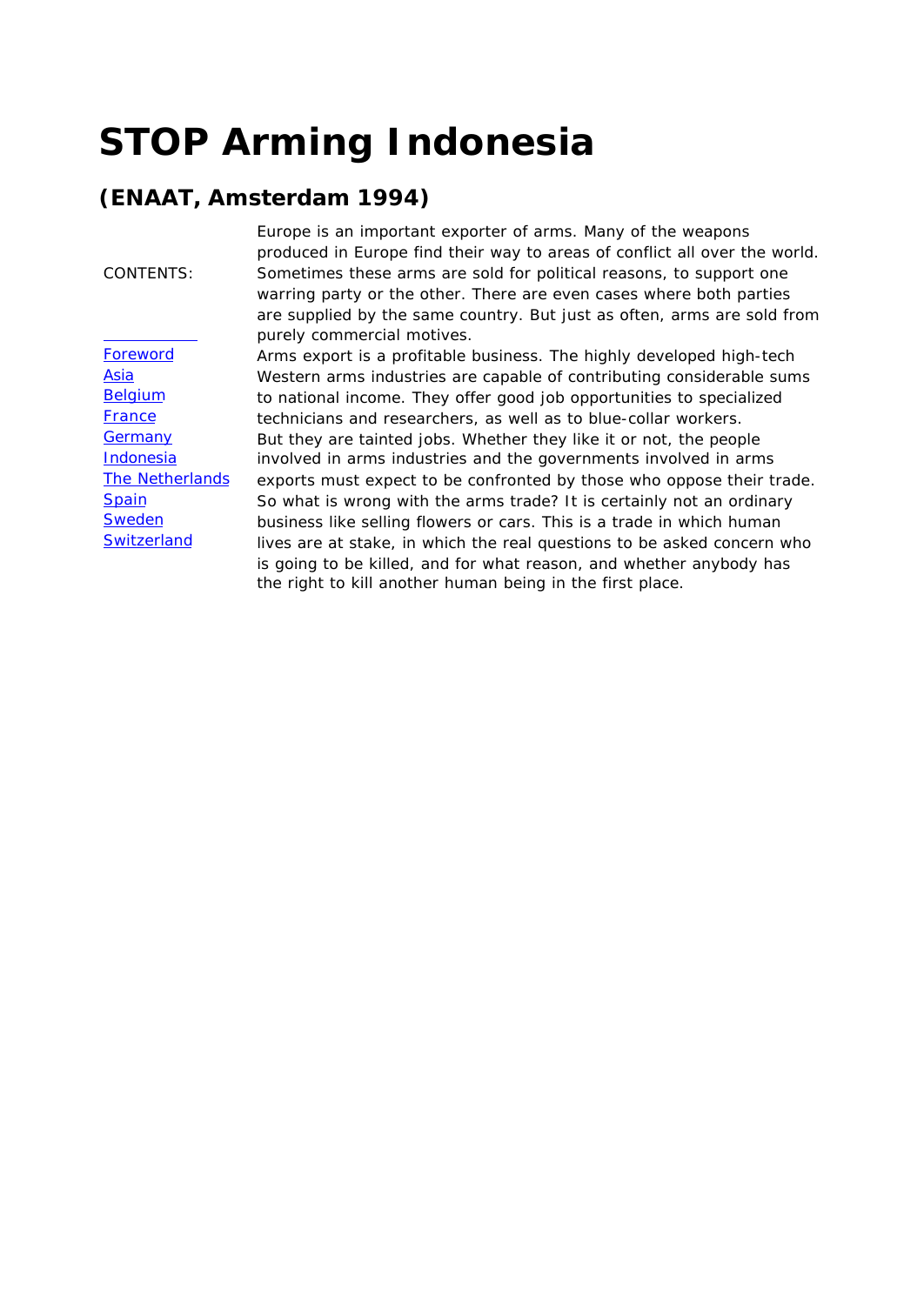# STOP Arming Indonesia

## (ENAAT, Amsterdam 1994)

CONTENTS:

- Foreword
- Asia
- Belgium
- France
- Germany
- Indonesia
- The Netherlands
- Spain
- Sweden
- Switzerland

Europe is an important exporter of arms. Many of the weapons produced in Europe find their way to areas of conflict all over the world. Sometimes these arms are sold for political reasons, to support one warring party or the other. There are even cases where both parties are supplied by the same country. But just as often, arms are sold from purely commercial motives.

Arms export is a profitable business. The highly developed high-tech Western arms industries are capable of contributing considerable sums to national income. They offer good job opportunities to specialized technicians and researchers, as well as to blue-collar workers.

But they are tainted jobs. Whether they like it or not, the people involved in arms industries and the governments involved in arms exports must expect to be confronted by those who oppose their trade.

So what is wrong with the arms trade? It is certainly not an ordinary business like selling flowers or cars. This is a trade in which human lives are at stake, in which the real questions to be asked concern who is going to be killed, and for what reason, and whether anybody has the right to kill another human being in the first place.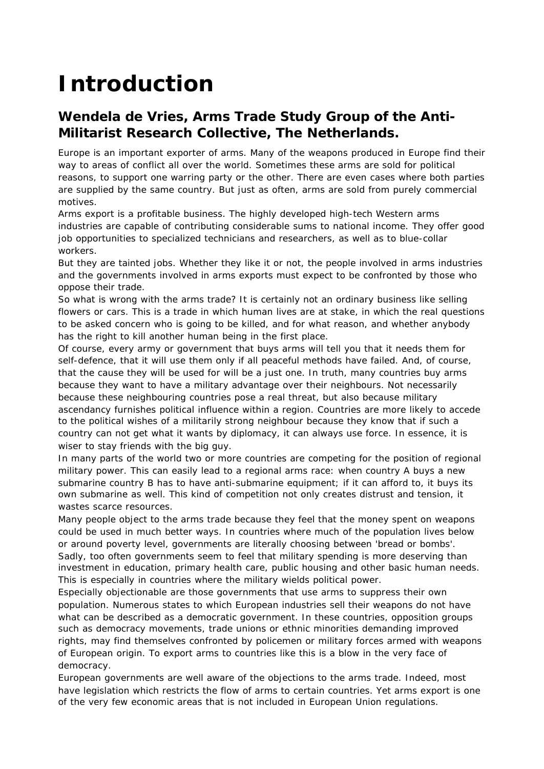# Introduction

## Wendela de Vries, Arms Trade Study Group of the Anti-Militarist Research Collective, The Netherlands.

Europe is an important exporter of arms. Many of the weapons produced in Europe find their way to areas of conflict all over the world. Sometimes these arms are sold for political reasons, to support one warring party or the other. There are even cases where both parties are supplied by the same country. But just as often, arms are sold from purely commercial motives.

Arms export is a profitable business. The highly developed high-tech Western arms industries are capable of contributing considerable sums to national income. They offer good job opportunities to specialized technicians and researchers, as well as to blue-collar workers.

But they are tainted jobs. Whether they like it or not, the people involved in arms industries and the governments involved in arms exports must expect to be confronted by those who oppose their trade.

So what is wrong with the arms trade? It is certainly not an ordinary business like selling flowers or cars. This is a trade in which human lives are at stake, in which the real questions to be asked concern who is going to be killed, and for what reason, and whether anybody has the right to kill another human being in the first place.

Of course, every army or government that buys arms will tell you that it needs them for self-defence, that it will use them only if all peaceful methods have failed. And, of course, that the cause they will be used for will be a just one. In truth, many countries buy arms because they want to have a military advantage over their neighbours. Not necessarily because these neighbouring countries pose a real threat, but also because military ascendancy furnishes political influence within a region. Countries are more likely to accede to the political wishes of a militarily strong neighbour because they know that if such a country can not get what it wants by diplomacy, it can always use force. In essence, it is wiser to stay friends with the big guy.

In many parts of the world two or more countries are competing for the position of regional military power. This can easily lead to a regional arms race: when country A buys a new submarine country B has to have anti-submarine equipment; if it can afford to, it buys its own submarine as well. This kind of competition not only creates distrust and tension, it wastes scarce resources.

Many people object to the arms trade because they feel that the money spent on weapons could be used in much better ways. In countries where much of the population lives below or around poverty level, governments are literally choosing between 'bread or bombs'. Sadly, too often governments seem to feel that military spending is more deserving than investment in education, primary health care, public housing and other basic human needs. This is especially in countries where the military wields political power.

Especially objectionable are those governments that use arms to suppress their own population. Numerous states to which European industries sell their weapons do not have what can be described as a democratic government. In these countries, opposition groups such as democracy movements, trade unions or ethnic minorities demanding improved rights, may find themselves confronted by policemen or military forces armed with weapons of European origin. To export arms to countries like this is a blow in the very face of democracy.

European governments are well aware of the objections to the arms trade. Indeed, most have legislation which restricts the flow of arms to certain countries. Yet arms export is one of the very few economic areas that is not included in European Union regulations.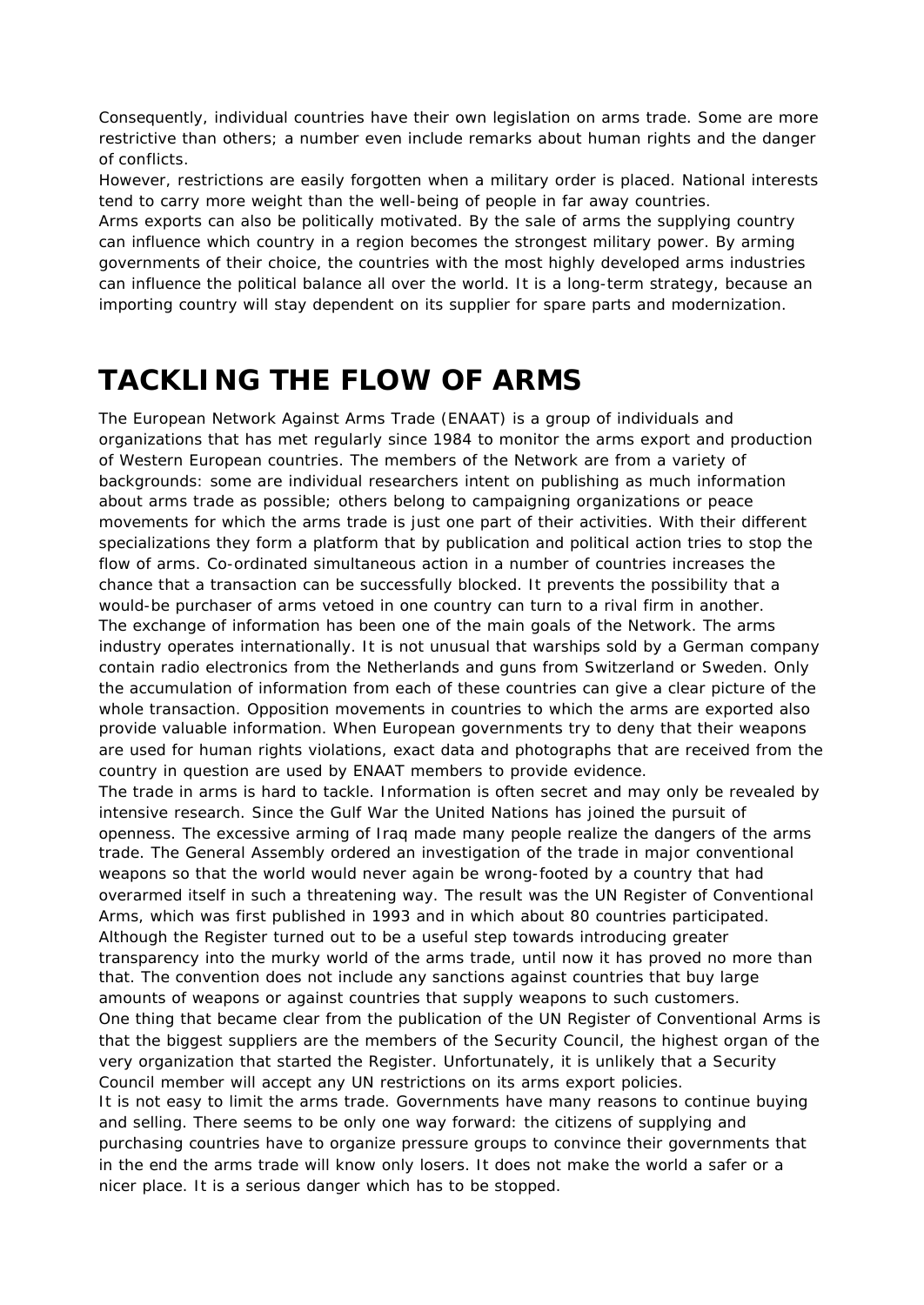Consequently, individual countries have their own legislation on arms trade. Some are more restrictive than others; a number even include remarks about human rights and the danger of conflicts.

However, restrictions are easily forgotten when a military order is placed. National interests tend to carry more weight than the well-being of people in far away countries.

Arms exports can also be politically motivated. By the sale of arms the supplying country can influence which country in a region becomes the strongest military power. By arming governments of their choice, the countries with the most highly developed arms industries can influence the political balance all over the world. It is a long-term strategy, because an importing country will stay dependent on its supplier for spare parts and modernization.

# TACKLING THE FLOW OF ARMS

The European Network Against Arms Trade (ENAAT) is a group of individuals and organizations that has met regularly since 1984 to monitor the arms export and production of Western European countries. The members of the Network are from a variety of backgrounds: some are individual researchers intent on publishing as much information about arms trade as possible; others belong to campaigning organizations or peace movements for which the arms trade is just one part of their activities. With their different specializations they form a platform that by publication and political action tries to stop the flow of arms. Co-ordinated simultaneous action in a number of countries increases the chance that a transaction can be successfully blocked. It prevents the possibility that a would-be purchaser of arms vetoed in one country can turn to a rival firm in another.

The exchange of information has been one of the main goals of the Network. The arms industry operates internationally. It is not unusual that warships sold by a German company contain radio electronics from the Netherlands and guns from Switzerland or Sweden. Only the accumulation of information from each of these countries can give a clear picture of the whole transaction. Opposition movements in countries to which the arms are exported also provide valuable information. When European governments try to deny that their weapons are used for human rights violations, exact data and photographs that are received from the country in question are used by ENAAT members to provide evidence.

The trade in arms is hard to tackle. Information is often secret and may only be revealed by intensive research. Since the Gulf War the United Nations has joined the pursuit of openness. The excessive arming of Iraq made many people realize the dangers of the arms trade. The General Assembly ordered an investigation of the trade in major conventional weapons so that the world would never again be wrong-footed by a country that had overarmed itself in such a threatening way. The result was the UN Register of Conventional Arms, which was first published in 1993 and in which about 80 countries participated. Although the Register turned out to be a useful step towards introducing greater transparency into the murky world of the arms trade, until now it has proved no more than that. The convention does not include any sanctions against countries that buy large amounts of weapons or against countries that supply weapons to such customers.

One thing that became clear from the publication of the UN Register of Conventional Arms is that the biggest suppliers are the members of the Security Council, the highest organ of the very organization that started the Register. Unfortunately, it is unlikely that a Security Council member will accept any UN restrictions on its arms export policies.

It is not easy to limit the arms trade. Governments have many reasons to continue buying and selling. There seems to be only one way forward: the citizens of supplying and purchasing countries have to organize pressure groups to convince their governments that in the end the arms trade will know only losers. It does not make the world a safer or a nicer place. It is a serious danger which has to be stopped.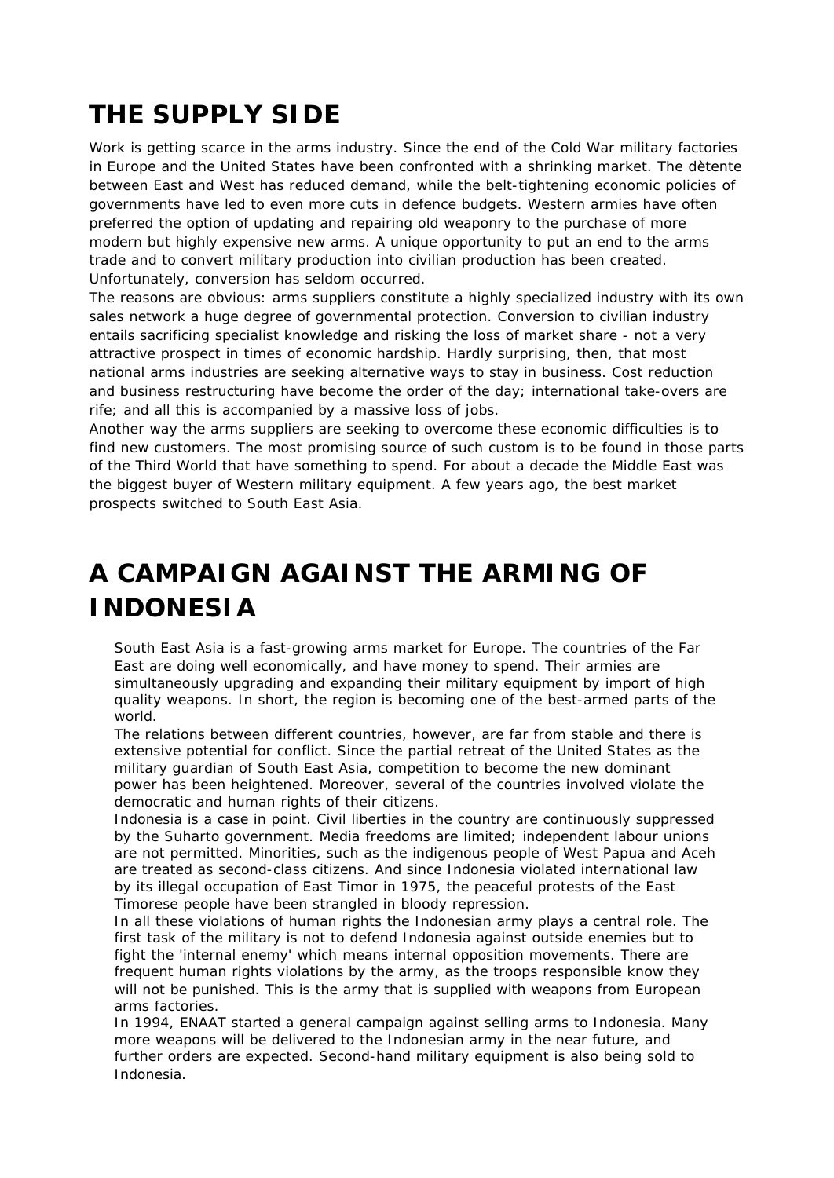# THE SUPPLY SIDE

Work is getting scarce in the arms industry. Since the end of the Cold War military factories in Europe and the United States have been confronted with a shrinking market. The dètente between East and West has reduced demand, while the belt-tightening economic policies of governments have led to even more cuts in defence budgets. Western armies have often preferred the option of updating and repairing old weaponry to the purchase of more modern but highly expensive new arms. A unique opportunity to put an end to the arms trade and to convert military production into civilian production has been created. Unfortunately, conversion has seldom occurred.

The reasons are obvious: arms suppliers constitute a highly specialized industry with its own sales network a huge degree of governmental protection. Conversion to civilian industry entails sacrificing specialist knowledge and risking the loss of market share - not a very attractive prospect in times of economic hardship. Hardly surprising, then, that most national arms industries are seeking alternative ways to stay in business. Cost reduction and business restructuring have become the order of the day; international take-overs are rife; and all this is accompanied by a massive loss of jobs.

Another way the arms suppliers are seeking to overcome these economic difficulties is to find new customers. The most promising source of such custom is to be found in those parts of the Third World that have something to spend. For about a decade the Middle East was the biggest buyer of Western military equipment. A few years ago, the best market prospects switched to South East Asia.

# A CAMPAIGN AGAINST THE ARMING OF INDONESIA

South East Asia is a fast-growing arms market for Europe. The countries of the Far East are doing well economically, and have money to spend. Their armies are simultaneously upgrading and expanding their military equipment by import of high quality weapons. In short, the region is becoming one of the best-armed parts of the world.

The relations between different countries, however, are far from stable and there is extensive potential for conflict. Since the partial retreat of the United States as the military guardian of South East Asia, competition to become the new dominant power has been heightened. Moreover, several of the countries involved violate the democratic and human rights of their citizens.

Indonesia is a case in point. Civil liberties in the country are continuously suppressed by the Suharto government. Media freedoms are limited; independent labour unions are not permitted. Minorities, such as the indigenous people of West Papua and Aceh are treated as second-class citizens. And since Indonesia violated international law by its illegal occupation of East Timor in 1975, the peaceful protests of the East Timorese people have been strangled in bloody repression.

In all these violations of human rights the Indonesian army plays a central role. The first task of the military is not to defend Indonesia against outside enemies but to fight the 'internal enemy' which means internal opposition movements. There are frequent human rights violations by the army, as the troops responsible know they will not be punished. This is the army that is supplied with weapons from European arms factories.

In 1994, ENAAT started a general campaign against selling arms to Indonesia. Many more weapons will be delivered to the Indonesian army in the near future, and further orders are expected. Second-hand military equipment is also being sold to Indonesia.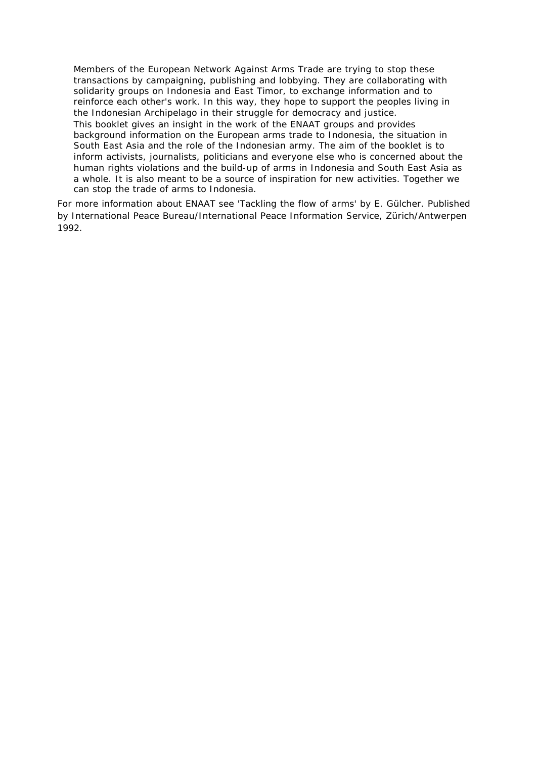Members of the European Network Against Arms Trade are trying to stop these transactions by campaigning, publishing and lobbying. They are collaborating with solidarity groups on Indonesia and East Timor, to exchange information and to reinforce each other's work. In this way, they hope to support the peoples living in the Indonesian Archipelago in their struggle for democracy and justice.

This booklet gives an insight in the work of the ENAAT groups and provides background information on the European arms trade to Indonesia, the situation in South East Asia and the role of the Indonesian army. The aim of the booklet is to inform activists, journalists, politicians and everyone else who is concerned about the human rights violations and the build-up of arms in Indonesia and South East Asia as a whole. It is also meant to be a source of inspiration for new activities. Together we can stop the trade of arms to Indonesia.

For more information about ENAAT see 'Tackling the flow of arms' by E. Gülcher. Published by International Peace Bureau/International Peace Information Service, Zürich/Antwerpen 1992.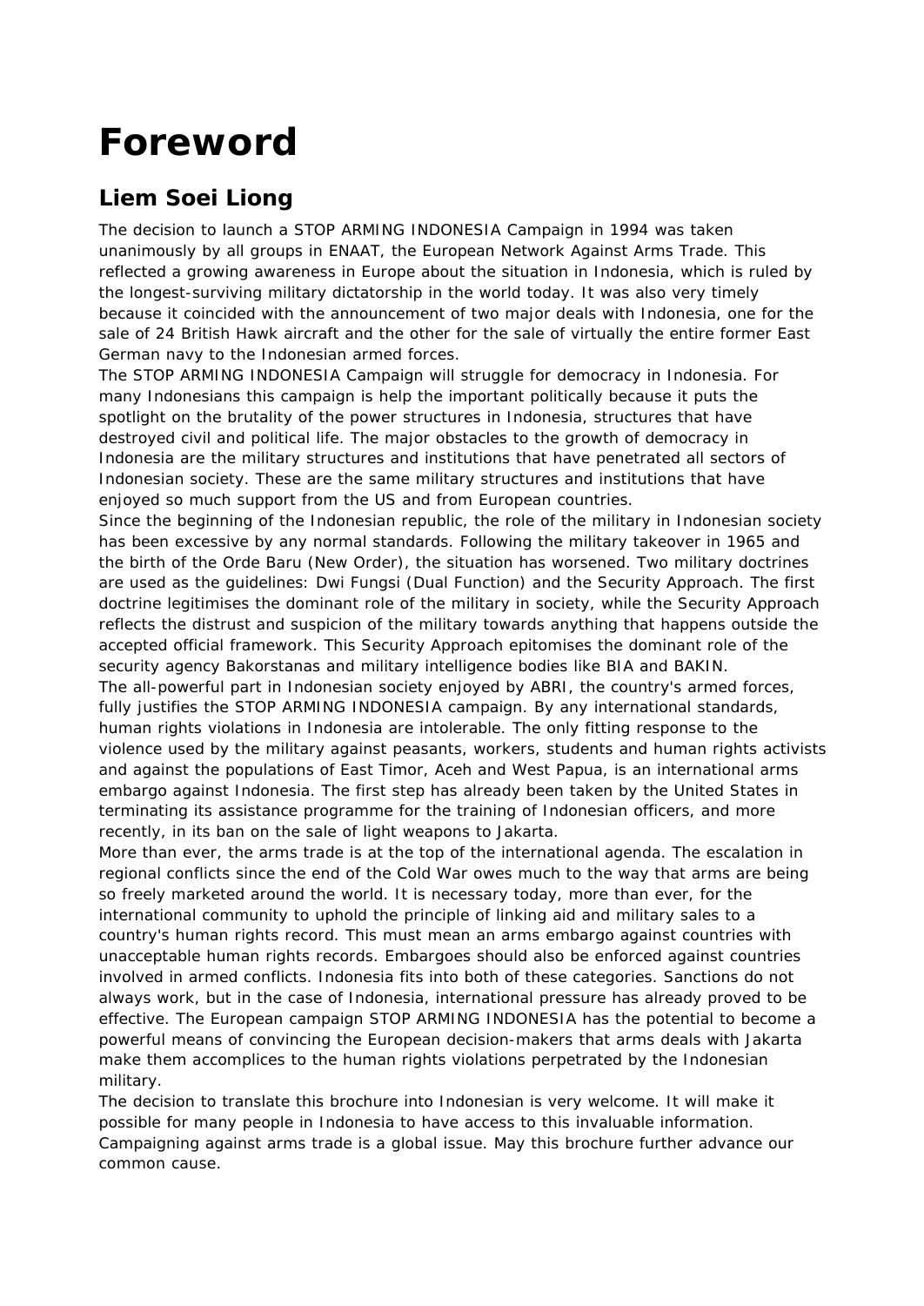# Foreword

## Liem Soei Liong

The decision to launch a STOP ARMING INDONESIA Campaign in 1994 was taken unanimously by all groups in ENAAT, the European Network Against Arms Trade. This reflected a growing awareness in Europe about the situation in Indonesia, which is ruled by the longest-surviving military dictatorship in the world today. It was also very timely because it coincided with the announcement of two major deals with Indonesia, one for the sale of 24 British Hawk aircraft and the other for the sale of virtually the entire former East German navy to the Indonesian armed forces.

The STOP ARMING INDONESIA Campaign will struggle for democracy in Indonesia. For many Indonesians this campaign is help the important politically because it puts the spotlight on the brutality of the power structures in Indonesia, structures that have destroyed civil and political life. The major obstacles to the growth of democracy in Indonesia are the military structures and institutions that have penetrated all sectors of Indonesian society. These are the same military structures and institutions that have enjoyed so much support from the US and from European countries.

Since the beginning of the Indonesian republic, the role of the military in Indonesian society has been excessive by any normal standards. Following the military takeover in 1965 and the birth of the Orde Baru (New Order), the situation has worsened. Two military doctrines are used as the guidelines: Dwi Fungsi (Dual Function) and the Security Approach. The first doctrine legitimises the dominant role of the military in society, while the Security Approach reflects the distrust and suspicion of the military towards anything that happens outside the accepted official framework. This Security Approach epitomises the dominant role of the security agency Bakorstanas and military intelligence bodies like BIA and BAKIN.

The all-powerful part in Indonesian society enjoyed by ABRI, the country's armed forces, fully justifies the STOP ARMING INDONESIA campaign. By any international standards, human rights violations in Indonesia are intolerable. The only fitting response to the violence used by the military against peasants, workers, students and human rights activists and against the populations of East Timor, Aceh and West Papua, is an international arms embargo against Indonesia. The first step has already been taken by the United States in terminating its assistance programme for the training of Indonesian officers, and more recently, in its ban on the sale of light weapons to Jakarta.

More than ever, the arms trade is at the top of the international agenda. The escalation in regional conflicts since the end of the Cold War owes much to the way that arms are being so freely marketed around the world. It is necessary today, more than ever, for the international community to uphold the principle of linking aid and military sales to a country's human rights record. This must mean an arms embargo against countries with unacceptable human rights records. Embargoes should also be enforced against countries involved in armed conflicts. Indonesia fits into both of these categories. Sanctions do not always work, but in the case of Indonesia, international pressure has already proved to be effective. The European campaign STOP ARMING INDONESIA has the potential to become a powerful means of convincing the European decision-makers that arms deals with Jakarta make them accomplices to the human rights violations perpetrated by the Indonesian military.

The decision to translate this brochure into Indonesian is very welcome. It will make it possible for many people in Indonesia to have access to this invaluable information. Campaigning against arms trade is a global issue. May this brochure further advance our common cause.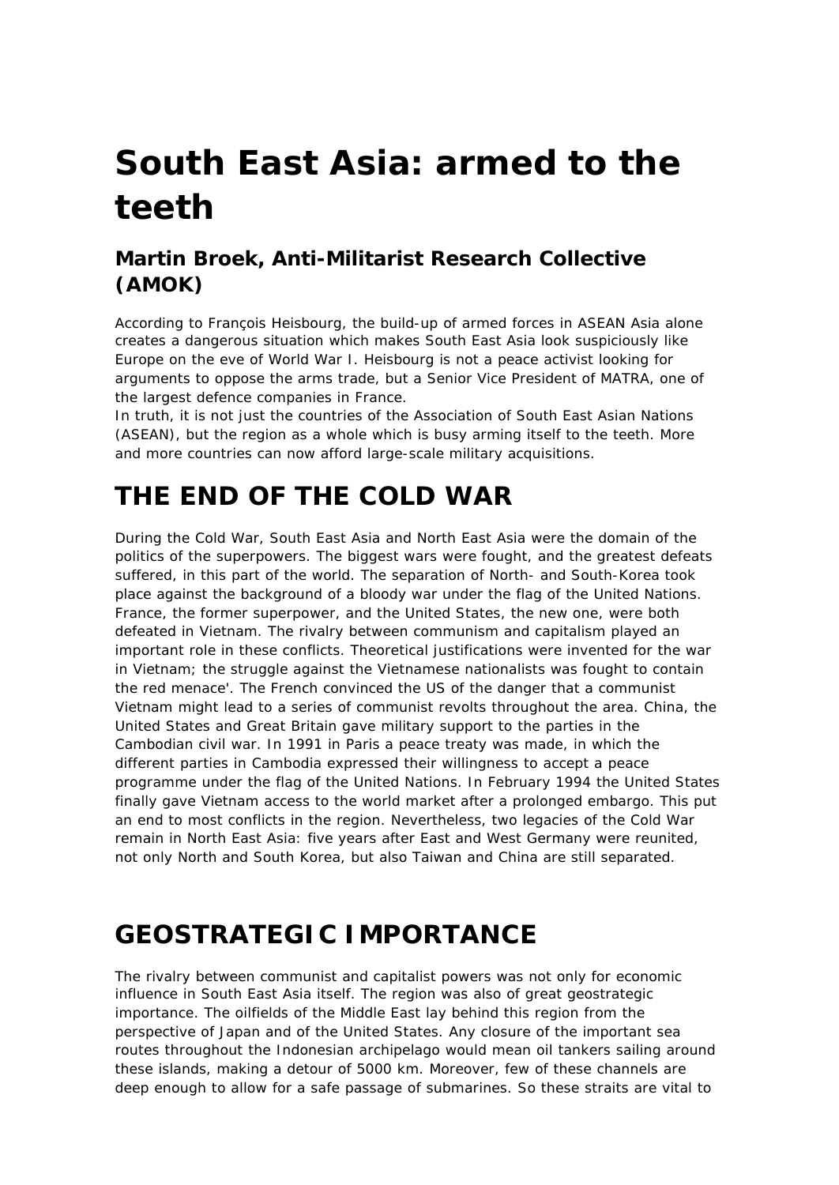# South East Asia: armed to the teeth

## Martin Broek, Anti-Militarist Research Collective (AMOK)

According to François Heisbourg, the build-up of armed forces in ASEAN Asia alone creates a dangerous situation which makes South East Asia look suspiciously like Europe on the eve of World War I. Heisbourg is not a peace activist looking for arguments to oppose the arms trade, but a Senior Vice President of MATRA, one of the largest defence companies in France.
In truth, it is not just the countries of the Association of South East Asian Nations (ASEAN), but the region as a whole which is busy arming itself to the teeth. More and more countries can now afford large-scale military acquisitions.

# THE END OF THE COLD WAR

During the Cold War, South East Asia and North East Asia were the domain of the politics of the superpowers. The biggest wars were fought, and the greatest defeats suffered, in this part of the world. The separation of North- and South-Korea took place against the background of a bloody war under the flag of the United Nations. France, the former superpower, and the United States, the new one, were both defeated in Vietnam. The rivalry between communism and capitalism played an important role in these conflicts. Theoretical justifications were invented for the war in Vietnam; the struggle against the Vietnamese nationalists was fought to contain the red menace'. The French convinced the US of the danger that a communist Vietnam might lead to a series of communist revolts throughout the area. China, the United States and Great Britain gave military support to the parties in the Cambodian civil war. In 1991 in Paris a peace treaty was made, in which the different parties in Cambodia expressed their willingness to accept a peace programme under the flag of the United Nations. In February 1994 the United States finally gave Vietnam access to the world market after a prolonged embargo. This put an end to most conflicts in the region. Nevertheless, two legacies of the Cold War remain in North East Asia: five years after East and West Germany were reunited, not only North and South Korea, but also Taiwan and China are still separated.

# GEOSTRATEGIC IMPORTANCE

The rivalry between communist and capitalist powers was not only for economic influence in South East Asia itself. The region was also of great geostrategic importance. The oilfields of the Middle East lay behind this region from the perspective of Japan and of the United States. Any closure of the important sea routes throughout the Indonesian archipelago would mean oil tankers sailing around these islands, making a detour of 5000 km. Moreover, few of these channels are deep enough to allow for a safe passage of submarines. So these straits are vital to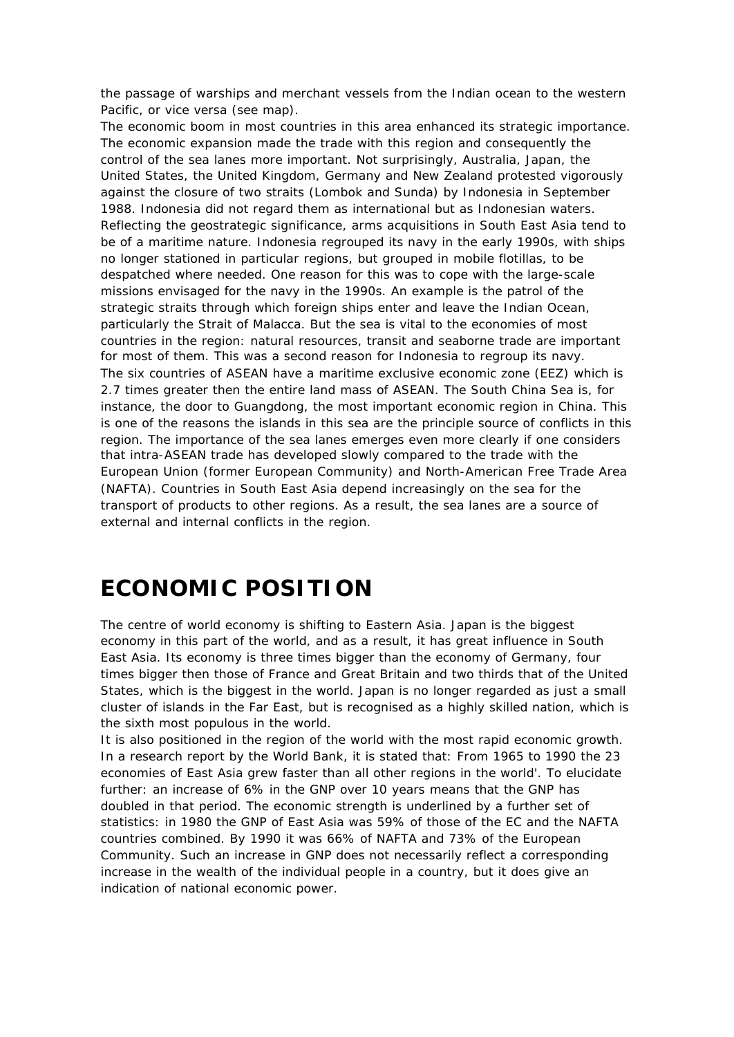the passage of warships and merchant vessels from the Indian ocean to the western Pacific, or vice versa (see map).

The economic boom in most countries in this area enhanced its strategic importance. The economic expansion made the trade with this region and consequently the control of the sea lanes more important. Not surprisingly, Australia, Japan, the United States, the United Kingdom, Germany and New Zealand protested vigorously against the closure of two straits (Lombok and Sunda) by Indonesia in September 1988. Indonesia did not regard them as international but as Indonesian waters. Reflecting the geostrategic significance, arms acquisitions in South East Asia tend to be of a maritime nature. Indonesia regrouped its navy in the early 1990s, with ships no longer stationed in particular regions, but grouped in mobile flotillas, to be despatched where needed. One reason for this was to cope with the large-scale missions envisaged for the navy in the 1990s. An example is the patrol of the strategic straits through which foreign ships enter and leave the Indian Ocean, particularly the Strait of Malacca. But the sea is vital to the economies of most countries in the region: natural resources, transit and seaborne trade are important for most of them. This was a second reason for Indonesia to regroup its navy.

The six countries of ASEAN have a maritime exclusive economic zone (EEZ) which is 2.7 times greater then the entire land mass of ASEAN. The South China Sea is, for instance, the door to Guangdong, the most important economic region in China. This is one of the reasons the islands in this sea are the principle source of conflicts in this region. The importance of the sea lanes emerges even more clearly if one considers that intra-ASEAN trade has developed slowly compared to the trade with the European Union (former European Community) and North-American Free Trade Area (NAFTA). Countries in South East Asia depend increasingly on the sea for the transport of products to other regions. As a result, the sea lanes are a source of external and internal conflicts in the region.

# ECONOMIC POSITION

The centre of world economy is shifting to Eastern Asia. Japan is the biggest economy in this part of the world, and as a result, it has great influence in South East Asia. Its economy is three times bigger than the economy of Germany, four times bigger then those of France and Great Britain and two thirds that of the United States, which is the biggest in the world. Japan is no longer regarded as just a small cluster of islands in the Far East, but is recognised as a highly skilled nation, which is the sixth most populous in the world.

It is also positioned in the region of the world with the most rapid economic growth. In a research report by the World Bank, it is stated that: From 1965 to 1990 the 23 economies of East Asia grew faster than all other regions in the world'. To elucidate further: an increase of 6% in the GNP over 10 years means that the GNP has doubled in that period. The economic strength is underlined by a further set of statistics: in 1980 the GNP of East Asia was 59% of those of the EC and the NAFTA countries combined. By 1990 it was 66% of NAFTA and 73% of the European Community. Such an increase in GNP does not necessarily reflect a corresponding increase in the wealth of the individual people in a country, but it does give an indication of national economic power.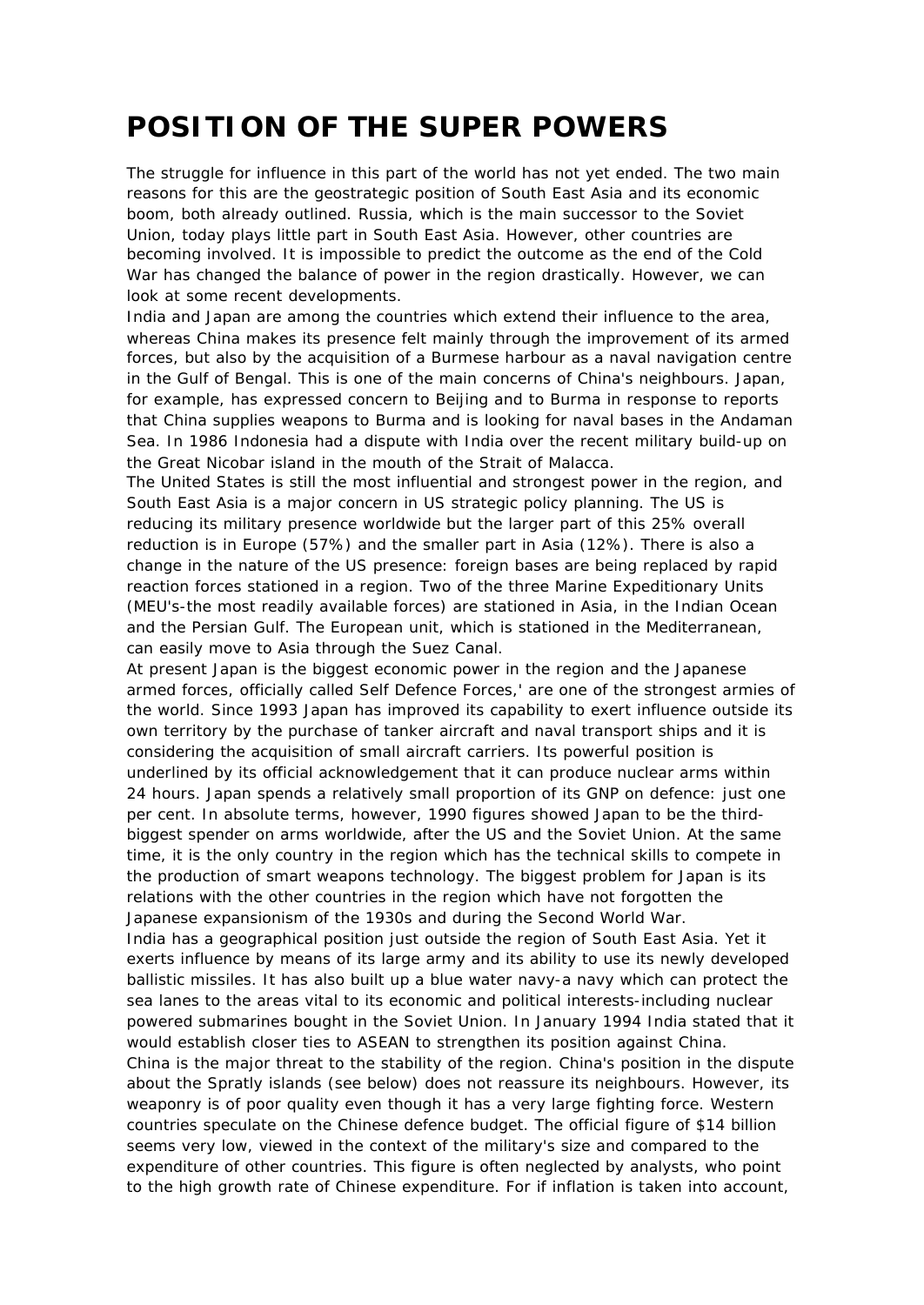# POSITION OF THE SUPER POWERS

The struggle for influence in this part of the world has not yet ended. The two main reasons for this are the geostrategic position of South East Asia and its economic boom, both already outlined. Russia, which is the main successor to the Soviet Union, today plays little part in South East Asia. However, other countries are becoming involved. It is impossible to predict the outcome as the end of the Cold War has changed the balance of power in the region drastically. However, we can look at some recent developments.

India and Japan are among the countries which extend their influence to the area, whereas China makes its presence felt mainly through the improvement of its armed forces, but also by the acquisition of a Burmese harbour as a naval navigation centre in the Gulf of Bengal. This is one of the main concerns of China's neighbours. Japan, for example, has expressed concern to Beijing and to Burma in response to reports that China supplies weapons to Burma and is looking for naval bases in the Andaman Sea. In 1986 Indonesia had a dispute with India over the recent military build-up on the Great Nicobar island in the mouth of the Strait of Malacca.

The United States is still the most influential and strongest power in the region, and South East Asia is a major concern in US strategic policy planning. The US is reducing its military presence worldwide but the larger part of this 25% overall reduction is in Europe (57%) and the smaller part in Asia (12%). There is also a change in the nature of the US presence: foreign bases are being replaced by rapid reaction forces stationed in a region. Two of the three Marine Expeditionary Units (MEU's-the most readily available forces) are stationed in Asia, in the Indian Ocean and the Persian Gulf. The European unit, which is stationed in the Mediterranean, can easily move to Asia through the Suez Canal.

At present Japan is the biggest economic power in the region and the Japanese armed forces, officially called Self Defence Forces,' are one of the strongest armies of the world. Since 1993 Japan has improved its capability to exert influence outside its own territory by the purchase of tanker aircraft and naval transport ships and it is considering the acquisition of small aircraft carriers. Its powerful position is underlined by its official acknowledgement that it can produce nuclear arms within 24 hours. Japan spends a relatively small proportion of its GNP on defence: just one per cent. In absolute terms, however, 1990 figures showed Japan to be the third-biggest spender on arms worldwide, after the US and the Soviet Union. At the same time, it is the only country in the region which has the technical skills to compete in the production of smart weapons technology. The biggest problem for Japan is its relations with the other countries in the region which have not forgotten the Japanese expansionism of the 1930s and during the Second World War.

India has a geographical position just outside the region of South East Asia. Yet it exerts influence by means of its large army and its ability to use its newly developed ballistic missiles. It has also built up a blue water navy-a navy which can protect the sea lanes to the areas vital to its economic and political interests-including nuclear powered submarines bought in the Soviet Union. In January 1994 India stated that it would establish closer ties to ASEAN to strengthen its position against China.

China is the major threat to the stability of the region. China's position in the dispute about the Spratly islands (see below) does not reassure its neighbours. However, its weaponry is of poor quality even though it has a very large fighting force. Western countries speculate on the Chinese defence budget. The official figure of $14 billion seems very low, viewed in the context of the military's size and compared to the expenditure of other countries. This figure is often neglected by analysts, who point to the high growth rate of Chinese expenditure. For if inflation is taken into account,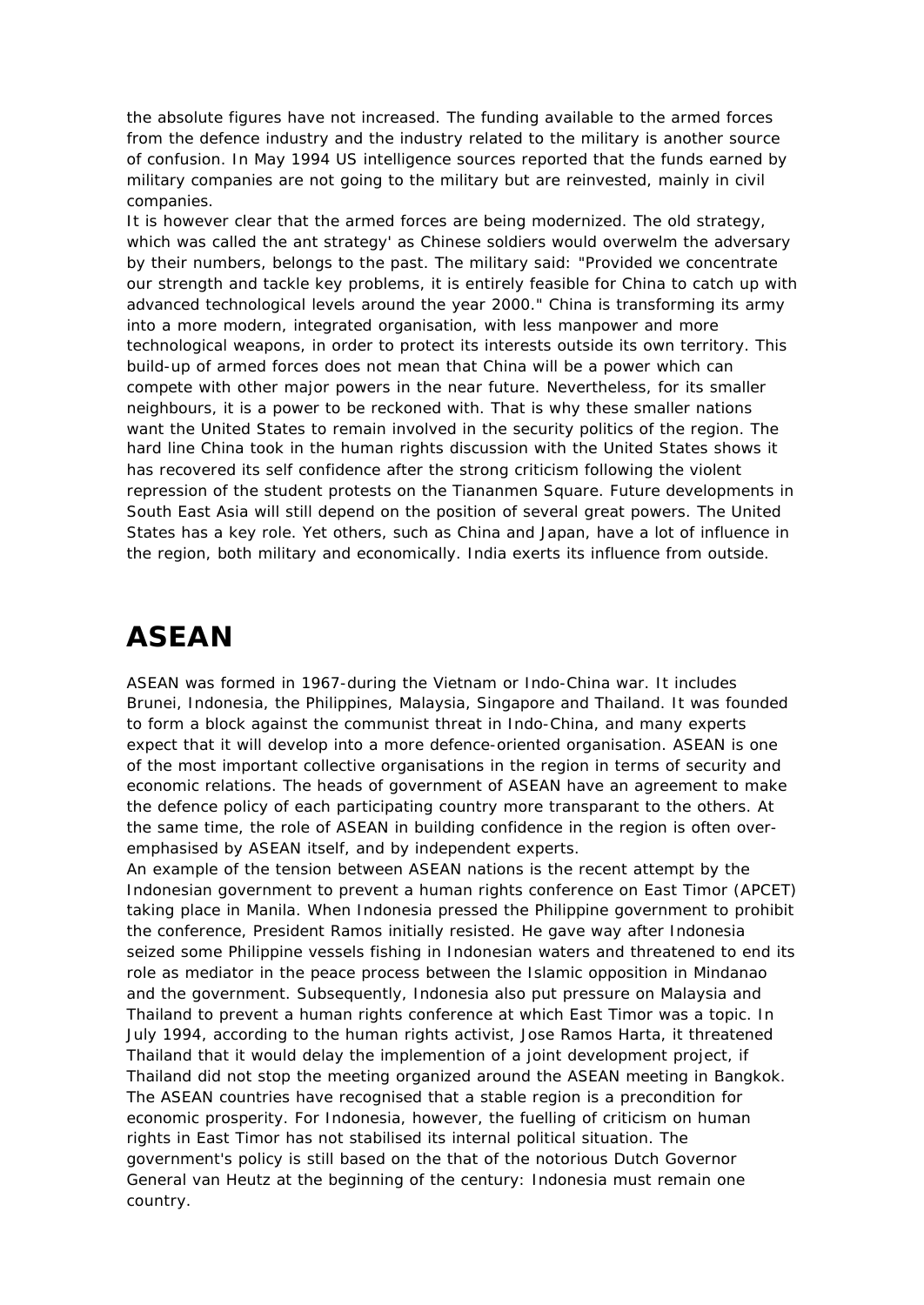the absolute figures have not increased. The funding available to the armed forces from the defence industry and the industry related to the military is another source of confusion. In May 1994 US intelligence sources reported that the funds earned by military companies are not going to the military but are reinvested, mainly in civil companies.
It is however clear that the armed forces are being modernized. The old strategy, which was called the ant strategy' as Chinese soldiers would overwelm the adversary by their numbers, belongs to the past. The military said: "Provided we concentrate our strength and tackle key problems, it is entirely feasible for China to catch up with advanced technological levels around the year 2000." China is transforming its army into a more modern, integrated organisation, with less manpower and more technological weapons, in order to protect its interests outside its own territory. This build-up of armed forces does not mean that China will be a power which can compete with other major powers in the near future. Nevertheless, for its smaller neighbours, it is a power to be reckoned with. That is why these smaller nations want the United States to remain involved in the security politics of the region. The hard line China took in the human rights discussion with the United States shows it has recovered its self confidence after the strong criticism following the violent repression of the student protests on the Tiananmen Square. Future developments in South East Asia will still depend on the position of several great powers. The United States has a key role. Yet others, such as China and Japan, have a lot of influence in the region, both military and economically. India exerts its influence from outside.

# ASEAN

ASEAN was formed in 1967-during the Vietnam or Indo-China war. It includes Brunei, Indonesia, the Philippines, Malaysia, Singapore and Thailand. It was founded to form a block against the communist threat in Indo-China, and many experts expect that it will develop into a more defence-oriented organisation. ASEAN is one of the most important collective organisations in the region in terms of security and economic relations. The heads of government of ASEAN have an agreement to make the defence policy of each participating country more transparant to the others. At the same time, the role of ASEAN in building confidence in the region is often over-emphasised by ASEAN itself, and by independent experts.
An example of the tension between ASEAN nations is the recent attempt by the Indonesian government to prevent a human rights conference on East Timor (APCET) taking place in Manila. When Indonesia pressed the Philippine government to prohibit the conference, President Ramos initially resisted. He gave way after Indonesia seized some Philippine vessels fishing in Indonesian waters and threatened to end its role as mediator in the peace process between the Islamic opposition in Mindanao and the government. Subsequently, Indonesia also put pressure on Malaysia and Thailand to prevent a human rights conference at which East Timor was a topic. In July 1994, according to the human rights activist, Jose Ramos Harta, it threatened Thailand that it would delay the implemention of a joint development project, if Thailand did not stop the meeting organized around the ASEAN meeting in Bangkok.
The ASEAN countries have recognised that a stable region is a precondition for economic prosperity. For Indonesia, however, the fuelling of criticism on human rights in East Timor has not stabilised its internal political situation. The government's policy is still based on the that of the notorious Dutch Governor General van Heutz at the beginning of the century: Indonesia must remain one country.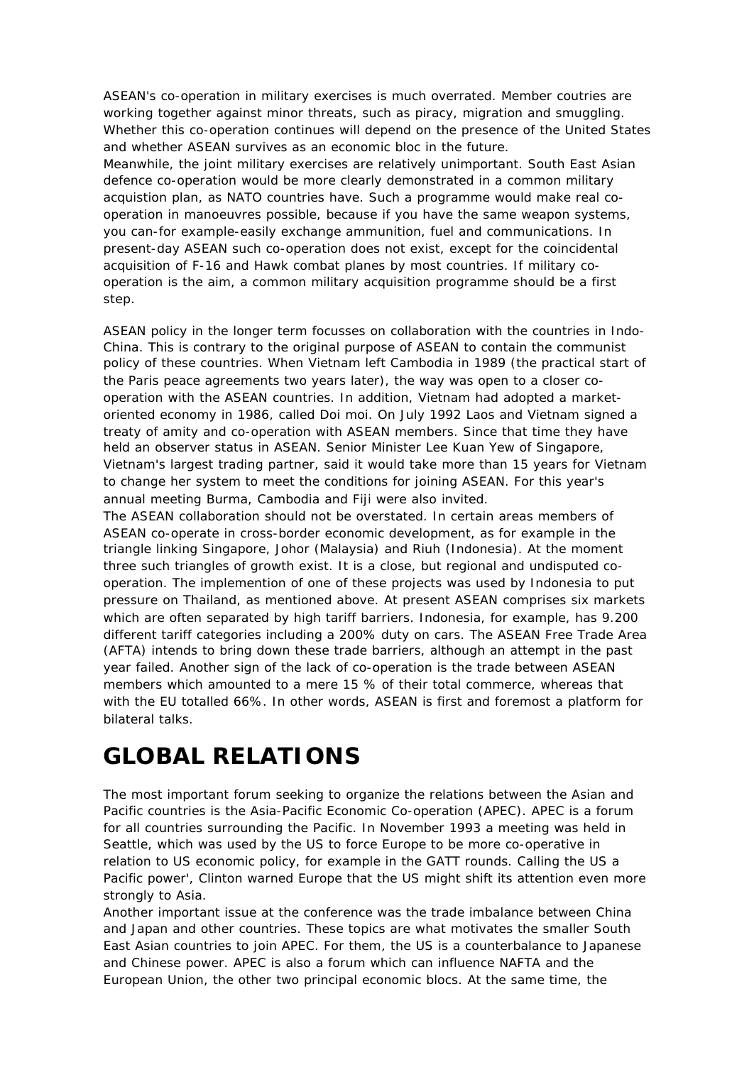ASEAN's co-operation in military exercises is much overrated. Member coutries are working together against minor threats, such as piracy, migration and smuggling. Whether this co-operation continues will depend on the presence of the United States and whether ASEAN survives as an economic bloc in the future.
Meanwhile, the joint military exercises are relatively unimportant. South East Asian defence co-operation would be more clearly demonstrated in a common military acquistion plan, as NATO countries have. Such a programme would make real co-operation in manoeuvres possible, because if you have the same weapon systems, you can-for example-easily exchange ammunition, fuel and communications. In present-day ASEAN such co-operation does not exist, except for the coincidental acquisition of F-16 and Hawk combat planes by most countries. If military co-operation is the aim, a common military acquisition programme should be a first step.

ASEAN policy in the longer term focusses on collaboration with the countries in Indo-China. This is contrary to the original purpose of ASEAN to contain the communist policy of these countries. When Vietnam left Cambodia in 1989 (the practical start of the Paris peace agreements two years later), the way was open to a closer co-operation with the ASEAN countries. In addition, Vietnam had adopted a market-oriented economy in 1986, called Doi moi. On July 1992 Laos and Vietnam signed a treaty of amity and co-operation with ASEAN members. Since that time they have held an observer status in ASEAN. Senior Minister Lee Kuan Yew of Singapore, Vietnam's largest trading partner, said it would take more than 15 years for Vietnam to change her system to meet the conditions for joining ASEAN. For this year's annual meeting Burma, Cambodia and Fiji were also invited.
The ASEAN collaboration should not be overstated. In certain areas members of ASEAN co-operate in cross-border economic development, as for example in the triangle linking Singapore, Johor (Malaysia) and Riuh (Indonesia). At the moment three such triangles of growth exist. It is a close, but regional and undisputed co-operation. The implemention of one of these projects was used by Indonesia to put pressure on Thailand, as mentioned above. At present ASEAN comprises six markets which are often separated by high tariff barriers. Indonesia, for example, has 9.200 different tariff categories including a 200% duty on cars. The ASEAN Free Trade Area (AFTA) intends to bring down these trade barriers, although an attempt in the past year failed. Another sign of the lack of co-operation is the trade between ASEAN members which amounted to a mere 15 % of their total commerce, whereas that with the EU totalled 66%. In other words, ASEAN is first and foremost a platform for bilateral talks.

# GLOBAL RELATIONS

The most important forum seeking to organize the relations between the Asian and Pacific countries is the Asia-Pacific Economic Co-operation (APEC). APEC is a forum for all countries surrounding the Pacific. In November 1993 a meeting was held in Seattle, which was used by the US to force Europe to be more co-operative in relation to US economic policy, for example in the GATT rounds. Calling the US a Pacific power', Clinton warned Europe that the US might shift its attention even more strongly to Asia.
Another important issue at the conference was the trade imbalance between China and Japan and other countries. These topics are what motivates the smaller South East Asian countries to join APEC. For them, the US is a counterbalance to Japanese and Chinese power. APEC is also a forum which can influence NAFTA and the European Union, the other two principal economic blocs. At the same time, the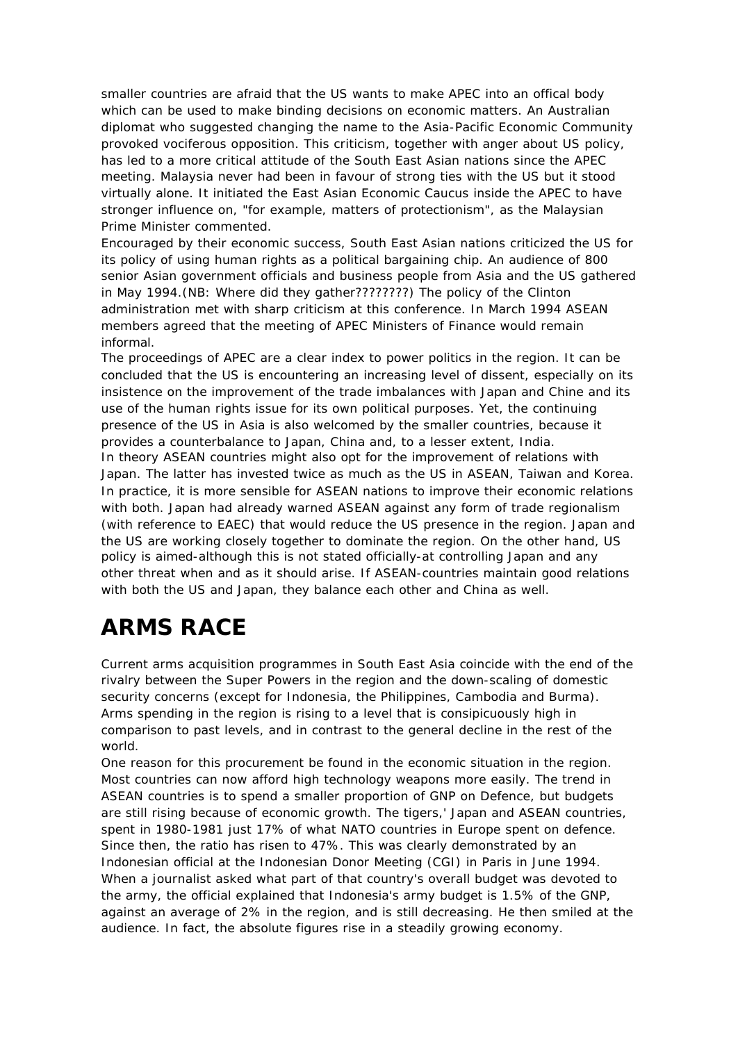smaller countries are afraid that the US wants to make APEC into an offical body which can be used to make binding decisions on economic matters. An Australian diplomat who suggested changing the name to the Asia-Pacific Economic Community provoked vociferous opposition. This criticism, together with anger about US policy, has led to a more critical attitude of the South East Asian nations since the APEC meeting. Malaysia never had been in favour of strong ties with the US but it stood virtually alone. It initiated the East Asian Economic Caucus inside the APEC to have stronger influence on, "for example, matters of protectionism", as the Malaysian Prime Minister commented.

Encouraged by their economic success, South East Asian nations criticized the US for its policy of using human rights as a political bargaining chip. An audience of 800 senior Asian government officials and business people from Asia and the US gathered in May 1994.(NB: Where did they gather????????) The policy of the Clinton administration met with sharp criticism at this conference. In March 1994 ASEAN members agreed that the meeting of APEC Ministers of Finance would remain informal.

The proceedings of APEC are a clear index to power politics in the region. It can be concluded that the US is encountering an increasing level of dissent, especially on its insistence on the improvement of the trade imbalances with Japan and Chine and its use of the human rights issue for its own political purposes. Yet, the continuing presence of the US in Asia is also welcomed by the smaller countries, because it provides a counterbalance to Japan, China and, to a lesser extent, India.

In theory ASEAN countries might also opt for the improvement of relations with Japan. The latter has invested twice as much as the US in ASEAN, Taiwan and Korea. In practice, it is more sensible for ASEAN nations to improve their economic relations with both. Japan had already warned ASEAN against any form of trade regionalism (with reference to EAEC) that would reduce the US presence in the region. Japan and the US are working closely together to dominate the region. On the other hand, US policy is aimed-although this is not stated officially-at controlling Japan and any other threat when and as it should arise. If ASEAN-countries maintain good relations with both the US and Japan, they balance each other and China as well.

# ARMS RACE

Current arms acquisition programmes in South East Asia coincide with the end of the rivalry between the Super Powers in the region and the down-scaling of domestic security concerns (except for Indonesia, the Philippines, Cambodia and Burma). Arms spending in the region is rising to a level that is consipicuously high in comparison to past levels, and in contrast to the general decline in the rest of the world.

One reason for this procurement be found in the economic situation in the region. Most countries can now afford high technology weapons more easily. The trend in ASEAN countries is to spend a smaller proportion of GNP on Defence, but budgets are still rising because of economic growth. The tigers,' Japan and ASEAN countries, spent in 1980-1981 just 17% of what NATO countries in Europe spent on defence. Since then, the ratio has risen to 47%. This was clearly demonstrated by an Indonesian official at the Indonesian Donor Meeting (CGI) in Paris in June 1994. When a journalist asked what part of that country's overall budget was devoted to the army, the official explained that Indonesia's army budget is 1.5% of the GNP, against an average of 2% in the region, and is still decreasing. He then smiled at the audience. In fact, the absolute figures rise in a steadily growing economy.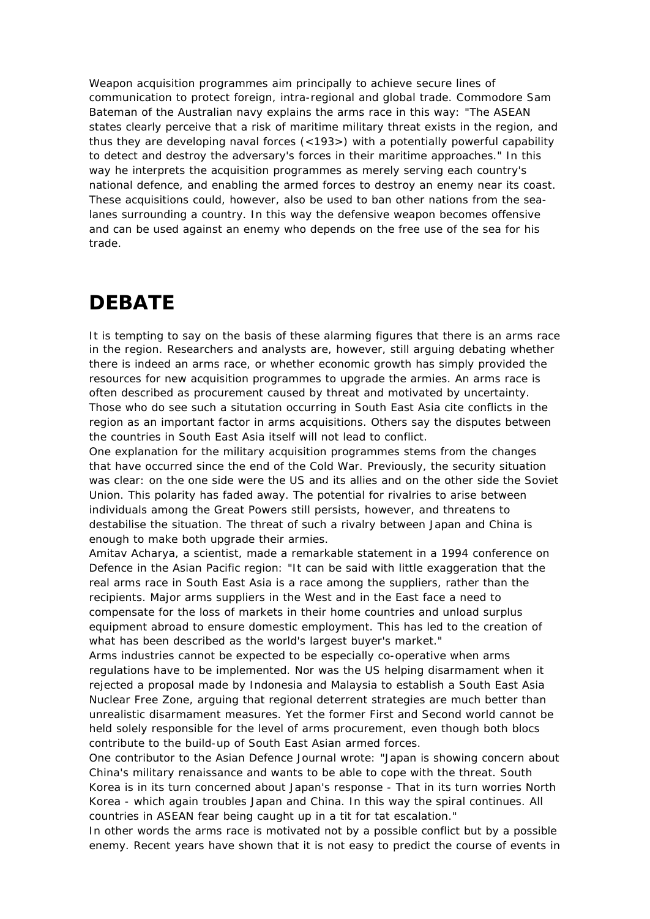Weapon acquisition programmes aim principally to achieve secure lines of communication to protect foreign, intra-regional and global trade. Commodore Sam Bateman of the Australian navy explains the arms race in this way: "The ASEAN states clearly perceive that a risk of maritime military threat exists in the region, and thus they are developing naval forces (<193>) with a potentially powerful capability to detect and destroy the adversary's forces in their maritime approaches." In this way he interprets the acquisition programmes as merely serving each country's national defence, and enabling the armed forces to destroy an enemy near its coast. These acquisitions could, however, also be used to ban other nations from the sea-lanes surrounding a country. In this way the defensive weapon becomes offensive and can be used against an enemy who depends on the free use of the sea for his trade.

# DEBATE

It is tempting to say on the basis of these alarming figures that there is an arms race in the region. Researchers and analysts are, however, still arguing debating whether there is indeed an arms race, or whether economic growth has simply provided the resources for new acquisition programmes to upgrade the armies. An arms race is often described as procurement caused by threat and motivated by uncertainty. Those who do see such a situtation occurring in South East Asia cite conflicts in the region as an important factor in arms acquisitions. Others say the disputes between the countries in South East Asia itself will not lead to conflict.

One explanation for the military acquisition programmes stems from the changes that have occurred since the end of the Cold War. Previously, the security situation was clear: on the one side were the US and its allies and on the other side the Soviet Union. This polarity has faded away. The potential for rivalries to arise between individuals among the Great Powers still persists, however, and threatens to destabilise the situation. The threat of such a rivalry between Japan and China is enough to make both upgrade their armies.

Amitav Acharya, a scientist, made a remarkable statement in a 1994 conference on Defence in the Asian Pacific region: "It can be said with little exaggeration that the real arms race in South East Asia is a race among the suppliers, rather than the recipients. Major arms suppliers in the West and in the East face a need to compensate for the loss of markets in their home countries and unload surplus equipment abroad to ensure domestic employment. This has led to the creation of what has been described as the world's largest buyer's market."

Arms industries cannot be expected to be especially co-operative when arms regulations have to be implemented. Nor was the US helping disarmament when it rejected a proposal made by Indonesia and Malaysia to establish a South East Asia Nuclear Free Zone, arguing that regional deterrent strategies are much better than unrealistic disarmament measures. Yet the former First and Second world cannot be held solely responsible for the level of arms procurement, even though both blocs contribute to the build-up of South East Asian armed forces.

One contributor to the Asian Defence Journal wrote: "Japan is showing concern about China's military renaissance and wants to be able to cope with the threat. South Korea is in its turn concerned about Japan's response - That in its turn worries North Korea - which again troubles Japan and China. In this way the spiral continues. All countries in ASEAN fear being caught up in a tit for tat escalation."

In other words the arms race is motivated not by a possible conflict but by a possible enemy. Recent years have shown that it is not easy to predict the course of events in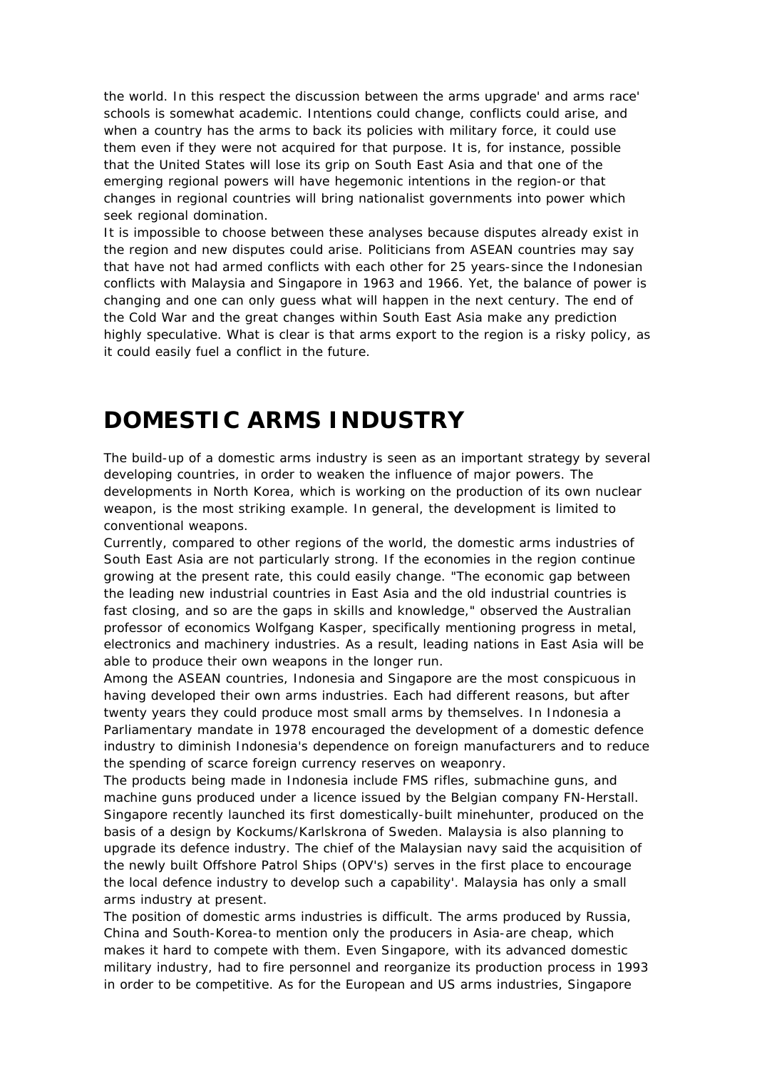the world. In this respect the discussion between the arms upgrade' and arms race' schools is somewhat academic. Intentions could change, conflicts could arise, and when a country has the arms to back its policies with military force, it could use them even if they were not acquired for that purpose. It is, for instance, possible that the United States will lose its grip on South East Asia and that one of the emerging regional powers will have hegemonic intentions in the region-or that changes in regional countries will bring nationalist governments into power which seek regional domination.

It is impossible to choose between these analyses because disputes already exist in the region and new disputes could arise. Politicians from ASEAN countries may say that have not had armed conflicts with each other for 25 years-since the Indonesian conflicts with Malaysia and Singapore in 1963 and 1966. Yet, the balance of power is changing and one can only guess what will happen in the next century. The end of the Cold War and the great changes within South East Asia make any prediction highly speculative. What is clear is that arms export to the region is a risky policy, as it could easily fuel a conflict in the future.

# DOMESTIC ARMS INDUSTRY

The build-up of a domestic arms industry is seen as an important strategy by several developing countries, in order to weaken the influence of major powers. The developments in North Korea, which is working on the production of its own nuclear weapon, is the most striking example. In general, the development is limited to conventional weapons.

Currently, compared to other regions of the world, the domestic arms industries of South East Asia are not particularly strong. If the economies in the region continue growing at the present rate, this could easily change. "The economic gap between the leading new industrial countries in East Asia and the old industrial countries is fast closing, and so are the gaps in skills and knowledge," observed the Australian professor of economics Wolfgang Kasper, specifically mentioning progress in metal, electronics and machinery industries. As a result, leading nations in East Asia will be able to produce their own weapons in the longer run.

Among the ASEAN countries, Indonesia and Singapore are the most conspicuous in having developed their own arms industries. Each had different reasons, but after twenty years they could produce most small arms by themselves. In Indonesia a Parliamentary mandate in 1978 encouraged the development of a domestic defence industry to diminish Indonesia's dependence on foreign manufacturers and to reduce the spending of scarce foreign currency reserves on weaponry.

The products being made in Indonesia include FMS rifles, submachine guns, and machine guns produced under a licence issued by the Belgian company FN-Herstall. Singapore recently launched its first domestically-built minehunter, produced on the basis of a design by Kockums/Karlskrona of Sweden. Malaysia is also planning to upgrade its defence industry. The chief of the Malaysian navy said the acquisition of the newly built Offshore Patrol Ships (OPV's) serves in the first place to encourage the local defence industry to develop such a capability'. Malaysia has only a small arms industry at present.

The position of domestic arms industries is difficult. The arms produced by Russia, China and South-Korea-to mention only the producers in Asia-are cheap, which makes it hard to compete with them. Even Singapore, with its advanced domestic military industry, had to fire personnel and reorganize its production process in 1993 in order to be competitive. As for the European and US arms industries, Singapore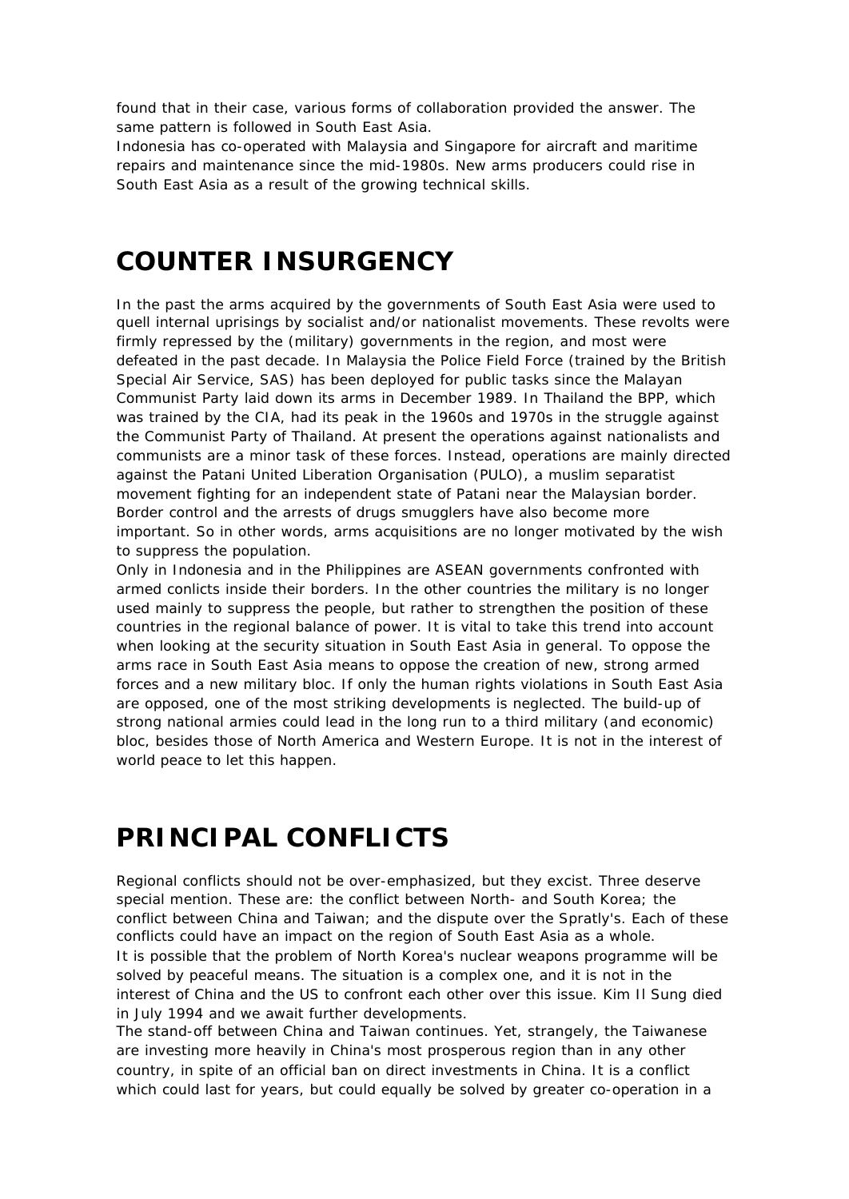found that in their case, various forms of collaboration provided the answer. The same pattern is followed in South East Asia.

Indonesia has co-operated with Malaysia and Singapore for aircraft and maritime repairs and maintenance since the mid-1980s. New arms producers could rise in South East Asia as a result of the growing technical skills.

# COUNTER INSURGENCY

In the past the arms acquired by the governments of South East Asia were used to quell internal uprisings by socialist and/or nationalist movements. These revolts were firmly repressed by the (military) governments in the region, and most were defeated in the past decade. In Malaysia the Police Field Force (trained by the British Special Air Service, SAS) has been deployed for public tasks since the Malayan Communist Party laid down its arms in December 1989. In Thailand the BPP, which was trained by the CIA, had its peak in the 1960s and 1970s in the struggle against the Communist Party of Thailand. At present the operations against nationalists and communists are a minor task of these forces. Instead, operations are mainly directed against the Patani United Liberation Organisation (PULO), a muslim separatist movement fighting for an independent state of Patani near the Malaysian border. Border control and the arrests of drugs smugglers have also become more important. So in other words, arms acquisitions are no longer motivated by the wish to suppress the population.

Only in Indonesia and in the Philippines are ASEAN governments confronted with armed conlicts inside their borders. In the other countries the military is no longer used mainly to suppress the people, but rather to strengthen the position of these countries in the regional balance of power. It is vital to take this trend into account when looking at the security situation in South East Asia in general. To oppose the arms race in South East Asia means to oppose the creation of new, strong armed forces and a new military bloc. If only the human rights violations in South East Asia are opposed, one of the most striking developments is neglected. The build-up of strong national armies could lead in the long run to a third military (and economic) bloc, besides those of North America and Western Europe. It is not in the interest of world peace to let this happen.

# PRINCIPAL CONFLICTS

Regional conflicts should not be over-emphasized, but they excist. Three deserve special mention. These are: the conflict between North- and South Korea; the conflict between China and Taiwan; and the dispute over the Spratly's. Each of these conflicts could have an impact on the region of South East Asia as a whole.

It is possible that the problem of North Korea's nuclear weapons programme will be solved by peaceful means. The situation is a complex one, and it is not in the interest of China and the US to confront each other over this issue. Kim Il Sung died in July 1994 and we await further developments.

The stand-off between China and Taiwan continues. Yet, strangely, the Taiwanese are investing more heavily in China's most prosperous region than in any other country, in spite of an official ban on direct investments in China. It is a conflict which could last for years, but could equally be solved by greater co-operation in a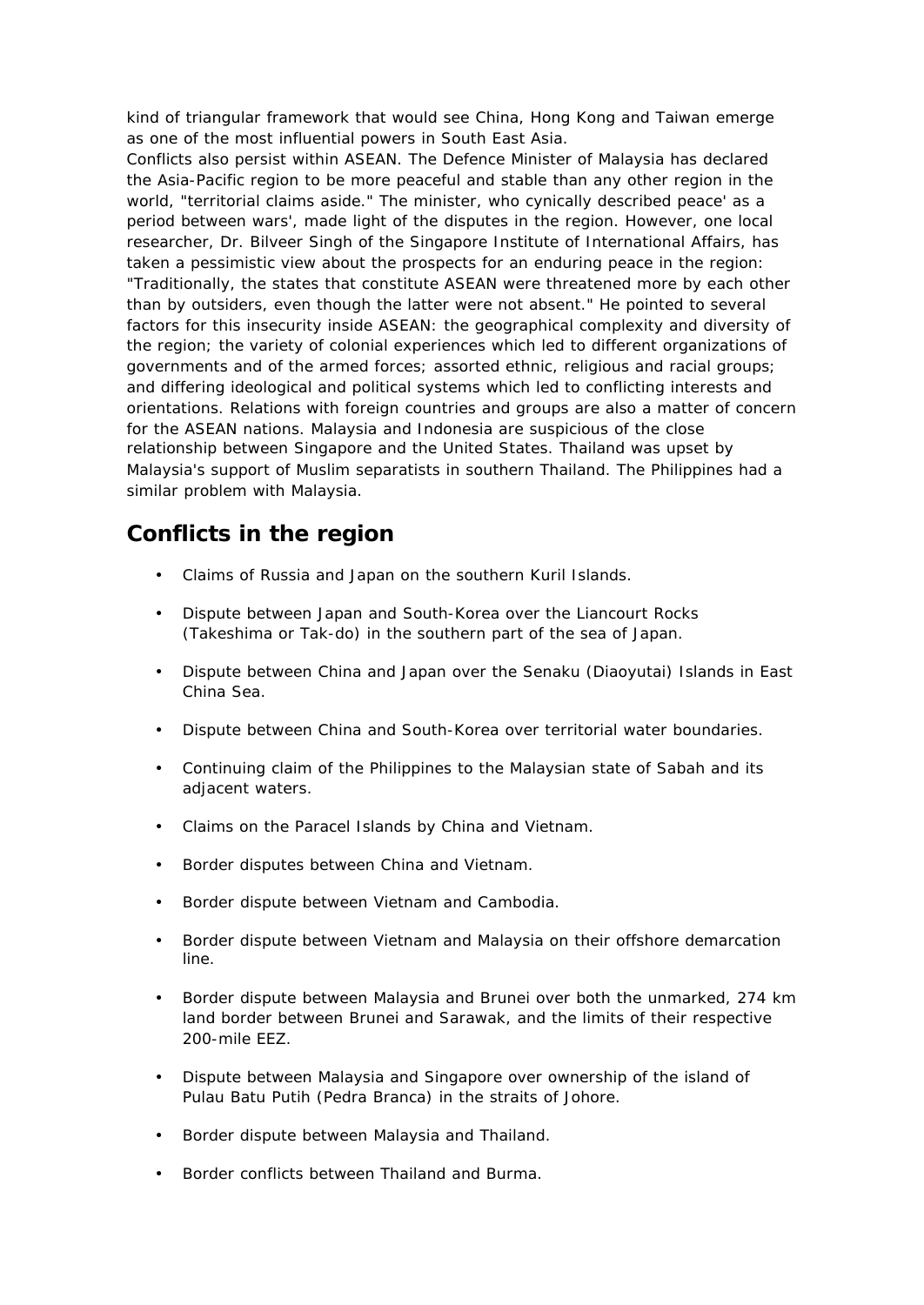kind of triangular framework that would see China, Hong Kong and Taiwan emerge as one of the most influential powers in South East Asia.

Conflicts also persist within ASEAN. The Defence Minister of Malaysia has declared the Asia-Pacific region to be more peaceful and stable than any other region in the world, "territorial claims aside." The minister, who cynically described peace' as a period between wars', made light of the disputes in the region. However, one local researcher, Dr. Bilveer Singh of the Singapore Institute of International Affairs, has taken a pessimistic view about the prospects for an enduring peace in the region: "Traditionally, the states that constitute ASEAN were threatened more by each other than by outsiders, even though the latter were not absent." He pointed to several factors for this insecurity inside ASEAN: the geographical complexity and diversity of the region; the variety of colonial experiences which led to different organizations of governments and of the armed forces; assorted ethnic, religious and racial groups; and differing ideological and political systems which led to conflicting interests and orientations. Relations with foreign countries and groups are also a matter of concern for the ASEAN nations. Malaysia and Indonesia are suspicious of the close relationship between Singapore and the United States. Thailand was upset by Malaysia's support of Muslim separatists in southern Thailand. The Philippines had a similar problem with Malaysia.

## Conflicts in the region

- Claims of Russia and Japan on the southern Kuril Islands.
- Dispute between Japan and South-Korea over the Liancourt Rocks (Takeshima or Tak-do) in the southern part of the sea of Japan.
- Dispute between China and Japan over the Senaku (Diaoyutai) Islands in East China Sea.
- Dispute between China and South-Korea over territorial water boundaries.
- Continuing claim of the Philippines to the Malaysian state of Sabah and its adjacent waters.
- Claims on the Paracel Islands by China and Vietnam.
- Border disputes between China and Vietnam.
- Border dispute between Vietnam and Cambodia.
- Border dispute between Vietnam and Malaysia on their offshore demarcation line.
- Border dispute between Malaysia and Brunei over both the unmarked, 274 km land border between Brunei and Sarawak, and the limits of their respective 200-mile EEZ.
- Dispute between Malaysia and Singapore over ownership of the island of Pulau Batu Putih (Pedra Branca) in the straits of Johore.
- Border dispute between Malaysia and Thailand.
- Border conflicts between Thailand and Burma.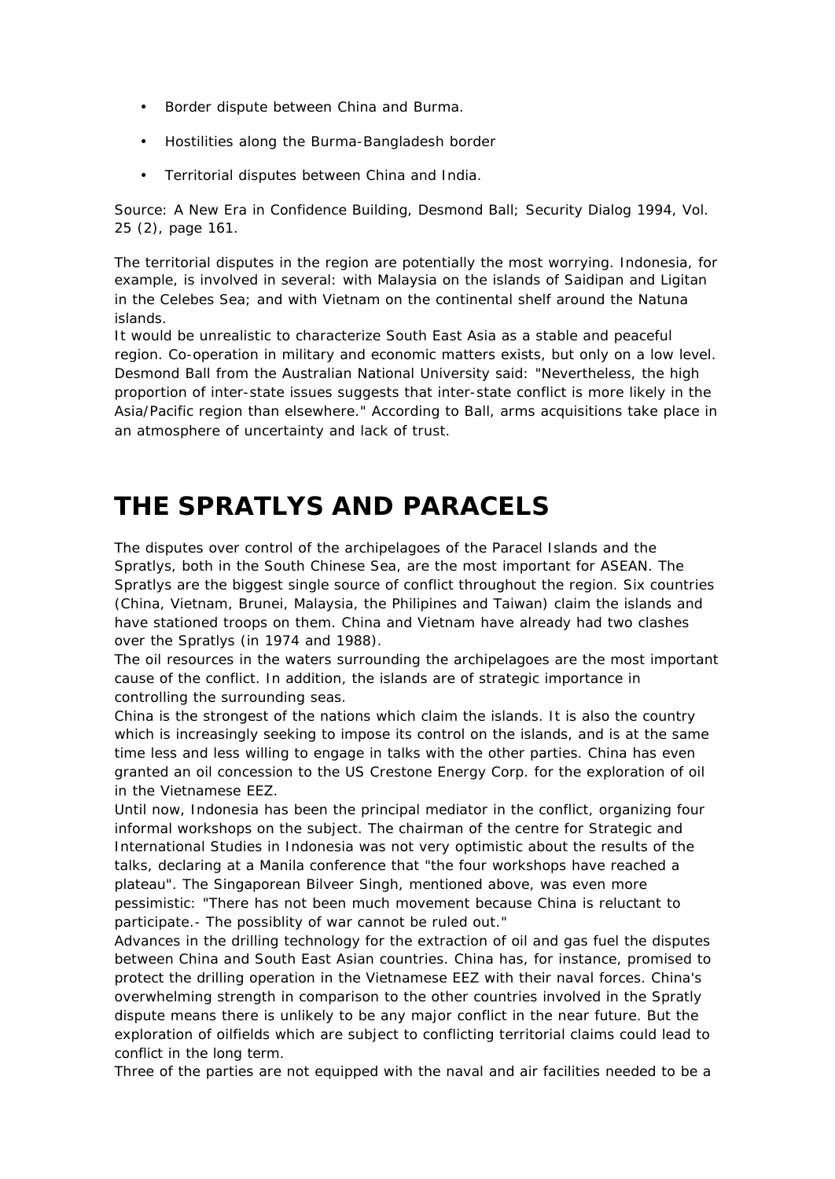- Border dispute between China and Burma.
- Hostilities along the Burma-Bangladesh border
- Territorial disputes between China and India.

Source: A New Era in Confidence Building, Desmond Ball; Security Dialog 1994, Vol. 25 (2), page 161.

The territorial disputes in the region are potentially the most worrying. Indonesia, for example, is involved in several: with Malaysia on the islands of Saidipan and Ligitan in the Celebes Sea; and with Vietnam on the continental shelf around the Natuna islands.
It would be unrealistic to characterize South East Asia as a stable and peaceful region. Co-operation in military and economic matters exists, but only on a low level. Desmond Ball from the Australian National University said: "Nevertheless, the high proportion of inter-state issues suggests that inter-state conflict is more likely in the Asia/Pacific region than elsewhere." According to Ball, arms acquisitions take place in an atmosphere of uncertainty and lack of trust.

# THE SPRATLYS AND PARACELS

The disputes over control of the archipelagoes of the Paracel Islands and the Spratlys, both in the South Chinese Sea, are the most important for ASEAN. The Spratlys are the biggest single source of conflict throughout the region. Six countries (China, Vietnam, Brunei, Malaysia, the Philipines and Taiwan) claim the islands and have stationed troops on them. China and Vietnam have already had two clashes over the Spratlys (in 1974 and 1988).
The oil resources in the waters surrounding the archipelagoes are the most important cause of the conflict. In addition, the islands are of strategic importance in controlling the surrounding seas.
China is the strongest of the nations which claim the islands. It is also the country which is increasingly seeking to impose its control on the islands, and is at the same time less and less willing to engage in talks with the other parties. China has even granted an oil concession to the US Crestone Energy Corp. for the exploration of oil in the Vietnamese EEZ.
Until now, Indonesia has been the principal mediator in the conflict, organizing four informal workshops on the subject. The chairman of the centre for Strategic and International Studies in Indonesia was not very optimistic about the results of the talks, declaring at a Manila conference that "the four workshops have reached a plateau". The Singaporean Bilveer Singh, mentioned above, was even more pessimistic: "There has not been much movement because China is reluctant to participate.- The possiblity of war cannot be ruled out."
Advances in the drilling technology for the extraction of oil and gas fuel the disputes between China and South East Asian countries. China has, for instance, promised to protect the drilling operation in the Vietnamese EEZ with their naval forces. China's overwhelming strength in comparison to the other countries involved in the Spratly dispute means there is unlikely to be any major conflict in the near future. But the exploration of oilfields which are subject to conflicting territorial claims could lead to conflict in the long term.
Three of the parties are not equipped with the naval and air facilities needed to be a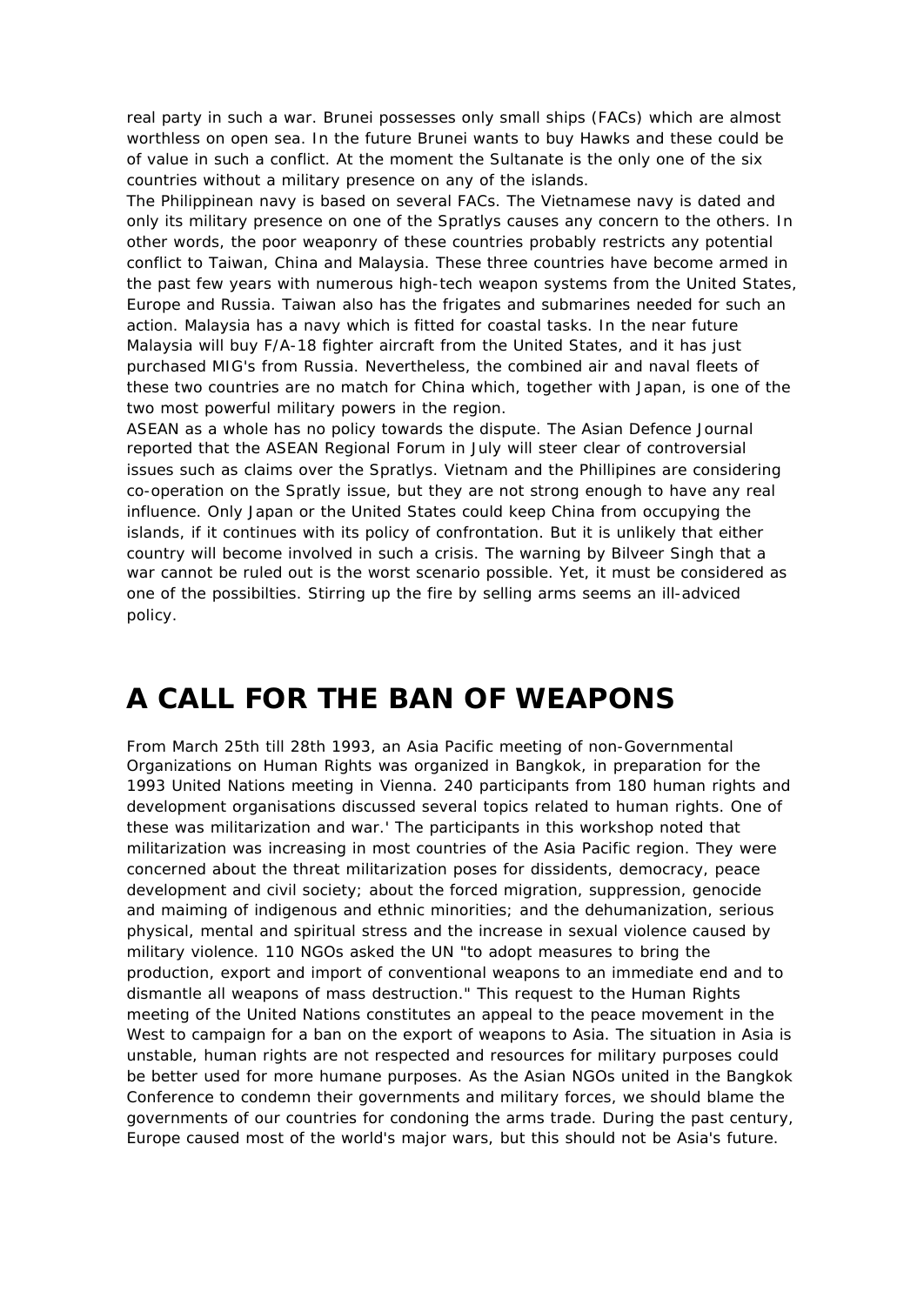real party in such a war. Brunei possesses only small ships (FACs) which are almost worthless on open sea. In the future Brunei wants to buy Hawks and these could be of value in such a conflict. At the moment the Sultanate is the only one of the six countries without a military presence on any of the islands.

The Philippinean navy is based on several FACs. The Vietnamese navy is dated and only its military presence on one of the Spratlys causes any concern to the others. In other words, the poor weaponry of these countries probably restricts any potential conflict to Taiwan, China and Malaysia. These three countries have become armed in the past few years with numerous high-tech weapon systems from the United States, Europe and Russia. Taiwan also has the frigates and submarines needed for such an action. Malaysia has a navy which is fitted for coastal tasks. In the near future Malaysia will buy F/A-18 fighter aircraft from the United States, and it has just purchased MIG's from Russia. Nevertheless, the combined air and naval fleets of these two countries are no match for China which, together with Japan, is one of the two most powerful military powers in the region.

ASEAN as a whole has no policy towards the dispute. The Asian Defence Journal reported that the ASEAN Regional Forum in July will steer clear of controversial issues such as claims over the Spratlys. Vietnam and the Phillipines are considering co-operation on the Spratly issue, but they are not strong enough to have any real influence. Only Japan or the United States could keep China from occupying the islands, if it continues with its policy of confrontation. But it is unlikely that either country will become involved in such a crisis. The warning by Bilveer Singh that a war cannot be ruled out is the worst scenario possible. Yet, it must be considered as one of the possibilties. Stirring up the fire by selling arms seems an ill-adviced policy.

# A CALL FOR THE BAN OF WEAPONS

From March 25th till 28th 1993, an Asia Pacific meeting of non-Governmental Organizations on Human Rights was organized in Bangkok, in preparation for the 1993 United Nations meeting in Vienna. 240 participants from 180 human rights and development organisations discussed several topics related to human rights. One of these was militarization and war.' The participants in this workshop noted that militarization was increasing in most countries of the Asia Pacific region. They were concerned about the threat militarization poses for dissidents, democracy, peace development and civil society; about the forced migration, suppression, genocide and maiming of indigenous and ethnic minorities; and the dehumanization, serious physical, mental and spiritual stress and the increase in sexual violence caused by military violence. 110 NGOs asked the UN "to adopt measures to bring the production, export and import of conventional weapons to an immediate end and to dismantle all weapons of mass destruction." This request to the Human Rights meeting of the United Nations constitutes an appeal to the peace movement in the West to campaign for a ban on the export of weapons to Asia. The situation in Asia is unstable, human rights are not respected and resources for military purposes could be better used for more humane purposes. As the Asian NGOs united in the Bangkok Conference to condemn their governments and military forces, we should blame the governments of our countries for condoning the arms trade. During the past century, Europe caused most of the world's major wars, but this should not be Asia's future.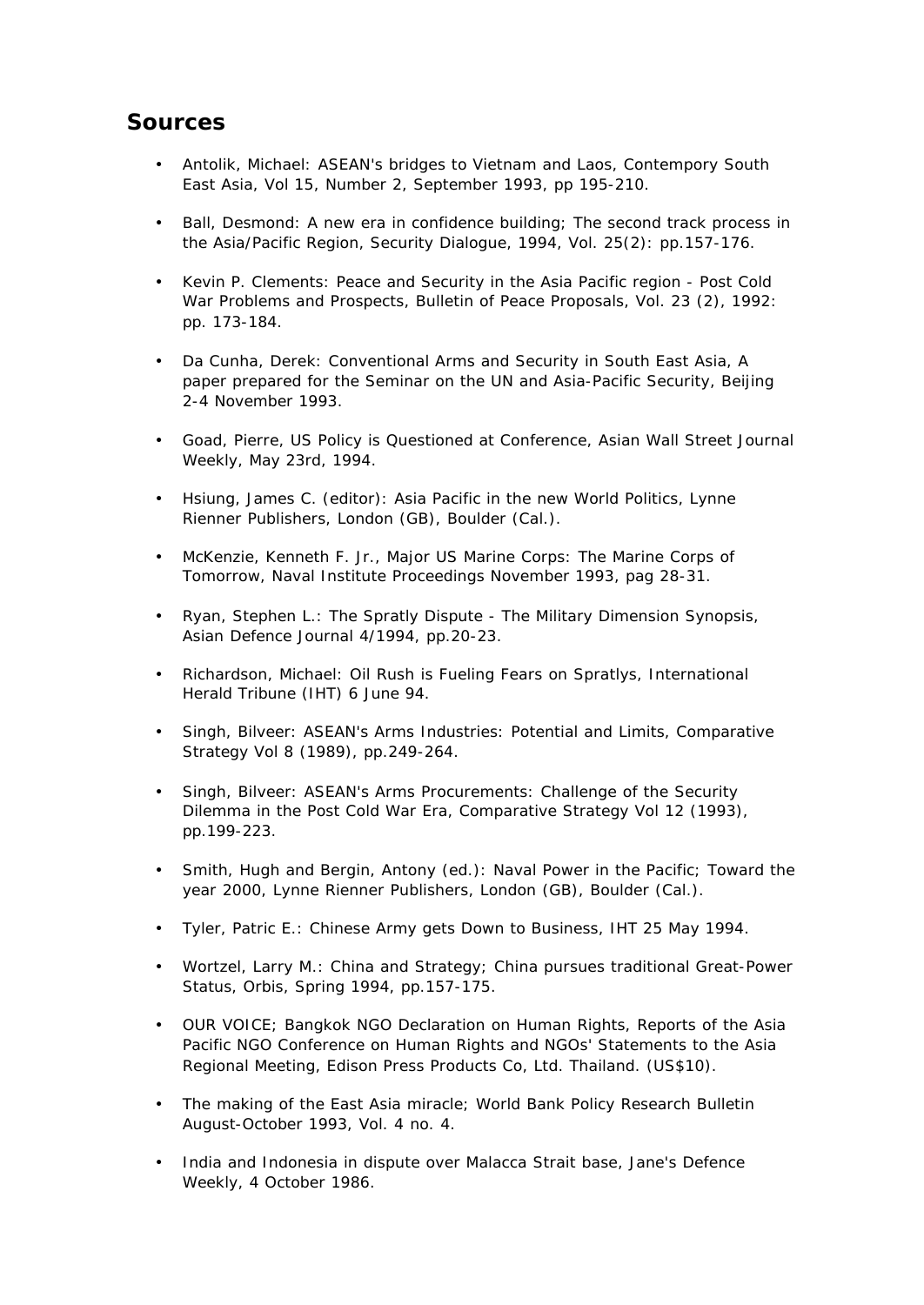## Sources

- Antolik, Michael: ASEAN's bridges to Vietnam and Laos, Contempory South East Asia, Vol 15, Number 2, September 1993, pp 195-210.
- Ball, Desmond: A new era in confidence building; The second track process in the Asia/Pacific Region, Security Dialogue, 1994, Vol. 25(2): pp.157-176.
- Kevin P. Clements: Peace and Security in the Asia Pacific region - Post Cold War Problems and Prospects, Bulletin of Peace Proposals, Vol. 23 (2), 1992: pp. 173-184.
- Da Cunha, Derek: Conventional Arms and Security in South East Asia, A paper prepared for the Seminar on the UN and Asia-Pacific Security, Beijing 2-4 November 1993.
- Goad, Pierre, US Policy is Questioned at Conference, Asian Wall Street Journal Weekly, May 23rd, 1994.
- Hsiung, James C. (editor): Asia Pacific in the new World Politics, Lynne Rienner Publishers, London (GB), Boulder (Cal.).
- McKenzie, Kenneth F. Jr., Major US Marine Corps: The Marine Corps of Tomorrow, Naval Institute Proceedings November 1993, pag 28-31.
- Ryan, Stephen L.: The Spratly Dispute - The Military Dimension Synopsis, Asian Defence Journal 4/1994, pp.20-23.
- Richardson, Michael: Oil Rush is Fueling Fears on Spratlys, International Herald Tribune (IHT) 6 June 94.
- Singh, Bilveer: ASEAN's Arms Industries: Potential and Limits, Comparative Strategy Vol 8 (1989), pp.249-264.
- Singh, Bilveer: ASEAN's Arms Procurements: Challenge of the Security Dilemma in the Post Cold War Era, Comparative Strategy Vol 12 (1993), pp.199-223.
- Smith, Hugh and Bergin, Antony (ed.): Naval Power in the Pacific; Toward the year 2000, Lynne Rienner Publishers, London (GB), Boulder (Cal.).
- Tyler, Patric E.: Chinese Army gets Down to Business, IHT 25 May 1994.
- Wortzel, Larry M.: China and Strategy; China pursues traditional Great-Power Status, Orbis, Spring 1994, pp.157-175.
- OUR VOICE; Bangkok NGO Declaration on Human Rights, Reports of the Asia Pacific NGO Conference on Human Rights and NGOs' Statements to the Asia Regional Meeting, Edison Press Products Co, Ltd. Thailand. (US$10).
- The making of the East Asia miracle; World Bank Policy Research Bulletin August-October 1993, Vol. 4 no. 4.
- India and Indonesia in dispute over Malacca Strait base, Jane's Defence Weekly, 4 October 1986.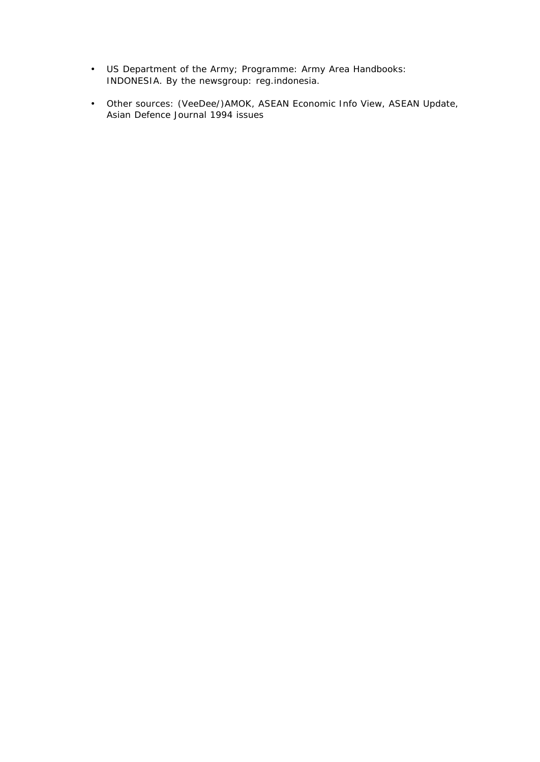- US Department of the Army; Programme: Army Area Handbooks: INDONESIA. By the newsgroup: reg.indonesia.
- Other sources: (VeeDee/)AMOK, ASEAN Economic Info View, ASEAN Update, Asian Defence Journal 1994 issues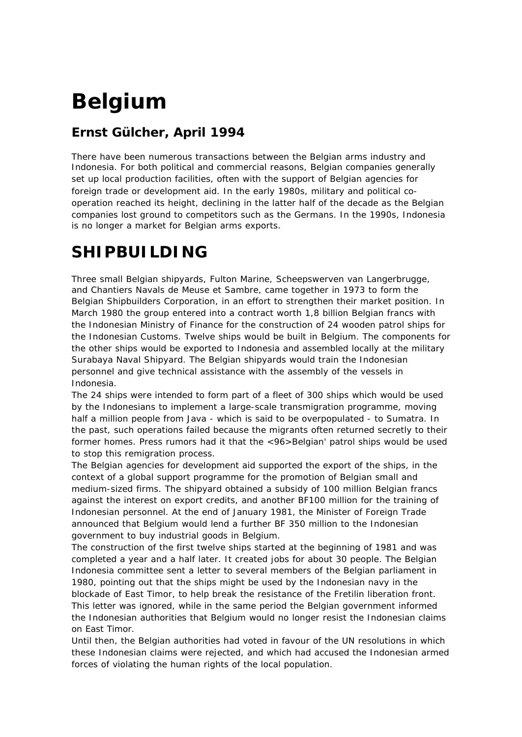# Belgium

## Ernst Gülcher, April 1994

There have been numerous transactions between the Belgian arms industry and Indonesia. For both political and commercial reasons, Belgian companies generally set up local production facilities, often with the support of Belgian agencies for foreign trade or development aid. In the early 1980s, military and political co-operation reached its height, declining in the latter half of the decade as the Belgian companies lost ground to competitors such as the Germans. In the 1990s, Indonesia is no longer a market for Belgian arms exports.

# SHIPBUILDING

Three small Belgian shipyards, Fulton Marine, Scheepswerven van Langerbrugge, and Chantiers Navals de Meuse et Sambre, came together in 1973 to form the Belgian Shipbuilders Corporation, in an effort to strengthen their market position. In March 1980 the group entered into a contract worth 1,8 billion Belgian francs with the Indonesian Ministry of Finance for the construction of 24 wooden patrol ships for the Indonesian Customs. Twelve ships would be built in Belgium. The components for the other ships would be exported to Indonesia and assembled locally at the military Surabaya Naval Shipyard. The Belgian shipyards would train the Indonesian personnel and give technical assistance with the assembly of the vessels in Indonesia.

The 24 ships were intended to form part of a fleet of 300 ships which would be used by the Indonesians to implement a large-scale transmigration programme, moving half a million people from Java - which is said to be overpopulated - to Sumatra. In the past, such operations failed because the migrants often returned secretly to their former homes. Press rumors had it that the <96>Belgian' patrol ships would be used to stop this remigration process.

The Belgian agencies for development aid supported the export of the ships, in the context of a global support programme for the promotion of Belgian small and medium-sized firms. The shipyard obtained a subsidy of 100 million Belgian francs against the interest on export credits, and another BF100 million for the training of Indonesian personnel. At the end of January 1981, the Minister of Foreign Trade announced that Belgium would lend a further BF 350 million to the Indonesian government to buy industrial goods in Belgium.

The construction of the first twelve ships started at the beginning of 1981 and was completed a year and a half later. It created jobs for about 30 people. The Belgian Indonesia committee sent a letter to several members of the Belgian parliament in 1980, pointing out that the ships might be used by the Indonesian navy in the blockade of East Timor, to help break the resistance of the Fretilin liberation front. This letter was ignored, while in the same period the Belgian government informed the Indonesian authorities that Belgium would no longer resist the Indonesian claims on East Timor.

Until then, the Belgian authorities had voted in favour of the UN resolutions in which these Indonesian claims were rejected, and which had accused the Indonesian armed forces of violating the human rights of the local population.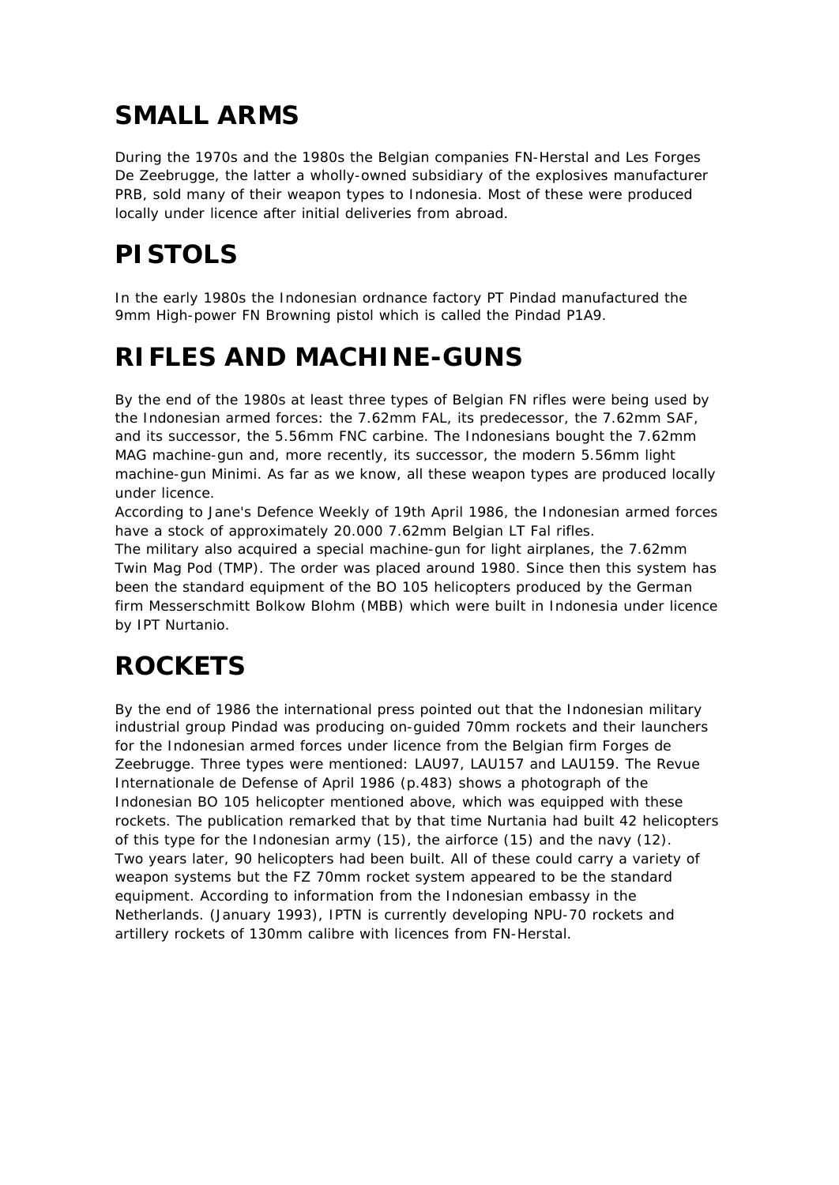# SMALL ARMS

During the 1970s and the 1980s the Belgian companies FN-Herstal and Les Forges De Zeebrugge, the latter a wholly-owned subsidiary of the explosives manufacturer PRB, sold many of their weapon types to Indonesia. Most of these were produced locally under licence after initial deliveries from abroad.

# PISTOLS

In the early 1980s the Indonesian ordnance factory PT Pindad manufactured the 9mm High-power FN Browning pistol which is called the Pindad P1A9.

# RIFLES AND MACHINE-GUNS

By the end of the 1980s at least three types of Belgian FN rifles were being used by the Indonesian armed forces: the 7.62mm FAL, its predecessor, the 7.62mm SAF, and its successor, the 5.56mm FNC carbine. The Indonesians bought the 7.62mm MAG machine-gun and, more recently, its successor, the modern 5.56mm light machine-gun Minimi. As far as we know, all these weapon types are produced locally under licence.
According to Jane's Defence Weekly of 19th April 1986, the Indonesian armed forces have a stock of approximately 20.000 7.62mm Belgian LT Fal rifles.
The military also acquired a special machine-gun for light airplanes, the 7.62mm Twin Mag Pod (TMP). The order was placed around 1980. Since then this system has been the standard equipment of the BO 105 helicopters produced by the German firm Messerschmitt Bolkow Blohm (MBB) which were built in Indonesia under licence by IPT Nurtanio.

# ROCKETS

By the end of 1986 the international press pointed out that the Indonesian military industrial group Pindad was producing on-guided 70mm rockets and their launchers for the Indonesian armed forces under licence from the Belgian firm Forges de Zeebrugge. Three types were mentioned: LAU97, LAU157 and LAU159. The Revue Internationale de Defense of April 1986 (p.483) shows a photograph of the Indonesian BO 105 helicopter mentioned above, which was equipped with these rockets. The publication remarked that by that time Nurtania had built 42 helicopters of this type for the Indonesian army (15), the airforce (15) and the navy (12).
Two years later, 90 helicopters had been built. All of these could carry a variety of weapon systems but the FZ 70mm rocket system appeared to be the standard equipment. According to information from the Indonesian embassy in the Netherlands. (January 1993), IPTN is currently developing NPU-70 rockets and artillery rockets of 130mm calibre with licences from FN-Herstal.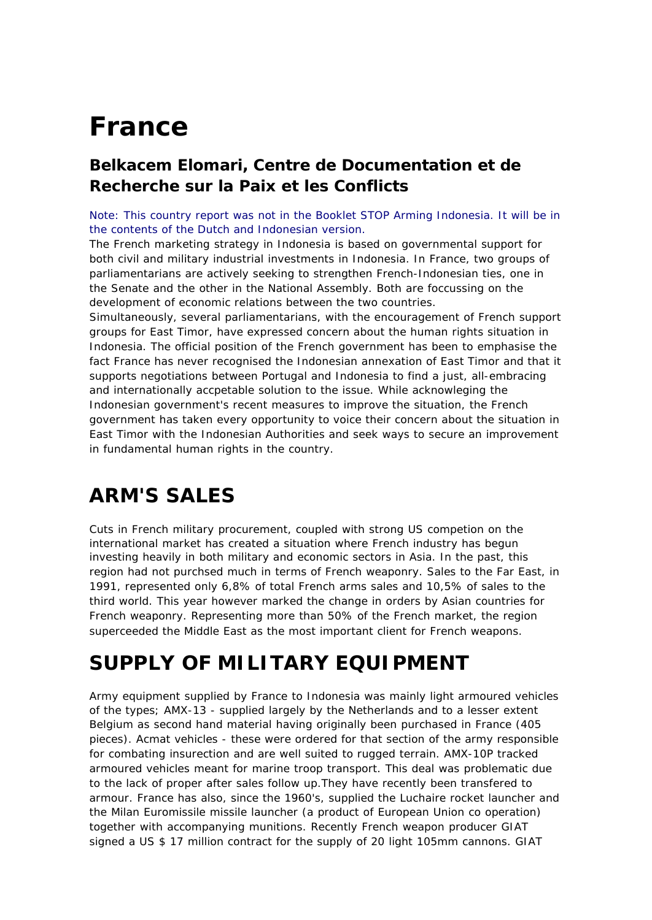# France

## Belkacem Elomari, Centre de Documentation et de Recherche sur la Paix et les Conflicts

Note: This country report was not in the Booklet STOP Arming Indonesia. It will be in the contents of the Dutch and Indonesian version.

The French marketing strategy in Indonesia is based on governmental support for both civil and military industrial investments in Indonesia. In France, two groups of parliamentarians are actively seeking to strengthen French-Indonesian ties, one in the Senate and the other in the National Assembly. Both are foccussing on the development of economic relations between the two countries.

Simultaneously, several parliamentarians, with the encouragement of French support groups for East Timor, have expressed concern about the human rights situation in Indonesia. The official position of the French government has been to emphasise the fact France has never recognised the Indonesian annexation of East Timor and that it supports negotiations between Portugal and Indonesia to find a just, all-embracing and internationally accpetable solution to the issue. While acknowleging the Indonesian government's recent measures to improve the situation, the French government has taken every opportunity to voice their concern about the situation in East Timor with the Indonesian Authorities and seek ways to secure an improvement in fundamental human rights in the country.

# ARM'S SALES

Cuts in French military procurement, coupled with strong US competion on the international market has created a situation where French industry has begun investing heavily in both military and economic sectors in Asia. In the past, this region had not purchsed much in terms of French weaponry. Sales to the Far East, in 1991, represented only 6,8% of total French arms sales and 10,5% of sales to the third world. This year however marked the change in orders by Asian countries for French weaponry. Representing more than 50% of the French market, the region superceeded the Middle East as the most important client for French weapons.

# SUPPLY OF MILITARY EQUIPMENT

Army equipment supplied by France to Indonesia was mainly light armoured vehicles of the types; AMX-13 - supplied largely by the Netherlands and to a lesser extent Belgium as second hand material having originally been purchased in France (405 pieces). Acmat vehicles - these were ordered for that section of the army responsible for combating insurection and are well suited to rugged terrain. AMX-10P tracked armoured vehicles meant for marine troop transport. This deal was problematic due to the lack of proper after sales follow up.They have recently been transfered to armour. France has also, since the 1960's, supplied the Luchaire rocket launcher and the Milan Euromissile missile launcher (a product of European Union co operation) together with accompanying munitions. Recently French weapon producer GIAT signed a US $ 17 million contract for the supply of 20 light 105mm cannons. GIAT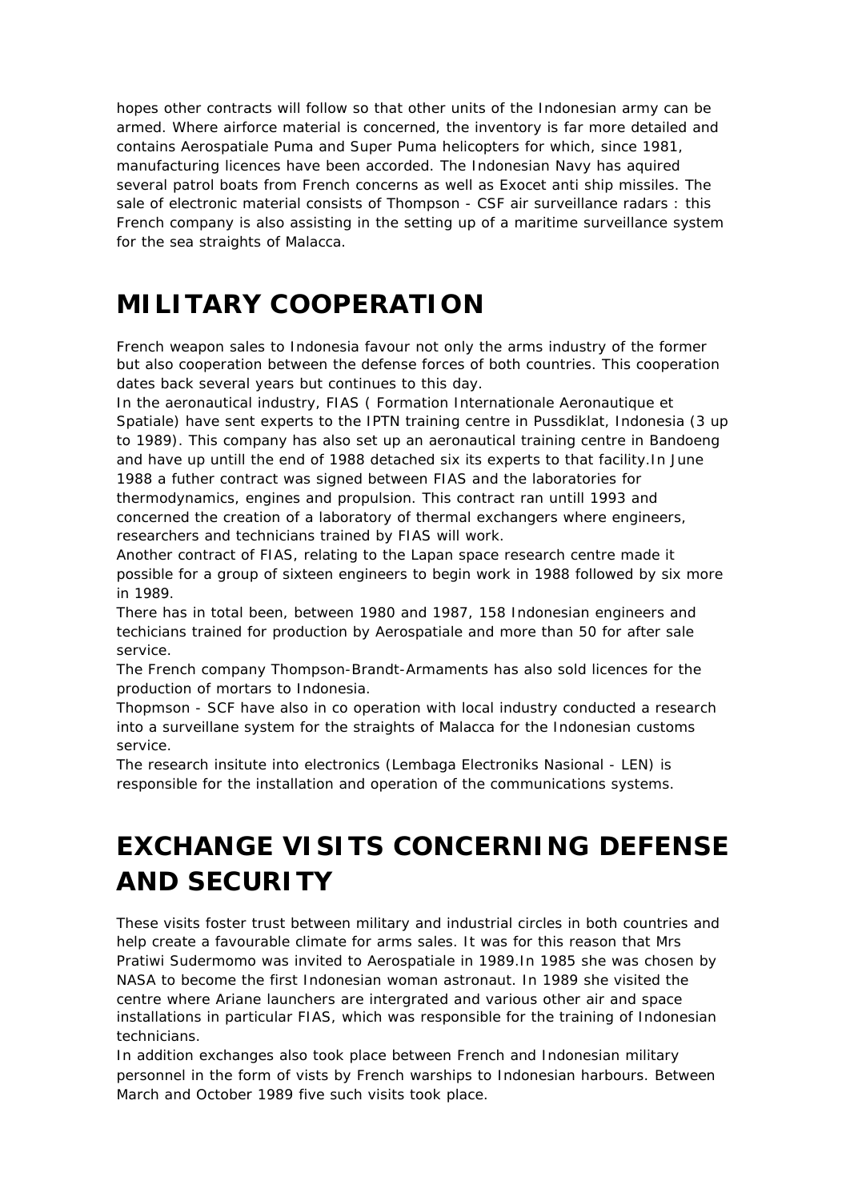hopes other contracts will follow so that other units of the Indonesian army can be armed. Where airforce material is concerned, the inventory is far more detailed and contains Aerospatiale Puma and Super Puma helicopters for which, since 1981, manufacturing licences have been accorded. The Indonesian Navy has aquired several patrol boats from French concerns as well as Exocet anti ship missiles. The sale of electronic material consists of Thompson - CSF air surveillance radars : this French company is also assisting in the setting up of a maritime surveillance system for the sea straights of Malacca.

# MILITARY COOPERATION

French weapon sales to Indonesia favour not only the arms industry of the former but also cooperation between the defense forces of both countries. This cooperation dates back several years but continues to this day.
In the aeronautical industry, FIAS ( Formation Internationale Aeronautique et Spatiale) have sent experts to the IPTN training centre in Pussdiklat, Indonesia (3 up to 1989). This company has also set up an aeronautical training centre in Bandoeng and have up untill the end of 1988 detached six its experts to that facility.In June 1988 a futher contract was signed between FIAS and the laboratories for thermodynamics, engines and propulsion. This contract ran untill 1993 and concerned the creation of a laboratory of thermal exchangers where engineers, researchers and technicians trained by FIAS will work.
Another contract of FIAS, relating to the Lapan space research centre made it possible for a group of sixteen engineers to begin work in 1988 followed by six more in 1989.
There has in total been, between 1980 and 1987, 158 Indonesian engineers and techicians trained for production by Aerospatiale and more than 50 for after sale service.
The French company Thompson-Brandt-Armaments has also sold licences for the production of mortars to Indonesia.
Thopmson - SCF have also in co operation with local industry conducted a research into a surveillane system for the straights of Malacca for the Indonesian customs service.
The research insitute into electronics (Lembaga Electroniks Nasional - LEN) is responsible for the installation and operation of the communications systems.

# EXCHANGE VISITS CONCERNING DEFENSE AND SECURITY

These visits foster trust between military and industrial circles in both countries and help create a favourable climate for arms sales. It was for this reason that Mrs Pratiwi Sudermomo was invited to Aerospatiale in 1989.In 1985 she was chosen by NASA to become the first Indonesian woman astronaut. In 1989 she visited the centre where Ariane launchers are intergrated and various other air and space installations in particular FIAS, which was responsible for the training of Indonesian technicians.
In addition exchanges also took place between French and Indonesian military personnel in the form of vists by French warships to Indonesian harbours. Between March and October 1989 five such visits took place.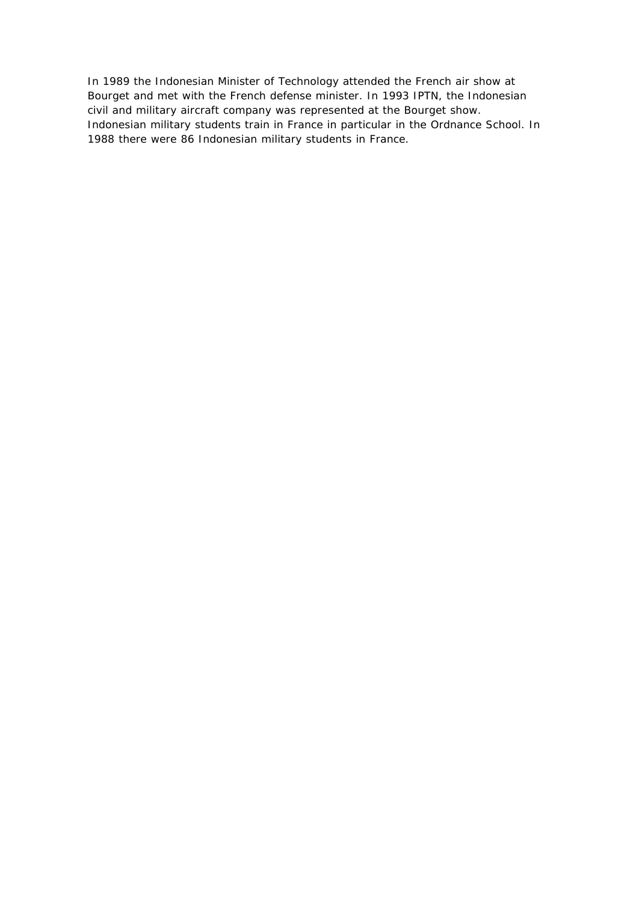In 1989 the Indonesian Minister of Technology attended the French air show at Bourget and met with the French defense minister. In 1993 IPTN, the Indonesian civil and military aircraft company was represented at the Bourget show. Indonesian military students train in France in particular in the Ordnance School. In 1988 there were 86 Indonesian military students in France.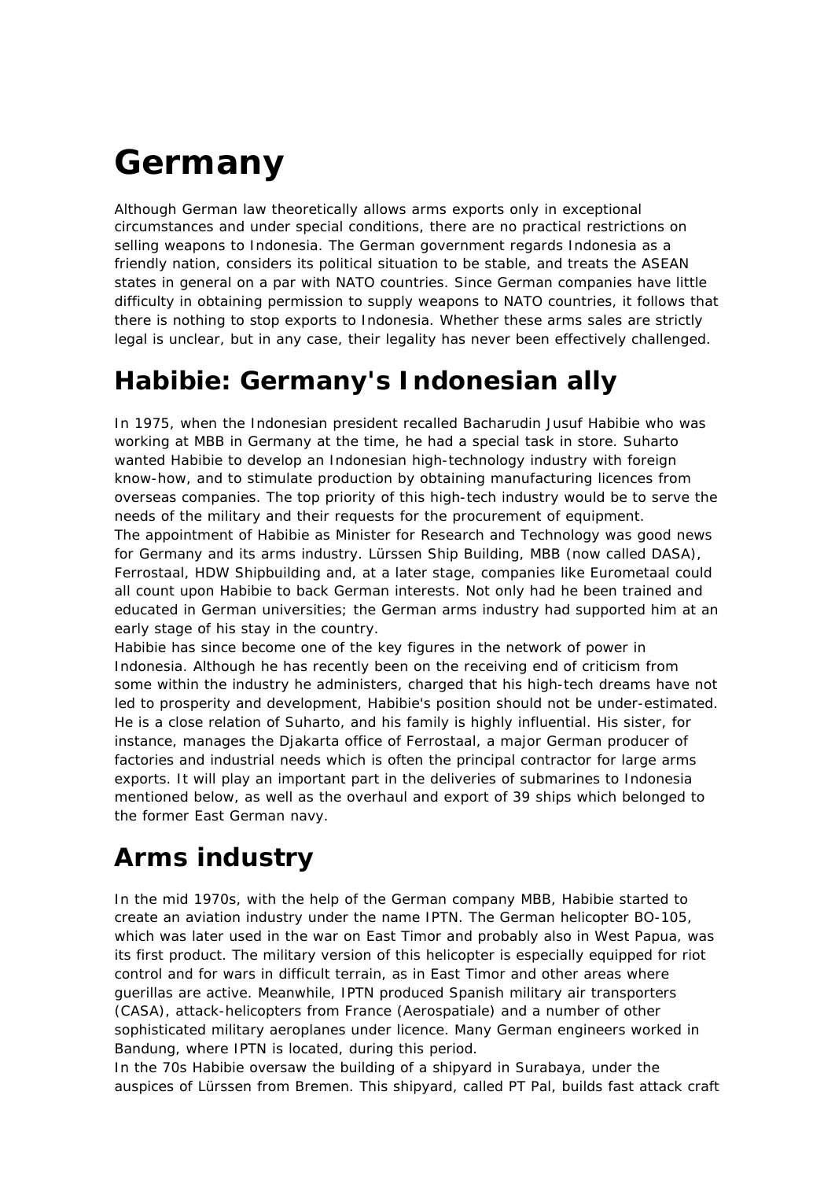# Germany

Although German law theoretically allows arms exports only in exceptional circumstances and under special conditions, there are no practical restrictions on selling weapons to Indonesia. The German government regards Indonesia as a friendly nation, considers its political situation to be stable, and treats the ASEAN states in general on a par with NATO countries. Since German companies have little difficulty in obtaining permission to supply weapons to NATO countries, it follows that there is nothing to stop exports to Indonesia. Whether these arms sales are strictly legal is unclear, but in any case, their legality has never been effectively challenged.

## Habibie: Germany's Indonesian ally

In 1975, when the Indonesian president recalled Bacharudin Jusuf Habibie who was working at MBB in Germany at the time, he had a special task in store. Suharto wanted Habibie to develop an Indonesian high-technology industry with foreign know-how, and to stimulate production by obtaining manufacturing licences from overseas companies. The top priority of this high-tech industry would be to serve the needs of the military and their requests for the procurement of equipment.

The appointment of Habibie as Minister for Research and Technology was good news for Germany and its arms industry. Lürssen Ship Building, MBB (now called DASA), Ferrostaal, HDW Shipbuilding and, at a later stage, companies like Eurometaal could all count upon Habibie to back German interests. Not only had he been trained and educated in German universities; the German arms industry had supported him at an early stage of his stay in the country.

Habibie has since become one of the key figures in the network of power in Indonesia. Although he has recently been on the receiving end of criticism from some within the industry he administers, charged that his high-tech dreams have not led to prosperity and development, Habibie's position should not be under-estimated. He is a close relation of Suharto, and his family is highly influential. His sister, for instance, manages the Djakarta office of Ferrostaal, a major German producer of factories and industrial needs which is often the principal contractor for large arms exports. It will play an important part in the deliveries of submarines to Indonesia mentioned below, as well as the overhaul and export of 39 ships which belonged to the former East German navy.

## Arms industry

In the mid 1970s, with the help of the German company MBB, Habibie started to create an aviation industry under the name IPTN. The German helicopter BO-105, which was later used in the war on East Timor and probably also in West Papua, was its first product. The military version of this helicopter is especially equipped for riot control and for wars in difficult terrain, as in East Timor and other areas where guerillas are active. Meanwhile, IPTN produced Spanish military air transporters (CASA), attack-helicopters from France (Aerospatiale) and a number of other sophisticated military aeroplanes under licence. Many German engineers worked in Bandung, where IPTN is located, during this period.

In the 70s Habibie oversaw the building of a shipyard in Surabaya, under the auspices of Lürssen from Bremen. This shipyard, called PT Pal, builds fast attack craft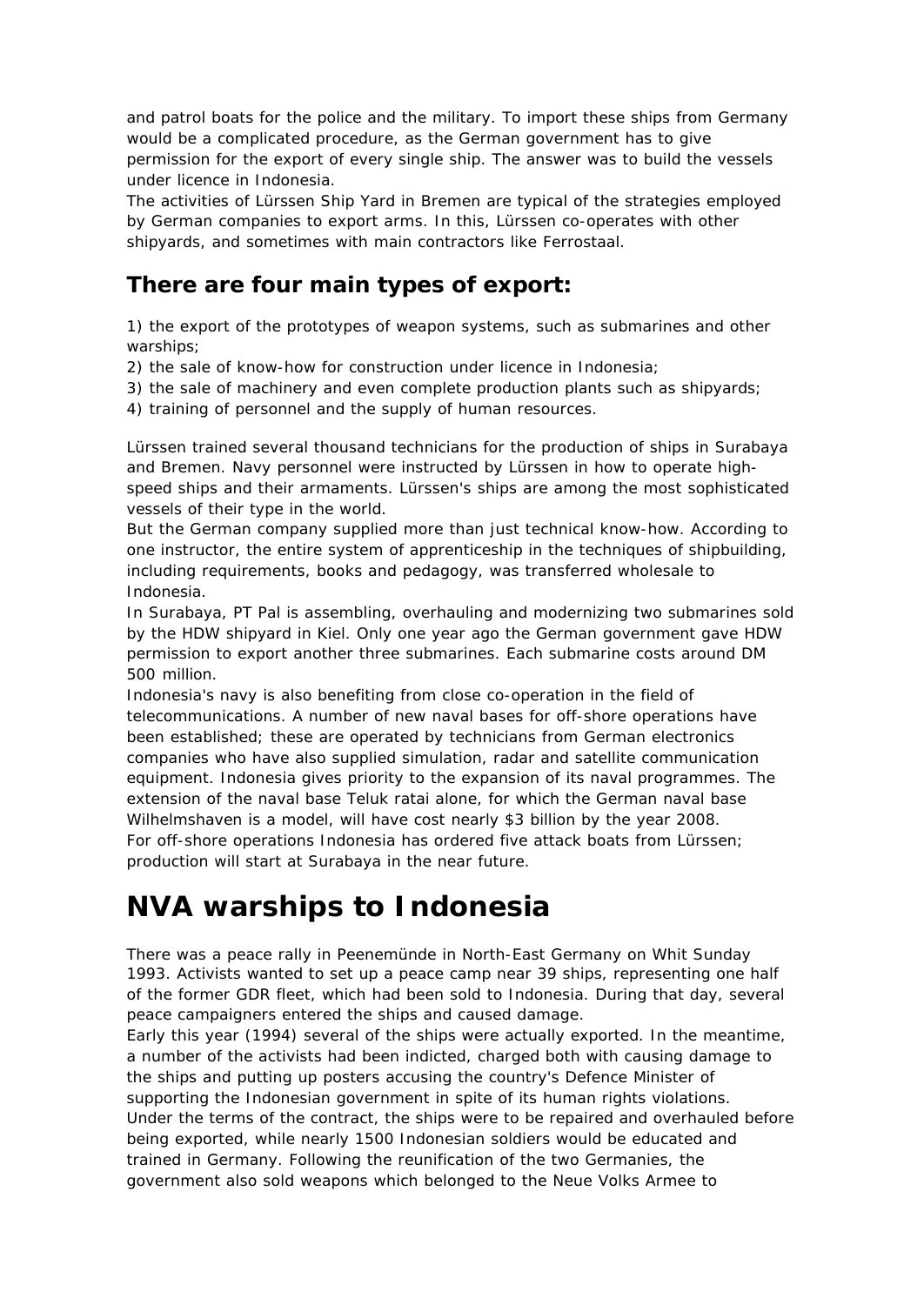and patrol boats for the police and the military. To import these ships from Germany would be a complicated procedure, as the German government has to give permission for the export of every single ship. The answer was to build the vessels under licence in Indonesia.

The activities of Lürssen Ship Yard in Bremen are typical of the strategies employed by German companies to export arms. In this, Lürssen co-operates with other shipyards, and sometimes with main contractors like Ferrostaal.

## There are four main types of export:

1) the export of the prototypes of weapon systems, such as submarines and other warships;
2) the sale of know-how for construction under licence in Indonesia;
3) the sale of machinery and even complete production plants such as shipyards;
4) training of personnel and the supply of human resources.

Lürssen trained several thousand technicians for the production of ships in Surabaya and Bremen. Navy personnel were instructed by Lürssen in how to operate high-speed ships and their armaments. Lürssen's ships are among the most sophisticated vessels of their type in the world.

But the German company supplied more than just technical know-how. According to one instructor, the entire system of apprenticeship in the techniques of shipbuilding, including requirements, books and pedagogy, was transferred wholesale to Indonesia.

In Surabaya, PT Pal is assembling, overhauling and modernizing two submarines sold by the HDW shipyard in Kiel. Only one year ago the German government gave HDW permission to export another three submarines. Each submarine costs around DM 500 million.

Indonesia's navy is also benefiting from close co-operation in the field of telecommunications. A number of new naval bases for off-shore operations have been established; these are operated by technicians from German electronics companies who have also supplied simulation, radar and satellite communication equipment. Indonesia gives priority to the expansion of its naval programmes. The extension of the naval base Teluk ratai alone, for which the German naval base Wilhelmshaven is a model, will have cost nearly $3 billion by the year 2008.

For off-shore operations Indonesia has ordered five attack boats from Lürssen; production will start at Surabaya in the near future.

# NVA warships to Indonesia

There was a peace rally in Peenemünde in North-East Germany on Whit Sunday 1993. Activists wanted to set up a peace camp near 39 ships, representing one half of the former GDR fleet, which had been sold to Indonesia. During that day, several peace campaigners entered the ships and caused damage.

Early this year (1994) several of the ships were actually exported. In the meantime, a number of the activists had been indicted, charged both with causing damage to the ships and putting up posters accusing the country's Defence Minister of supporting the Indonesian government in spite of its human rights violations.

Under the terms of the contract, the ships were to be repaired and overhauled before being exported, while nearly 1500 Indonesian soldiers would be educated and trained in Germany. Following the reunification of the two Germanies, the government also sold weapons which belonged to the Neue Volks Armee to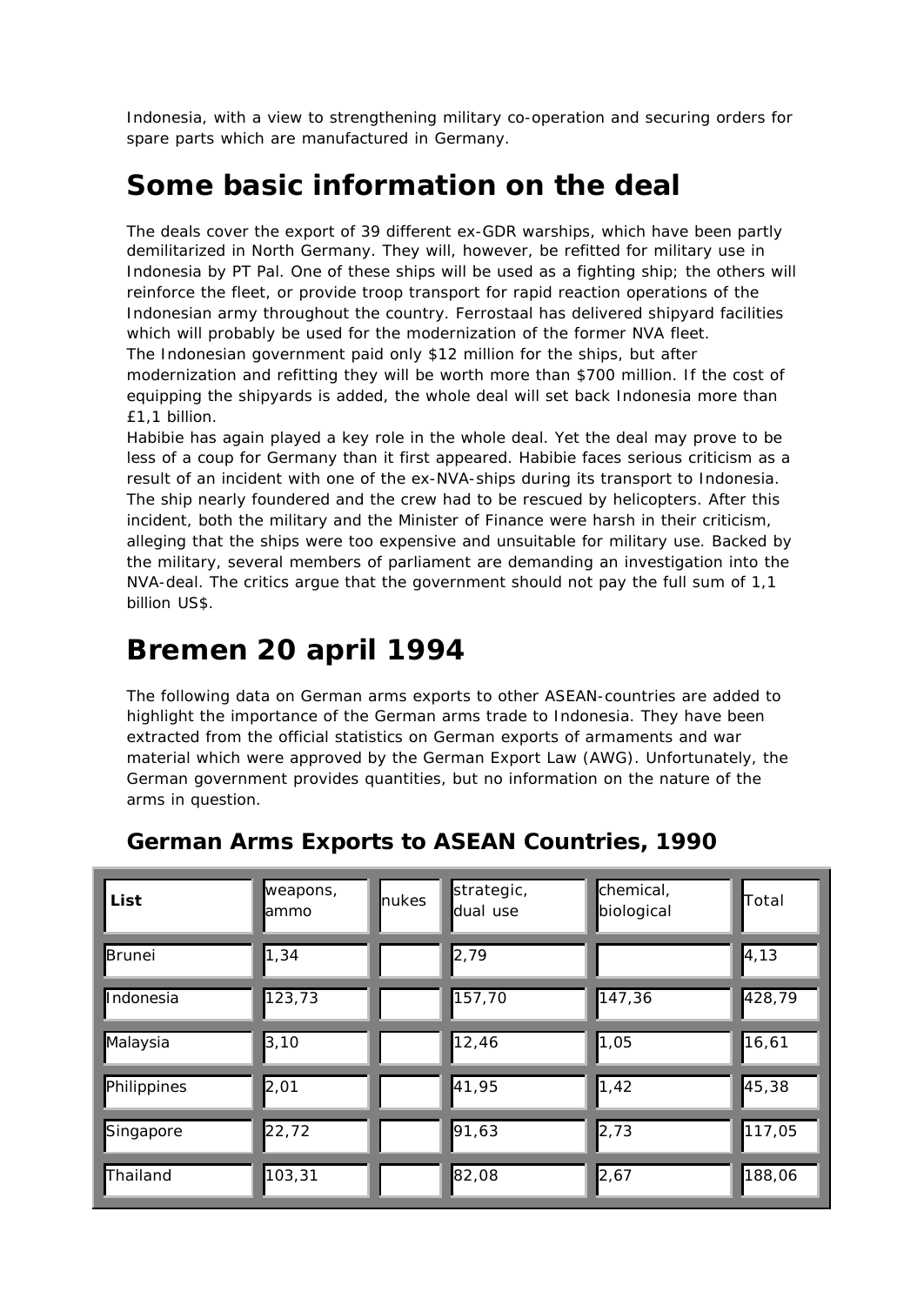Indonesia, with a view to strengthening military co-operation and securing orders for spare parts which are manufactured in Germany.

# Some basic information on the deal

The deals cover the export of 39 different ex-GDR warships, which have been partly demilitarized in North Germany. They will, however, be refitted for military use in Indonesia by PT Pal. One of these ships will be used as a fighting ship; the others will reinforce the fleet, or provide troop transport for rapid reaction operations of the Indonesian army throughout the country. Ferrostaal has delivered shipyard facilities which will probably be used for the modernization of the former NVA fleet.
The Indonesian government paid only $12 million for the ships, but after modernization and refitting they will be worth more than $700 million. If the cost of equipping the shipyards is added, the whole deal will set back Indonesia more than £1,1 billion.
Habibie has again played a key role in the whole deal. Yet the deal may prove to be less of a coup for Germany than it first appeared. Habibie faces serious criticism as a result of an incident with one of the ex-NVA-ships during its transport to Indonesia. The ship nearly foundered and the crew had to be rescued by helicopters. After this incident, both the military and the Minister of Finance were harsh in their criticism, alleging that the ships were too expensive and unsuitable for military use. Backed by the military, several members of parliament are demanding an investigation into the NVA-deal. The critics argue that the government should not pay the full sum of 1,1 billion US$.

# Bremen 20 april 1994

The following data on German arms exports to other ASEAN-countries are added to highlight the importance of the German arms trade to Indonesia. They have been extracted from the official statistics on German exports of armaments and war material which were approved by the German Export Law (AWG). Unfortunately, the German government provides quantities, but no information on the nature of the arms in question.

## German Arms Exports to ASEAN Countries, 1990

| List | weapons, ammo | nukes | strategic, dual use | chemical, biological | Total |
|---|---|---|---|---|---|
| Brunei | 1,34 | | 2,79 | | 4,13 |
| Indonesia | 123,73 | | 157,70 | 147,36 | 428,79 |
| Malaysia | 3,10 | | 12,46 | 1,05 | 16,61 |
| Philippines | 2,01 | | 41,95 | 1,42 | 45,38 |
| Singapore | 22,72 | | 91,63 | 2,73 | 117,05 |
| Thailand | 103,31 | | 82,08 | 2,67 | 188,06 |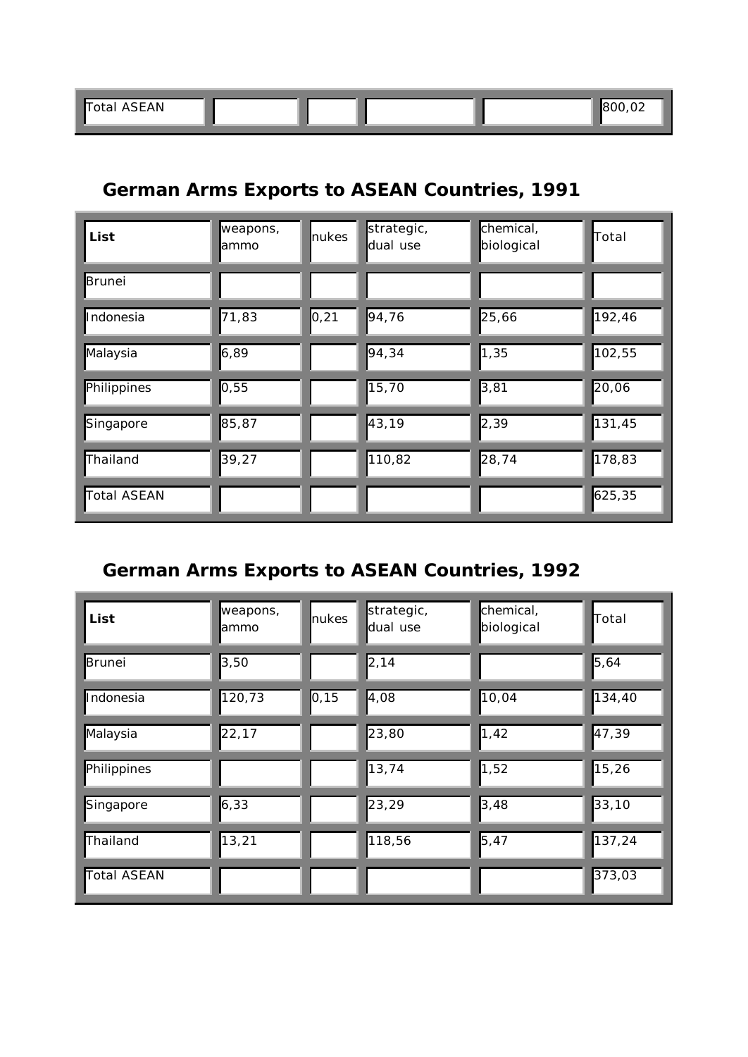| Total ASEAN | | | | | 800,02 |
|---|---|---|---|---|---|

## German Arms Exports to ASEAN Countries, 1991

| **List** | weapons, ammo | nukes | strategic, dual use | chemical, biological | Total |
|---|---|---|---|---|---|
| Brunei | | | | | |
| Indonesia | 71,83 | 0,21 | 94,76 | 25,66 | 192,46 |
| Malaysia | 6,89 | | 94,34 | 1,35 | 102,55 |
| Philippines | 0,55 | | 15,70 | 3,81 | 20,06 |
| Singapore | 85,87 | | 43,19 | 2,39 | 131,45 |
| Thailand | 39,27 | | 110,82 | 28,74 | 178,83 |
| Total ASEAN | | | | | 625,35 |

## German Arms Exports to ASEAN Countries, 1992

| **List** | weapons, ammo | nukes | strategic, dual use | chemical, biological | Total |
|---|---|---|---|---|---|
| Brunei | 3,50 | | 2,14 | | 5,64 |
| Indonesia | 120,73 | 0,15 | 4,08 | 10,04 | 134,40 |
| Malaysia | 22,17 | | 23,80 | 1,42 | 47,39 |
| Philippines | | | 13,74 | 1,52 | 15,26 |
| Singapore | 6,33 | | 23,29 | 3,48 | 33,10 |
| Thailand | 13,21 | | 118,56 | 5,47 | 137,24 |
| Total ASEAN | | | | | 373,03 |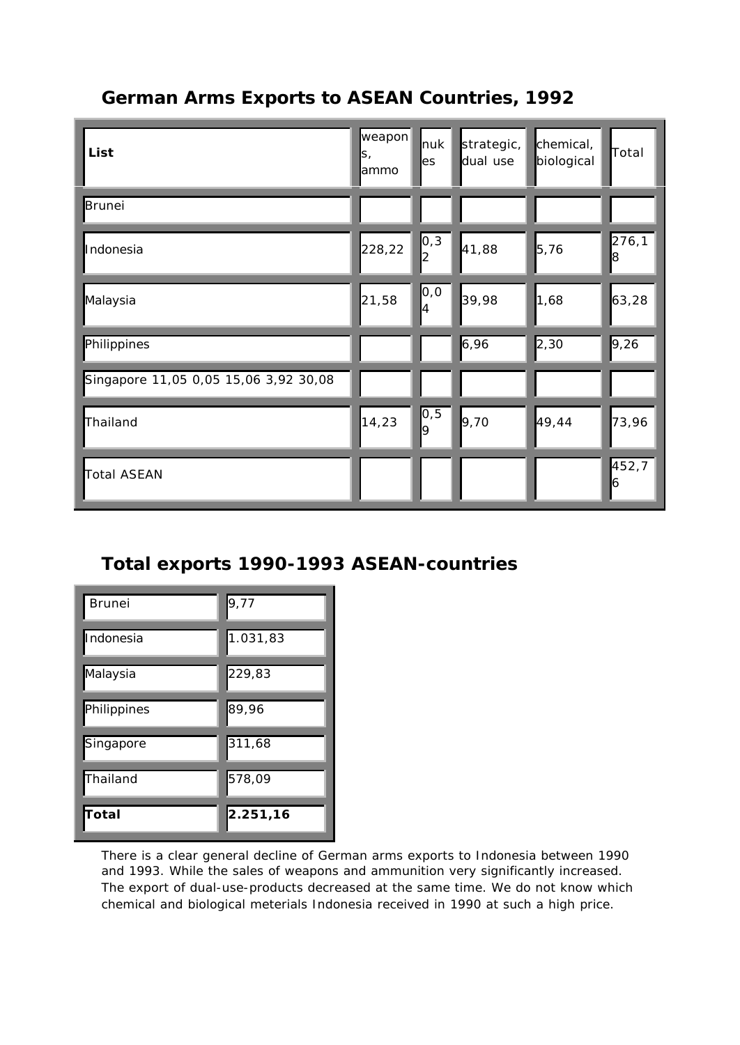## German Arms Exports to ASEAN Countries, 1992

| List | weapons, ammo | nukes | strategic, dual use | chemical, biological | Total |
|---|---|---|---|---|---|
| Brunei | | | | | |
| Indonesia | 228,22 | 0,32 | 41,88 | 5,76 | 276,18 |
| Malaysia | 21,58 | 0,04 | 39,98 | 1,68 | 63,28 |
| Philippines | | | 6,96 | 2,30 | 9,26 |
| Singapore 11,05 0,05 15,06 3,92 30,08 | | | | | |
| Thailand | 14,23 | 0,59 | 9,70 | 49,44 | 73,96 |
| Total ASEAN | | | | | 452,76 |

## Total exports 1990-1993 ASEAN-countries

| | |
|---|---|
| Brunei | 9,77 |
| Indonesia | 1.031,83 |
| Malaysia | 229,83 |
| Philippines | 89,96 |
| Singapore | 311,68 |
| Thailand | 578,09 |
| **Total** | **2.251,16** |

There is a clear general decline of German arms exports to Indonesia between 1990 and 1993. While the sales of weapons and ammunition very significantly increased. The export of dual-use-products decreased at the same time. We do not know which chemical and biological meterials Indonesia received in 1990 at such a high price.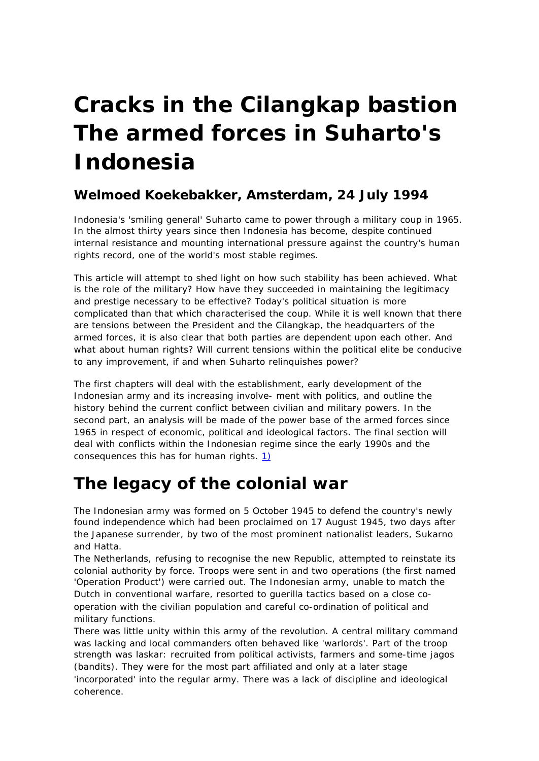# Cracks in the Cilangkap bastion The armed forces in Suharto's Indonesia

## Welmoed Koekebakker, Amsterdam, 24 July 1994

Indonesia's 'smiling general' Suharto came to power through a military coup in 1965. In the almost thirty years since then Indonesia has become, despite continued internal resistance and mounting international pressure against the country's human rights record, one of the world's most stable regimes.

This article will attempt to shed light on how such stability has been achieved. What is the role of the military? How have they succeeded in maintaining the legitimacy and prestige necessary to be effective? Today's political situation is more complicated than that which characterised the coup. While it is well known that there are tensions between the President and the Cilangkap, the headquarters of the armed forces, it is also clear that both parties are dependent upon each other. And what about human rights? Will current tensions within the political elite be conducive to any improvement, if and when Suharto relinquishes power?

The first chapters will deal with the establishment, early development of the Indonesian army and its increasing involve- ment with politics, and outline the history behind the current conflict between civilian and military powers. In the second part, an analysis will be made of the power base of the armed forces since 1965 in respect of economic, political and ideological factors. The final section will deal with conflicts within the Indonesian regime since the early 1990s and the consequences this has for human rights. 1)

# The legacy of the colonial war

The Indonesian army was formed on 5 October 1945 to defend the country's newly found independence which had been proclaimed on 17 August 1945, two days after the Japanese surrender, by two of the most prominent nationalist leaders, Sukarno and Hatta.
The Netherlands, refusing to recognise the new Republic, attempted to reinstate its colonial authority by force. Troops were sent in and two operations (the first named 'Operation Product') were carried out. The Indonesian army, unable to match the Dutch in conventional warfare, resorted to guerilla tactics based on a close co-operation with the civilian population and careful co-ordination of political and military functions.
There was little unity within this army of the revolution. A central military command was lacking and local commanders often behaved like 'warlords'. Part of the troop strength was laskar: recruited from political activists, farmers and some-time jagos (bandits). They were for the most part affiliated and only at a later stage 'incorporated' into the regular army. There was a lack of discipline and ideological coherence.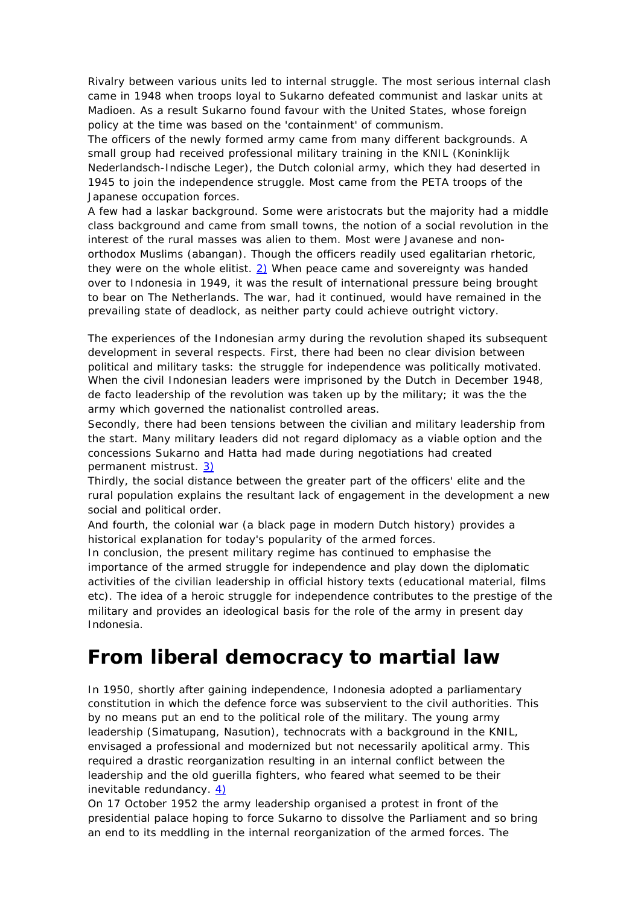Rivalry between various units led to internal struggle. The most serious internal clash came in 1948 when troops loyal to Sukarno defeated communist and laskar units at Madioen. As a result Sukarno found favour with the United States, whose foreign policy at the time was based on the 'containment' of communism.

The officers of the newly formed army came from many different backgrounds. A small group had received professional military training in the KNIL (Koninklijk Nederlandsch-Indische Leger), the Dutch colonial army, which they had deserted in 1945 to join the independence struggle. Most came from the PETA troops of the Japanese occupation forces.

A few had a laskar background. Some were aristocrats but the majority had a middle class background and came from small towns, the notion of a social revolution in the interest of the rural masses was alien to them. Most were Javanese and non-orthodox Muslims (abangan). Though the officers readily used egalitarian rhetoric, they were on the whole elitist. [2)] When peace came and sovereignty was handed over to Indonesia in 1949, it was the result of international pressure being brought to bear on The Netherlands. The war, had it continued, would have remained in the prevailing state of deadlock, as neither party could achieve outright victory.

The experiences of the Indonesian army during the revolution shaped its subsequent development in several respects. First, there had been no clear division between political and military tasks: the struggle for independence was politically motivated. When the civil Indonesian leaders were imprisoned by the Dutch in December 1948, de facto leadership of the revolution was taken up by the military; it was the the army which governed the nationalist controlled areas.

Secondly, there had been tensions between the civilian and military leadership from the start. Many military leaders did not regard diplomacy as a viable option and the concessions Sukarno and Hatta had made during negotiations had created permanent mistrust. [3)]

Thirdly, the social distance between the greater part of the officers' elite and the rural population explains the resultant lack of engagement in the development a new social and political order.

And fourth, the colonial war (a black page in modern Dutch history) provides a historical explanation for today's popularity of the armed forces.

In conclusion, the present military regime has continued to emphasise the importance of the armed struggle for independence and play down the diplomatic activities of the civilian leadership in official history texts (educational material, films etc). The idea of a heroic struggle for independence contributes to the prestige of the military and provides an ideological basis for the role of the army in present day Indonesia.

# From liberal democracy to martial law

In 1950, shortly after gaining independence, Indonesia adopted a parliamentary constitution in which the defence force was subservient to the civil authorities. This by no means put an end to the political role of the military. The young army leadership (Simatupang, Nasution), technocrats with a background in the KNIL, envisaged a professional and modernized but not necessarily apolitical army. This required a drastic reorganization resulting in an internal conflict between the leadership and the old guerilla fighters, who feared what seemed to be their inevitable redundancy. [4)]

On 17 October 1952 the army leadership organised a protest in front of the presidential palace hoping to force Sukarno to dissolve the Parliament and so bring an end to its meddling in the internal reorganization of the armed forces. The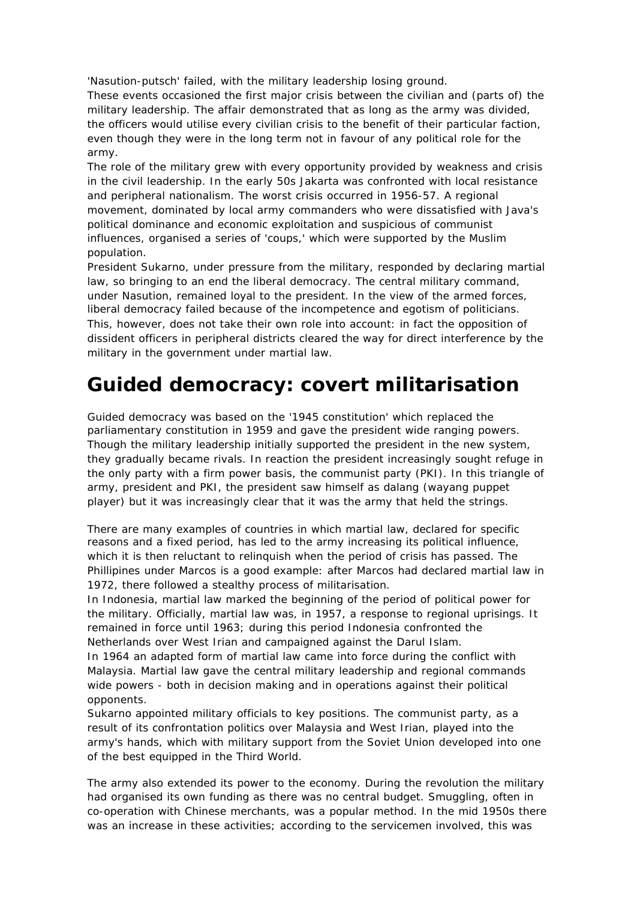'Nasution-putsch' failed, with the military leadership losing ground.

These events occasioned the first major crisis between the civilian and (parts of) the military leadership. The affair demonstrated that as long as the army was divided, the officers would utilise every civilian crisis to the benefit of their particular faction, even though they were in the long term not in favour of any political role for the army.

The role of the military grew with every opportunity provided by weakness and crisis in the civil leadership. In the early 50s Jakarta was confronted with local resistance and peripheral nationalism. The worst crisis occurred in 1956-57. A regional movement, dominated by local army commanders who were dissatisfied with Java's political dominance and economic exploitation and suspicious of communist influences, organised a series of 'coups,' which were supported by the Muslim population.

President Sukarno, under pressure from the military, responded by declaring martial law, so bringing to an end the liberal democracy. The central military command, under Nasution, remained loyal to the president. In the view of the armed forces, liberal democracy failed because of the incompetence and egotism of politicians. This, however, does not take their own role into account: in fact the opposition of dissident officers in peripheral districts cleared the way for direct interference by the military in the government under martial law.

# Guided democracy: covert militarisation

Guided democracy was based on the '1945 constitution' which replaced the parliamentary constitution in 1959 and gave the president wide ranging powers. Though the military leadership initially supported the president in the new system, they gradually became rivals. In reaction the president increasingly sought refuge in the only party with a firm power basis, the communist party (PKI). In this triangle of army, president and PKI, the president saw himself as dalang (wayang puppet player) but it was increasingly clear that it was the army that held the strings.

There are many examples of countries in which martial law, declared for specific reasons and a fixed period, has led to the army increasing its political influence, which it is then reluctant to relinquish when the period of crisis has passed. The Phillipines under Marcos is a good example: after Marcos had declared martial law in 1972, there followed a stealthy process of militarisation.

In Indonesia, martial law marked the beginning of the period of political power for the military. Officially, martial law was, in 1957, a response to regional uprisings. It remained in force until 1963; during this period Indonesia confronted the Netherlands over West Irian and campaigned against the Darul Islam.

In 1964 an adapted form of martial law came into force during the conflict with Malaysia. Martial law gave the central military leadership and regional commands wide powers - both in decision making and in operations against their political opponents.

Sukarno appointed military officials to key positions. The communist party, as a result of its confrontation politics over Malaysia and West Irian, played into the army's hands, which with military support from the Soviet Union developed into one of the best equipped in the Third World.

The army also extended its power to the economy. During the revolution the military had organised its own funding as there was no central budget. Smuggling, often in co-operation with Chinese merchants, was a popular method. In the mid 1950s there was an increase in these activities; according to the servicemen involved, this was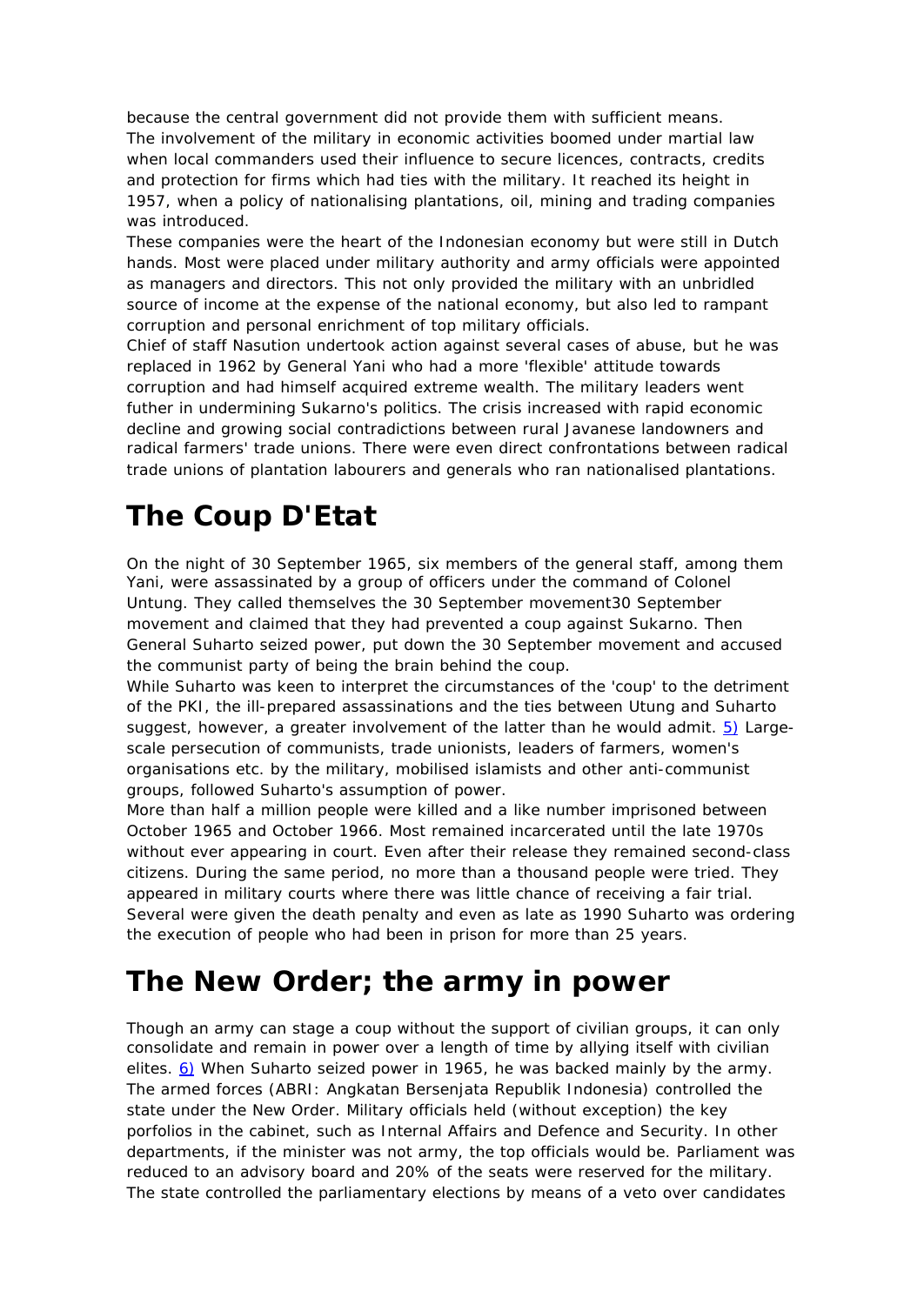because the central government did not provide them with sufficient means.
The involvement of the military in economic activities boomed under martial law when local commanders used their influence to secure licences, contracts, credits and protection for firms which had ties with the military. It reached its height in 1957, when a policy of nationalising plantations, oil, mining and trading companies was introduced.
These companies were the heart of the Indonesian economy but were still in Dutch hands. Most were placed under military authority and army officials were appointed as managers and directors. This not only provided the military with an unbridled source of income at the expense of the national economy, but also led to rampant corruption and personal enrichment of top military officials.
Chief of staff Nasution undertook action against several cases of abuse, but he was replaced in 1962 by General Yani who had a more 'flexible' attitude towards corruption and had himself acquired extreme wealth. The military leaders went futher in undermining Sukarno's politics. The crisis increased with rapid economic decline and growing social contradictions between rural Javanese landowners and radical farmers' trade unions. There were even direct confrontations between radical trade unions of plantation labourers and generals who ran nationalised plantations.

# The Coup D'Etat

On the night of 30 September 1965, six members of the general staff, among them Yani, were assassinated by a group of officers under the command of Colonel Untung. They called themselves the 30 September movement30 September movement and claimed that they had prevented a coup against Sukarno. Then General Suharto seized power, put down the 30 September movement and accused the communist party of being the brain behind the coup.
While Suharto was keen to interpret the circumstances of the 'coup' to the detriment of the PKI, the ill-prepared assassinations and the ties between Utung and Suharto suggest, however, a greater involvement of the latter than he would admit. 5) Large-scale persecution of communists, trade unionists, leaders of farmers, women's organisations etc. by the military, mobilised islamists and other anti-communist groups, followed Suharto's assumption of power.
More than half a million people were killed and a like number imprisoned between October 1965 and October 1966. Most remained incarcerated until the late 1970s without ever appearing in court. Even after their release they remained second-class citizens. During the same period, no more than a thousand people were tried. They appeared in military courts where there was little chance of receiving a fair trial. Several were given the death penalty and even as late as 1990 Suharto was ordering the execution of people who had been in prison for more than 25 years.

# The New Order; the army in power

Though an army can stage a coup without the support of civilian groups, it can only consolidate and remain in power over a length of time by allying itself with civilian elites. 6) When Suharto seized power in 1965, he was backed mainly by the army. The armed forces (ABRI: Angkatan Bersenjata Republik Indonesia) controlled the state under the New Order. Military officials held (without exception) the key porfolios in the cabinet, such as Internal Affairs and Defence and Security. In other departments, if the minister was not army, the top officials would be. Parliament was reduced to an advisory board and 20% of the seats were reserved for the military. The state controlled the parliamentary elections by means of a veto over candidates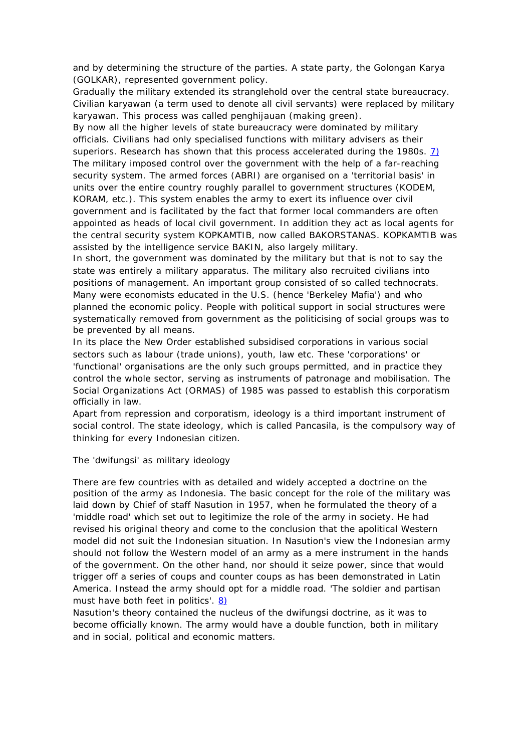and by determining the structure of the parties. A state party, the Golongan Karya (GOLKAR), represented government policy.

Gradually the military extended its stranglehold over the central state bureaucracy. Civilian karyawan (a term used to denote all civil servants) were replaced by military karyawan. This process was called penghijauan (making green).

By now all the higher levels of state bureaucracy were dominated by military officials. Civilians had only specialised functions with military advisers as their superiors. Research has shown that this process accelerated during the 1980s. [7)]

The military imposed control over the government with the help of a far-reaching security system. The armed forces (ABRI) are organised on a 'territorial basis' in units over the entire country roughly parallel to government structures (KODEM, KORAM, etc.). This system enables the army to exert its influence over civil government and is facilitated by the fact that former local commanders are often appointed as heads of local civil government. In addition they act as local agents for the central security system KOPKAMTIB, now called BAKORSTANAS. KOPKAMTIB was assisted by the intelligence service BAKIN, also largely military.

In short, the government was dominated by the military but that is not to say the state was entirely a military apparatus. The military also recruited civilians into positions of management. An important group consisted of so called technocrats. Many were economists educated in the U.S. (hence 'Berkeley Mafia') and who planned the economic policy. People with political support in social structures were systematically removed from government as the politicising of social groups was to be prevented by all means.

In its place the New Order established subsidised corporations in various social sectors such as labour (trade unions), youth, law etc. These 'corporations' or 'functional' organisations are the only such groups permitted, and in practice they control the whole sector, serving as instruments of patronage and mobilisation. The Social Organizations Act (ORMAS) of 1985 was passed to establish this corporatism officially in law.

Apart from repression and corporatism, ideology is a third important instrument of social control. The state ideology, which is called Pancasila, is the compulsory way of thinking for every Indonesian citizen.

### The 'dwifungsi' as military ideology

There are few countries with as detailed and widely accepted a doctrine on the position of the army as Indonesia. The basic concept for the role of the military was laid down by Chief of staff Nasution in 1957, when he formulated the theory of a 'middle road' which set out to legitimize the role of the army in society. He had revised his original theory and come to the conclusion that the apolitical Western model did not suit the Indonesian situation. In Nasution's view the Indonesian army should not follow the Western model of an army as a mere instrument in the hands of the government. On the other hand, nor should it seize power, since that would trigger off a series of coups and counter coups as has been demonstrated in Latin America. Instead the army should opt for a middle road. 'The soldier and partisan must have both feet in politics'. [8)]

Nasution's theory contained the nucleus of the dwifungsi doctrine, as it was to become officially known. The army would have a double function, both in military and in social, political and economic matters.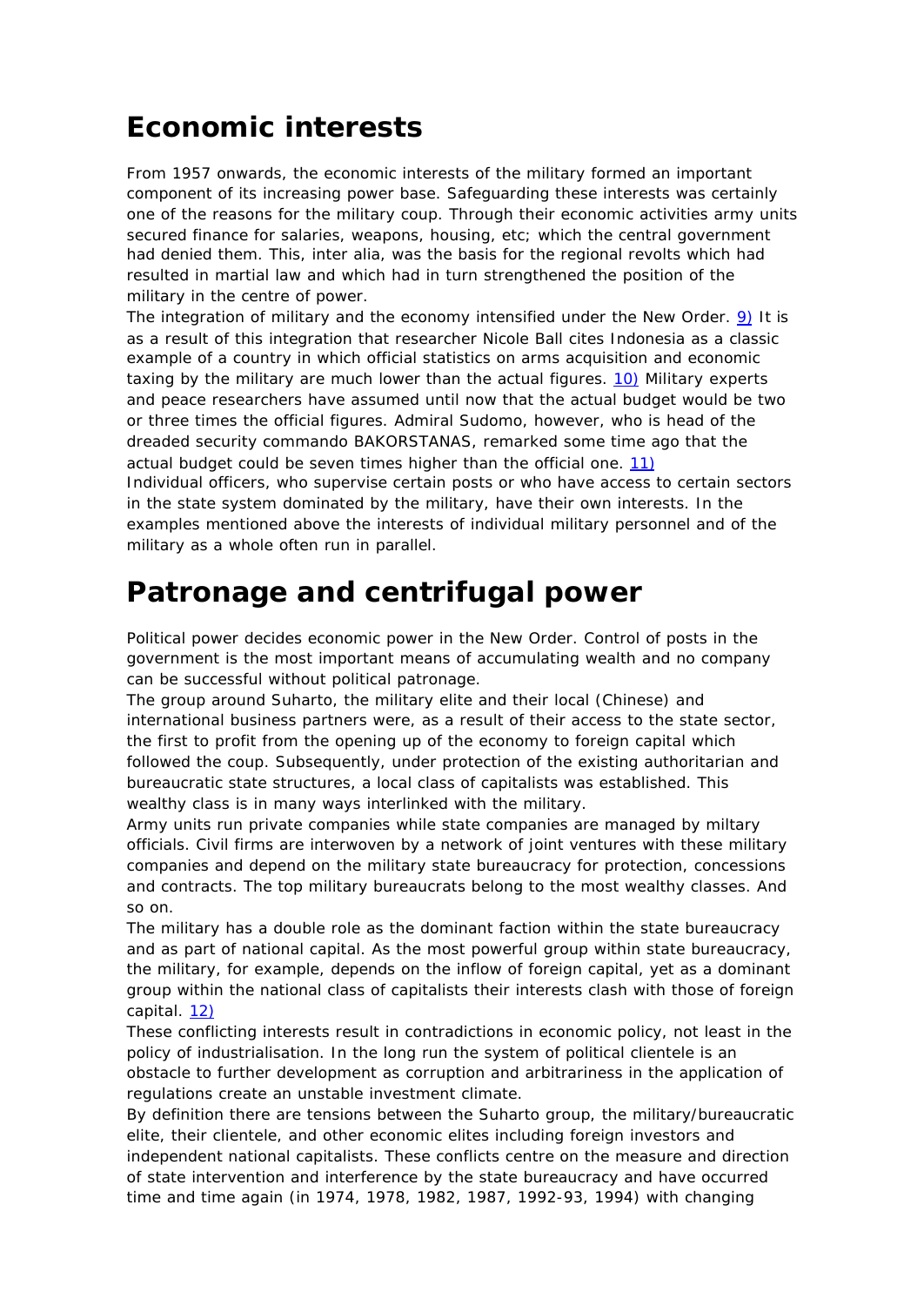## Economic interests

From 1957 onwards, the economic interests of the military formed an important component of its increasing power base. Safeguarding these interests was certainly one of the reasons for the military coup. Through their economic activities army units secured finance for salaries, weapons, housing, etc; which the central government had denied them. This, inter alia, was the basis for the regional revolts which had resulted in martial law and which had in turn strengthened the position of the military in the centre of power.

The integration of military and the economy intensified under the New Order. 9) It is as a result of this integration that researcher Nicole Ball cites Indonesia as a classic example of a country in which official statistics on arms acquisition and economic taxing by the military are much lower than the actual figures. 10) Military experts and peace researchers have assumed until now that the actual budget would be two or three times the official figures. Admiral Sudomo, however, who is head of the dreaded security commando BAKORSTANAS, remarked some time ago that the actual budget could be seven times higher than the official one. 11)

Individual officers, who supervise certain posts or who have access to certain sectors in the state system dominated by the military, have their own interests. In the examples mentioned above the interests of individual military personnel and of the military as a whole often run in parallel.

## Patronage and centrifugal power

Political power decides economic power in the New Order. Control of posts in the government is the most important means of accumulating wealth and no company can be successful without political patronage.

The group around Suharto, the military elite and their local (Chinese) and international business partners were, as a result of their access to the state sector, the first to profit from the opening up of the economy to foreign capital which followed the coup. Subsequently, under protection of the existing authoritarian and bureaucratic state structures, a local class of capitalists was established. This wealthy class is in many ways interlinked with the military.

Army units run private companies while state companies are managed by miltary officials. Civil firms are interwoven by a network of joint ventures with these military companies and depend on the military state bureaucracy for protection, concessions and contracts. The top military bureaucrats belong to the most wealthy classes. And so on.

The military has a double role as the dominant faction within the state bureaucracy and as part of national capital. As the most powerful group within state bureaucracy, the military, for example, depends on the inflow of foreign capital, yet as a dominant group within the national class of capitalists their interests clash with those of foreign capital. 12)

These conflicting interests result in contradictions in economic policy, not least in the policy of industrialisation. In the long run the system of political clientele is an obstacle to further development as corruption and arbitrariness in the application of regulations create an unstable investment climate.

By definition there are tensions between the Suharto group, the military/bureaucratic elite, their clientele, and other economic elites including foreign investors and independent national capitalists. These conflicts centre on the measure and direction of state intervention and interference by the state bureaucracy and have occurred time and time again (in 1974, 1978, 1982, 1987, 1992-93, 1994) with changing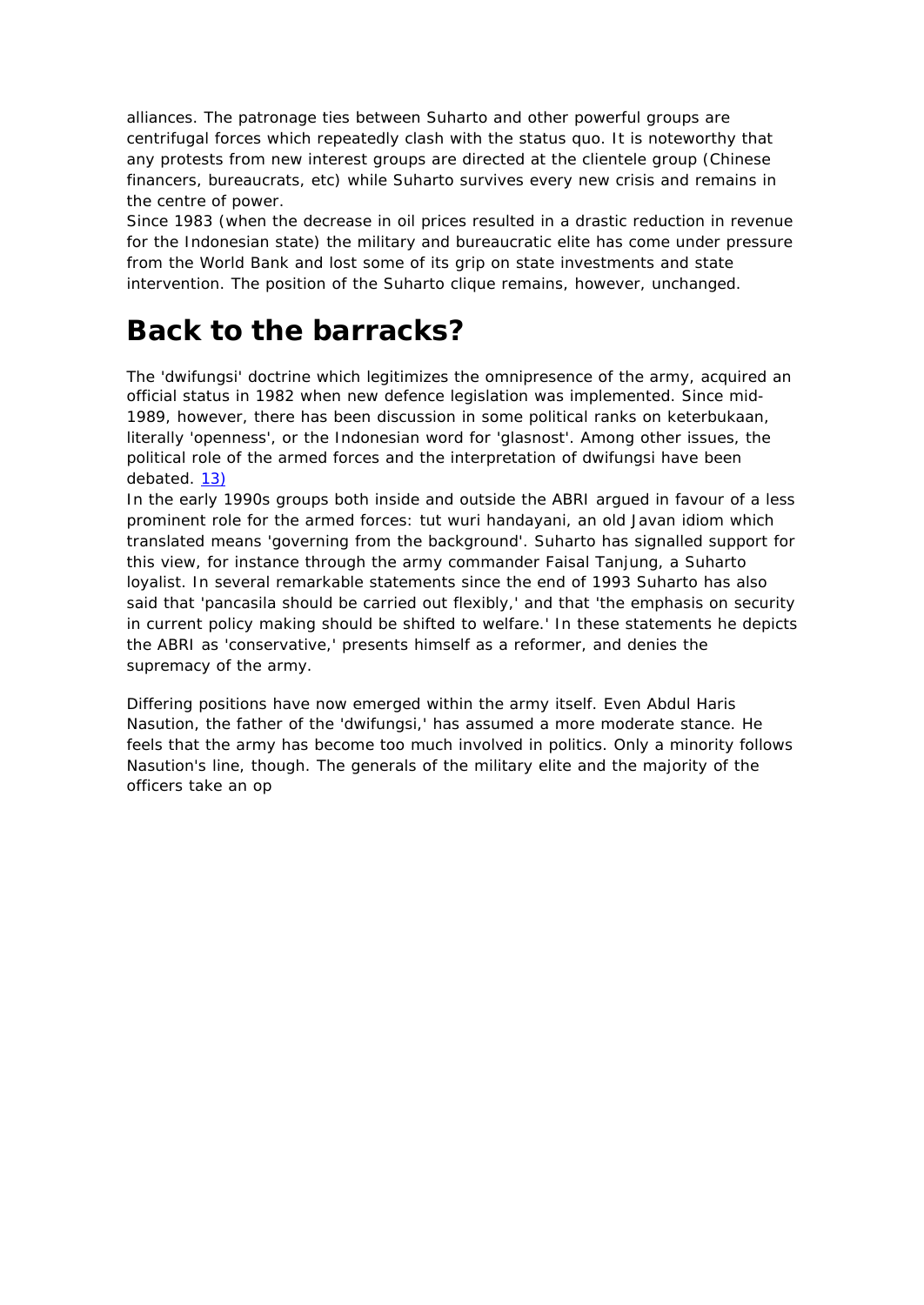alliances. The patronage ties between Suharto and other powerful groups are centrifugal forces which repeatedly clash with the status quo. It is noteworthy that any protests from new interest groups are directed at the clientele group (Chinese financers, bureaucrats, etc) while Suharto survives every new crisis and remains in the centre of power.

Since 1983 (when the decrease in oil prices resulted in a drastic reduction in revenue for the Indonesian state) the military and bureaucratic elite has come under pressure from the World Bank and lost some of its grip on state investments and state intervention. The position of the Suharto clique remains, however, unchanged.

# Back to the barracks?

The 'dwifungsi' doctrine which legitimizes the omnipresence of the army, acquired an official status in 1982 when new defence legislation was implemented. Since mid-1989, however, there has been discussion in some political ranks on keterbukaan, literally 'openness', or the Indonesian word for 'glasnost'. Among other issues, the political role of the armed forces and the interpretation of dwifungsi have been debated. 13)

In the early 1990s groups both inside and outside the ABRI argued in favour of a less prominent role for the armed forces: tut wuri handayani, an old Javan idiom which translated means 'governing from the background'. Suharto has signalled support for this view, for instance through the army commander Faisal Tanjung, a Suharto loyalist. In several remarkable statements since the end of 1993 Suharto has also said that 'pancasila should be carried out flexibly,' and that 'the emphasis on security in current policy making should be shifted to welfare.' In these statements he depicts the ABRI as 'conservative,' presents himself as a reformer, and denies the supremacy of the army.

Differing positions have now emerged within the army itself. Even Abdul Haris Nasution, the father of the 'dwifungsi,' has assumed a more moderate stance. He feels that the army has become too much involved in politics. Only a minority follows Nasution's line, though. The generals of the military elite and the majority of the officers take an op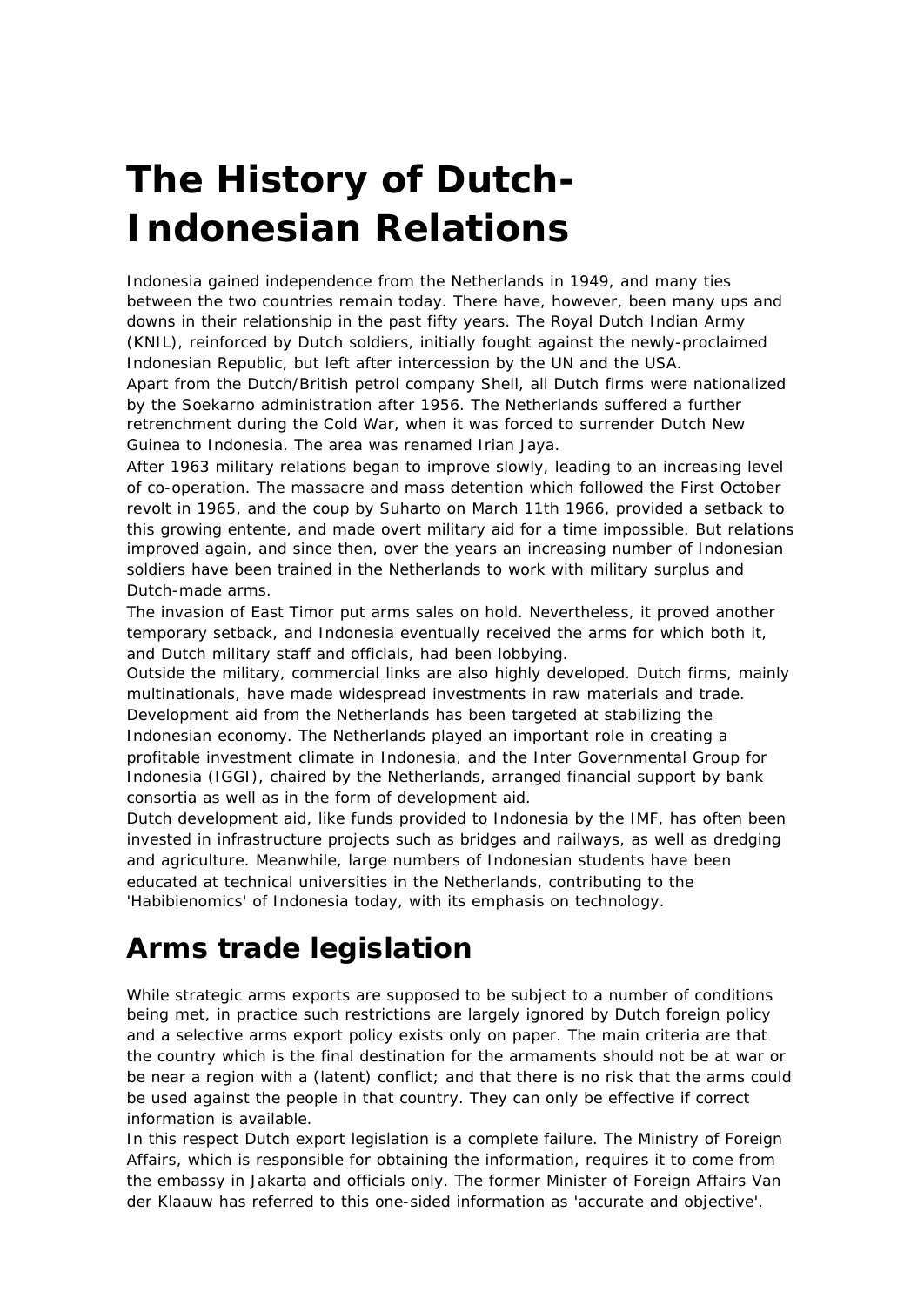# The History of Dutch-Indonesian Relations

Indonesia gained independence from the Netherlands in 1949, and many ties between the two countries remain today. There have, however, been many ups and downs in their relationship in the past fifty years. The Royal Dutch Indian Army (KNIL), reinforced by Dutch soldiers, initially fought against the newly-proclaimed Indonesian Republic, but left after intercession by the UN and the USA.

Apart from the Dutch/British petrol company Shell, all Dutch firms were nationalized by the Soekarno administration after 1956. The Netherlands suffered a further retrenchment during the Cold War, when it was forced to surrender Dutch New Guinea to Indonesia. The area was renamed Irian Jaya.

After 1963 military relations began to improve slowly, leading to an increasing level of co-operation. The massacre and mass detention which followed the First October revolt in 1965, and the coup by Suharto on March 11th 1966, provided a setback to this growing entente, and made overt military aid for a time impossible. But relations improved again, and since then, over the years an increasing number of Indonesian soldiers have been trained in the Netherlands to work with military surplus and Dutch-made arms.

The invasion of East Timor put arms sales on hold. Nevertheless, it proved another temporary setback, and Indonesia eventually received the arms for which both it, and Dutch military staff and officials, had been lobbying.

Outside the military, commercial links are also highly developed. Dutch firms, mainly multinationals, have made widespread investments in raw materials and trade. Development aid from the Netherlands has been targeted at stabilizing the Indonesian economy. The Netherlands played an important role in creating a profitable investment climate in Indonesia, and the Inter Governmental Group for Indonesia (IGGI), chaired by the Netherlands, arranged financial support by bank consortia as well as in the form of development aid.

Dutch development aid, like funds provided to Indonesia by the IMF, has often been invested in infrastructure projects such as bridges and railways, as well as dredging and agriculture. Meanwhile, large numbers of Indonesian students have been educated at technical universities in the Netherlands, contributing to the 'Habibienomics' of Indonesia today, with its emphasis on technology.

## Arms trade legislation

While strategic arms exports are supposed to be subject to a number of conditions being met, in practice such restrictions are largely ignored by Dutch foreign policy and a selective arms export policy exists only on paper. The main criteria are that the country which is the final destination for the armaments should not be at war or be near a region with a (latent) conflict; and that there is no risk that the arms could be used against the people in that country. They can only be effective if correct information is available.

In this respect Dutch export legislation is a complete failure. The Ministry of Foreign Affairs, which is responsible for obtaining the information, requires it to come from the embassy in Jakarta and officials only. The former Minister of Foreign Affairs Van der Klaauw has referred to this one-sided information as 'accurate and objective'.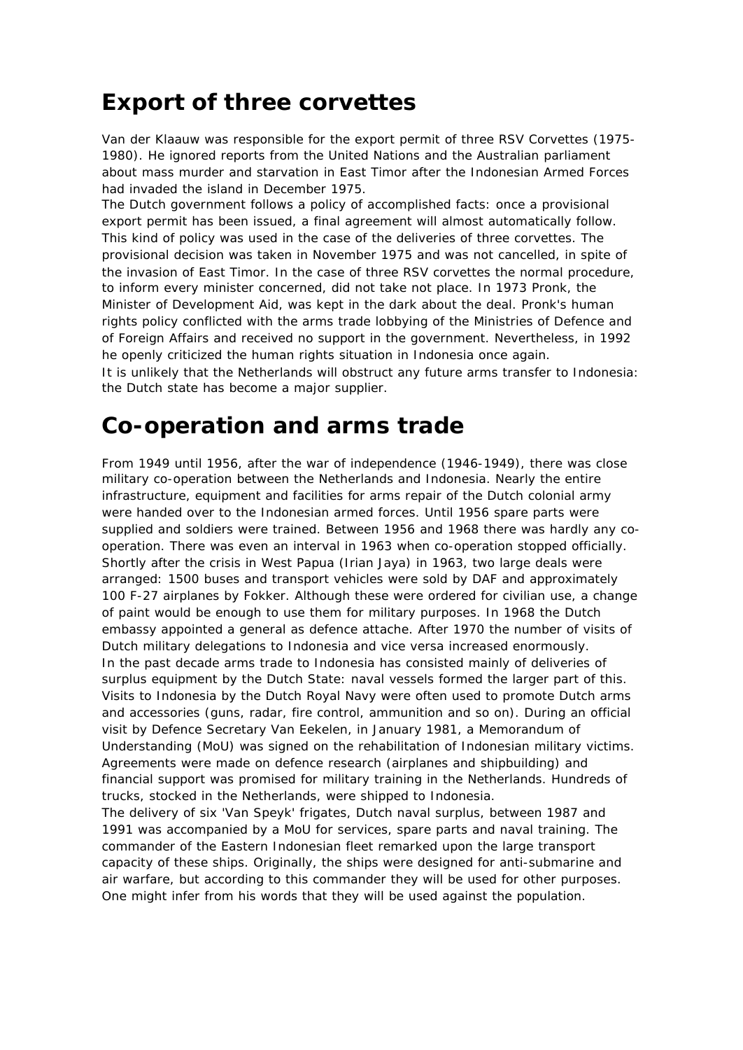# Export of three corvettes

Van der Klaauw was responsible for the export permit of three RSV Corvettes (1975-1980). He ignored reports from the United Nations and the Australian parliament about mass murder and starvation in East Timor after the Indonesian Armed Forces had invaded the island in December 1975.

The Dutch government follows a policy of accomplished facts: once a provisional export permit has been issued, a final agreement will almost automatically follow. This kind of policy was used in the case of the deliveries of three corvettes. The provisional decision was taken in November 1975 and was not cancelled, in spite of the invasion of East Timor. In the case of three RSV corvettes the normal procedure, to inform every minister concerned, did not take not place. In 1973 Pronk, the Minister of Development Aid, was kept in the dark about the deal. Pronk's human rights policy conflicted with the arms trade lobbying of the Ministries of Defence and of Foreign Affairs and received no support in the government. Nevertheless, in 1992 he openly criticized the human rights situation in Indonesia once again.

It is unlikely that the Netherlands will obstruct any future arms transfer to Indonesia: the Dutch state has become a major supplier.

# Co-operation and arms trade

From 1949 until 1956, after the war of independence (1946-1949), there was close military co-operation between the Netherlands and Indonesia. Nearly the entire infrastructure, equipment and facilities for arms repair of the Dutch colonial army were handed over to the Indonesian armed forces. Until 1956 spare parts were supplied and soldiers were trained. Between 1956 and 1968 there was hardly any co-operation. There was even an interval in 1963 when co-operation stopped officially. Shortly after the crisis in West Papua (Irian Jaya) in 1963, two large deals were arranged: 1500 buses and transport vehicles were sold by DAF and approximately 100 F-27 airplanes by Fokker. Although these were ordered for civilian use, a change of paint would be enough to use them for military purposes. In 1968 the Dutch embassy appointed a general as defence attache. After 1970 the number of visits of Dutch military delegations to Indonesia and vice versa increased enormously.

In the past decade arms trade to Indonesia has consisted mainly of deliveries of surplus equipment by the Dutch State: naval vessels formed the larger part of this. Visits to Indonesia by the Dutch Royal Navy were often used to promote Dutch arms and accessories (guns, radar, fire control, ammunition and so on). During an official visit by Defence Secretary Van Eekelen, in January 1981, a Memorandum of Understanding (MoU) was signed on the rehabilitation of Indonesian military victims. Agreements were made on defence research (airplanes and shipbuilding) and financial support was promised for military training in the Netherlands. Hundreds of trucks, stocked in the Netherlands, were shipped to Indonesia.

The delivery of six 'Van Speyk' frigates, Dutch naval surplus, between 1987 and 1991 was accompanied by a MoU for services, spare parts and naval training. The commander of the Eastern Indonesian fleet remarked upon the large transport capacity of these ships. Originally, the ships were designed for anti-submarine and air warfare, but according to this commander they will be used for other purposes. One might infer from his words that they will be used against the population.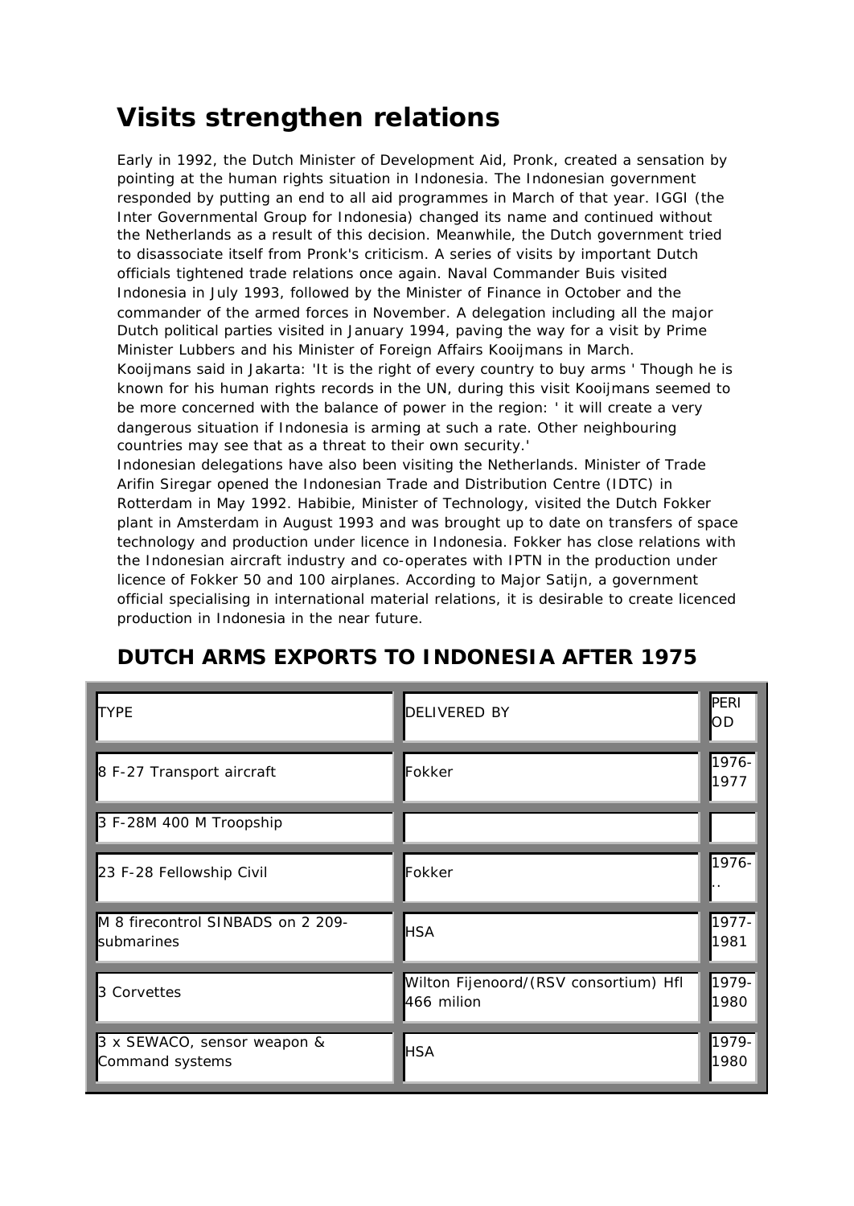## Visits strengthen relations

Early in 1992, the Dutch Minister of Development Aid, Pronk, created a sensation by pointing at the human rights situation in Indonesia. The Indonesian government responded by putting an end to all aid programmes in March of that year. IGGI (the Inter Governmental Group for Indonesia) changed its name and continued without the Netherlands as a result of this decision. Meanwhile, the Dutch government tried to disassociate itself from Pronk's criticism. A series of visits by important Dutch officials tightened trade relations once again. Naval Commander Buis visited Indonesia in July 1993, followed by the Minister of Finance in October and the commander of the armed forces in November. A delegation including all the major Dutch political parties visited in January 1994, paving the way for a visit by Prime Minister Lubbers and his Minister of Foreign Affairs Kooijmans in March.
Kooijmans said in Jakarta: 'It is the right of every country to buy arms ' Though he is known for his human rights records in the UN, during this visit Kooijmans seemed to be more concerned with the balance of power in the region: ' it will create a very dangerous situation if Indonesia is arming at such a rate. Other neighbouring countries may see that as a threat to their own security.'
Indonesian delegations have also been visiting the Netherlands. Minister of Trade Arifin Siregar opened the Indonesian Trade and Distribution Centre (IDTC) in Rotterdam in May 1992. Habibie, Minister of Technology, visited the Dutch Fokker plant in Amsterdam in August 1993 and was brought up to date on transfers of space technology and production under licence in Indonesia. Fokker has close relations with the Indonesian aircraft industry and co-operates with IPTN in the production under licence of Fokker 50 and 100 airplanes. According to Major Satijn, a government official specialising in international material relations, it is desirable to create licenced production in Indonesia in the near future.

## DUTCH ARMS EXPORTS TO INDONESIA AFTER 1975

| TYPE | DELIVERED BY | PERIOD |
|---|---|---|
| 8 F-27 Transport aircraft | Fokker | 1976-1977 |
| 3 F-28M 400 M Troopship | | |
| 23 F-28 Fellowship Civil | Fokker | 1976-.. |
| M 8 firecontrol SINBADS on 2 209-submarines | HSA | 1977-1981 |
| 3 Corvettes | Wilton Fijenoord/(RSV consortium) Hfl 466 milion | 1979-1980 |
| 3 x SEWACO, sensor weapon & Command systems | HSA | 1979-1980 |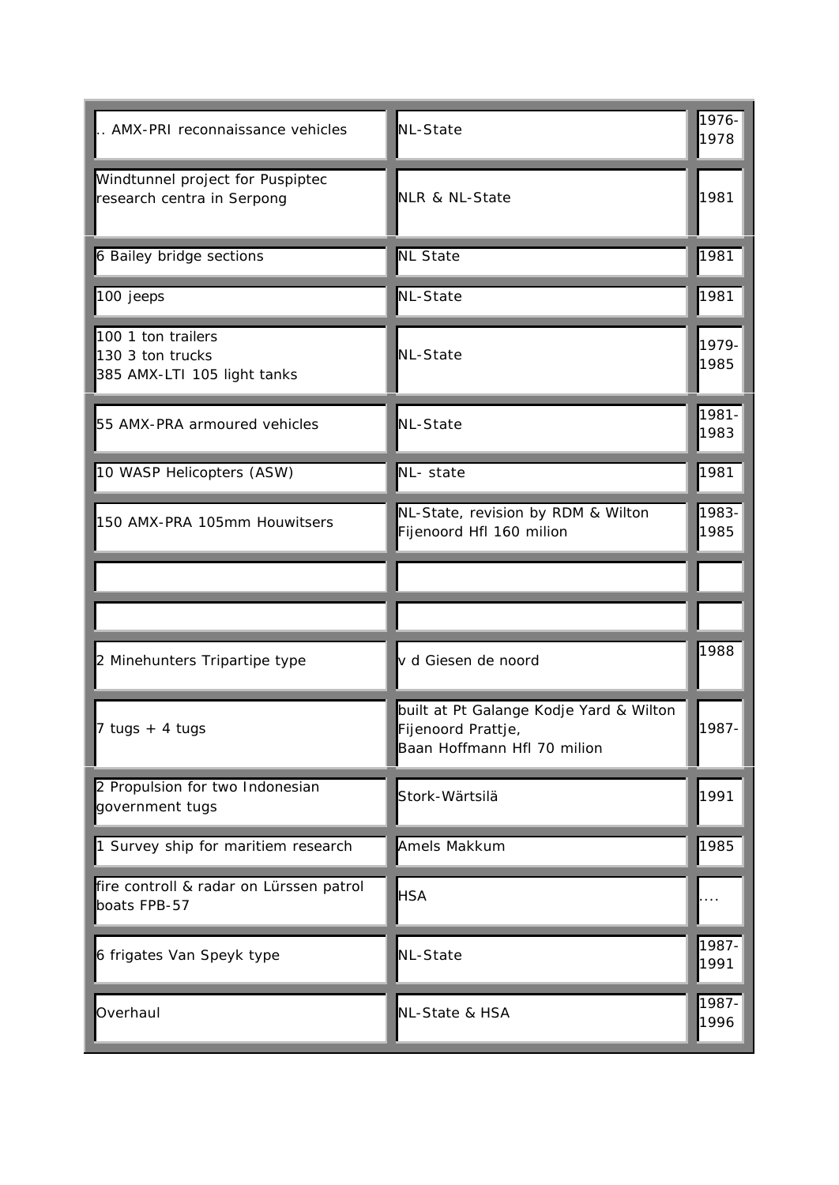| | | |
|---|---|---|
| .. AMX-PRI reconnaissance vehicles | NL-State | 1976-1978 |
| Windtunnel project for Puspiptec research centra in Serpong | NLR & NL-State | 1981 |
| 6 Bailey bridge sections | NL State | 1981 |
| 100 jeeps | NL-State | 1981 |
| 100 1 ton trailers<br>130 3 ton trucks<br>385 AMX-LTI 105 light tanks | NL-State | 1979-1985 |
| 55 AMX-PRA armoured vehicles | NL-State | 1981-1983 |
| 10 WASP Helicopters (ASW) | NL- state | 1981 |
| 150 AMX-PRA 105mm Houwitsers | NL-State, revision by RDM & Wilton Fijenoord Hfl 160 milion | 1983-1985 |
| | | |
| | | |
| 2 Minehunters Tripartipe type | v d Giesen de noord | 1988 |
| 7 tugs + 4 tugs | built at Pt Galange Kodje Yard & Wilton Fijenoord Prattje,<br>Baan Hoffmann Hfl 70 milion | 1987- |
| 2 Propulsion for two Indonesian government tugs | Stork-Wärtsilä | 1991 |
| 1 Survey ship for maritiem research | Amels Makkum | 1985 |
| fire controll & radar on Lürssen patrol boats FPB-57 | HSA | .... |
| 6 frigates Van Speyk type | NL-State | 1987-1991 |
| Overhaul | NL-State & HSA | 1987-1996 |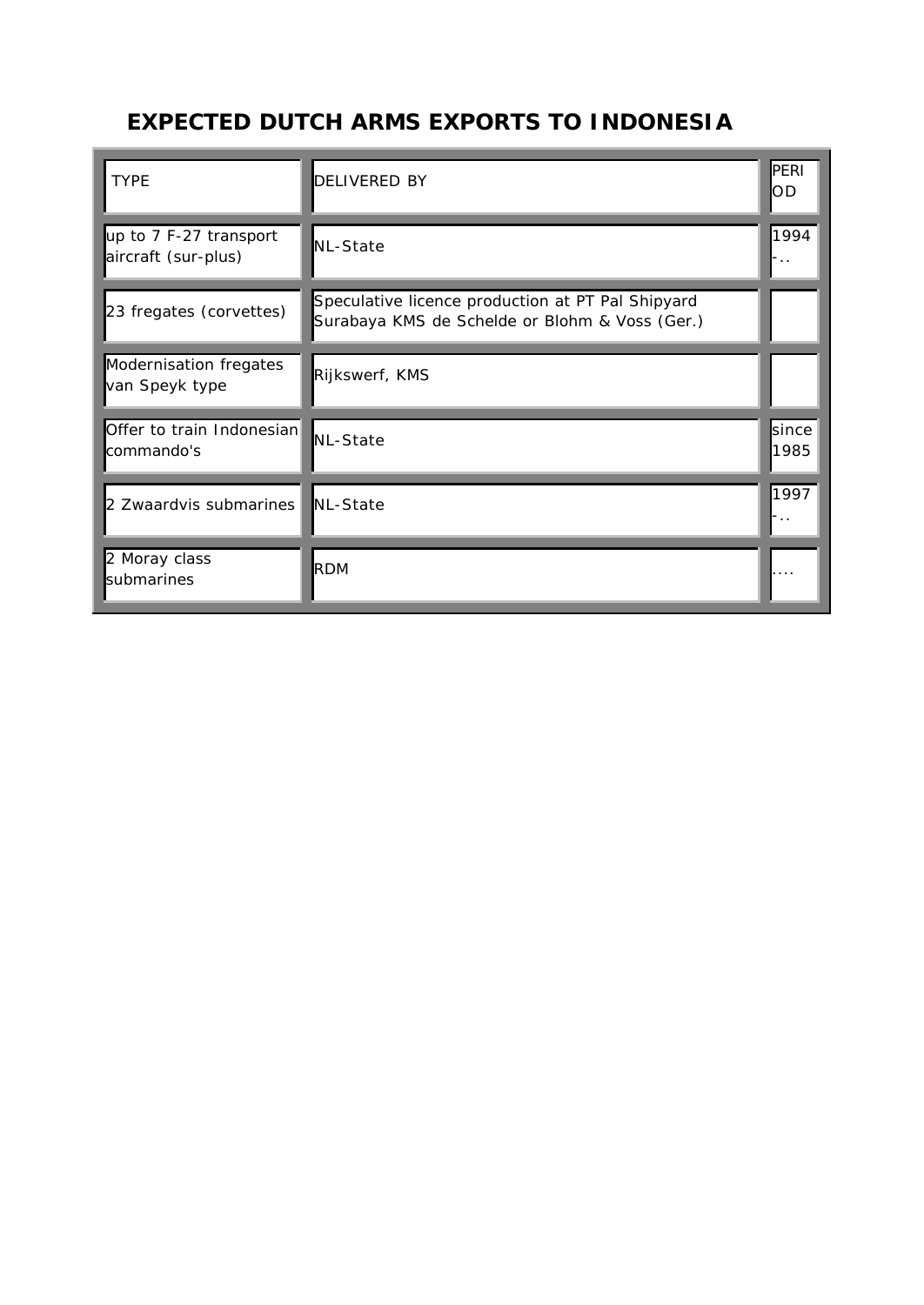# EXPECTED DUTCH ARMS EXPORTS TO INDONESIA

| TYPE | DELIVERED BY | PERIOD |
| --- | --- | --- |
| up to 7 F-27 transport aircraft (sur-plus) | NL-State | 1994 -.. |
| 23 fregates (corvettes) | Speculative licence production at PT Pal Shipyard Surabaya KMS de Schelde or Blohm & Voss (Ger.) | |
| Modernisation fregates van Speyk type | Rijkswerf, KMS | |
| Offer to train Indonesian commando's | NL-State | since 1985 |
| 2 Zwaardvis submarines | NL-State | 1997 -.. |
| 2 Moray class submarines | RDM | .... |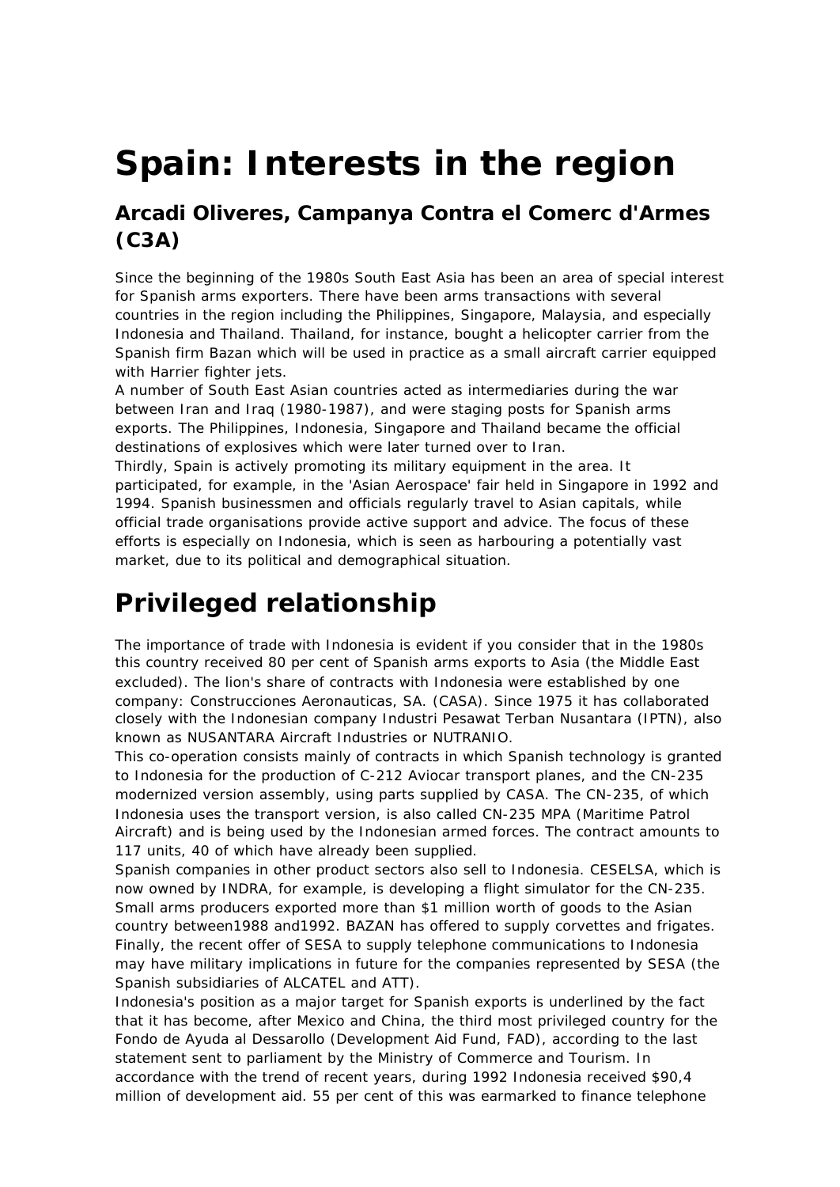# Spain: Interests in the region

### Arcadi Oliveres, Campanya Contra el Comerc d'Armes (C3A)

Since the beginning of the 1980s South East Asia has been an area of special interest for Spanish arms exporters. There have been arms transactions with several countries in the region including the Philippines, Singapore, Malaysia, and especially Indonesia and Thailand. Thailand, for instance, bought a helicopter carrier from the Spanish firm Bazan which will be used in practice as a small aircraft carrier equipped with Harrier fighter jets.

A number of South East Asian countries acted as intermediaries during the war between Iran and Iraq (1980-1987), and were staging posts for Spanish arms exports. The Philippines, Indonesia, Singapore and Thailand became the official destinations of explosives which were later turned over to Iran.

Thirdly, Spain is actively promoting its military equipment in the area. It participated, for example, in the 'Asian Aerospace' fair held in Singapore in 1992 and 1994. Spanish businessmen and officials regularly travel to Asian capitals, while official trade organisations provide active support and advice. The focus of these efforts is especially on Indonesia, which is seen as harbouring a potentially vast market, due to its political and demographical situation.

# Privileged relationship

The importance of trade with Indonesia is evident if you consider that in the 1980s this country received 80 per cent of Spanish arms exports to Asia (the Middle East excluded). The lion's share of contracts with Indonesia were established by one company: Construcciones Aeronauticas, SA. (CASA). Since 1975 it has collaborated closely with the Indonesian company Industri Pesawat Terban Nusantara (IPTN), also known as NUSANTARA Aircraft Industries or NUTRANIO.

This co-operation consists mainly of contracts in which Spanish technology is granted to Indonesia for the production of C-212 Aviocar transport planes, and the CN-235 modernized version assembly, using parts supplied by CASA. The CN-235, of which Indonesia uses the transport version, is also called CN-235 MPA (Maritime Patrol Aircraft) and is being used by the Indonesian armed forces. The contract amounts to 117 units, 40 of which have already been supplied.

Spanish companies in other product sectors also sell to Indonesia. CESELSA, which is now owned by INDRA, for example, is developing a flight simulator for the CN-235. Small arms producers exported more than $1 million worth of goods to the Asian country between1988 and1992. BAZAN has offered to supply corvettes and frigates. Finally, the recent offer of SESA to supply telephone communications to Indonesia may have military implications in future for the companies represented by SESA (the Spanish subsidiaries of ALCATEL and ATT).

Indonesia's position as a major target for Spanish exports is underlined by the fact that it has become, after Mexico and China, the third most privileged country for the Fondo de Ayuda al Dessarollo (Development Aid Fund, FAD), according to the last statement sent to parliament by the Ministry of Commerce and Tourism. In accordance with the trend of recent years, during 1992 Indonesia received $90,4 million of development aid. 55 per cent of this was earmarked to finance telephone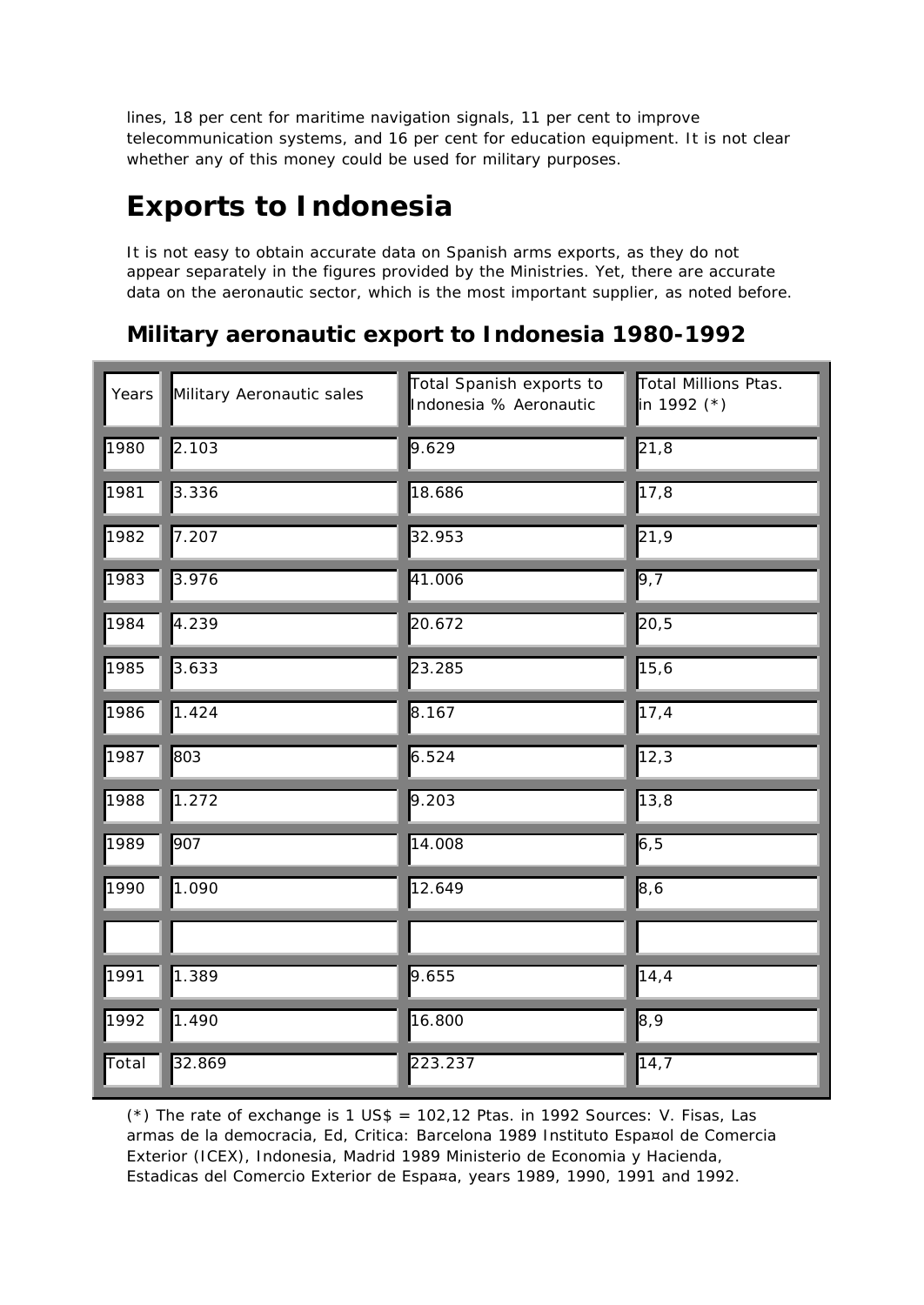lines, 18 per cent for maritime navigation signals, 11 per cent to improve telecommunication systems, and 16 per cent for education equipment. It is not clear whether any of this money could be used for military purposes.

# Exports to Indonesia

It is not easy to obtain accurate data on Spanish arms exports, as they do not appear separately in the figures provided by the Ministries. Yet, there are accurate data on the aeronautic sector, which is the most important supplier, as noted before.

## Military aeronautic export to Indonesia 1980-1992

| Years | Military Aeronautic sales | Total Spanish exports to Indonesia % Aeronautic | Total Millions Ptas. in 1992 (*) |
|---|---|---|---|
| 1980 | 2.103 | 9.629 | 21,8 |
| 1981 | 3.336 | 18.686 | 17,8 |
| 1982 | 7.207 | 32.953 | 21,9 |
| 1983 | 3.976 | 41.006 | 9,7 |
| 1984 | 4.239 | 20.672 | 20,5 |
| 1985 | 3.633 | 23.285 | 15,6 |
| 1986 | 1.424 | 8.167 | 17,4 |
| 1987 | 803 | 6.524 | 12,3 |
| 1988 | 1.272 | 9.203 | 13,8 |
| 1989 | 907 | 14.008 | 6,5 |
| 1990 | 1.090 | 12.649 | 8,6 |
| | | | |
| 1991 | 1.389 | 9.655 | 14,4 |
| 1992 | 1.490 | 16.800 | 8,9 |
| Total | 32.869 | 223.237 | 14,7 |

(*) The rate of exchange is 1 US$ = 102,12 Ptas. in 1992 Sources: V. Fisas, Las armas de la democracia, Ed, Critica: Barcelona 1989 Instituto Espa¤ol de Comercia Exterior (ICEX), Indonesia, Madrid 1989 Ministerio de Economia y Hacienda, Estadicas del Comercio Exterior de Espa¤a, years 1989, 1990, 1991 and 1992.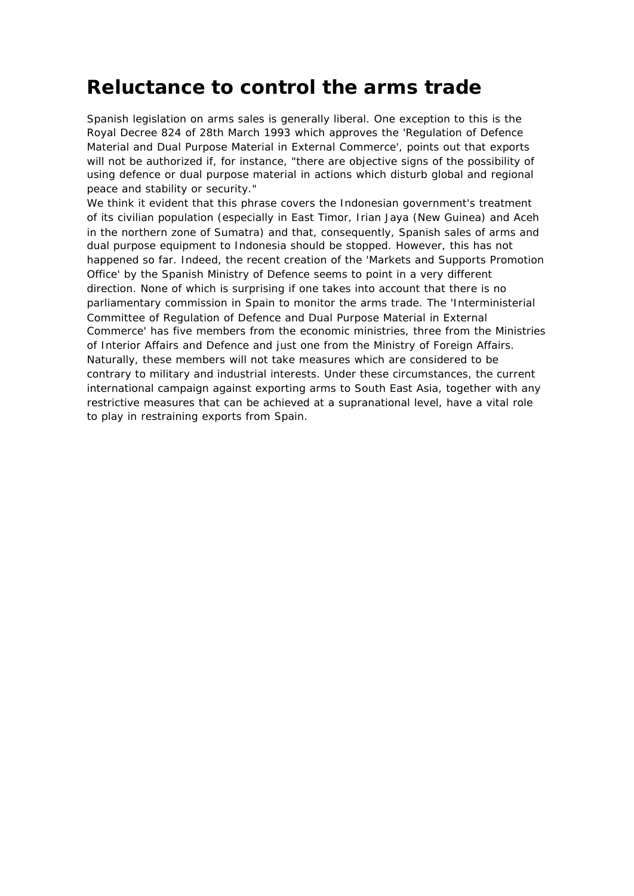# Reluctance to control the arms trade

Spanish legislation on arms sales is generally liberal. One exception to this is the Royal Decree 824 of 28th March 1993 which approves the 'Regulation of Defence Material and Dual Purpose Material in External Commerce', points out that exports will not be authorized if, for instance, "there are objective signs of the possibility of using defence or dual purpose material in actions which disturb global and regional peace and stability or security."

We think it evident that this phrase covers the Indonesian government's treatment of its civilian population (especially in East Timor, Irian Jaya (New Guinea) and Aceh in the northern zone of Sumatra) and that, consequently, Spanish sales of arms and dual purpose equipment to Indonesia should be stopped. However, this has not happened so far. Indeed, the recent creation of the 'Markets and Supports Promotion Office' by the Spanish Ministry of Defence seems to point in a very different direction. None of which is surprising if one takes into account that there is no parliamentary commission in Spain to monitor the arms trade. The 'Interministerial Committee of Regulation of Defence and Dual Purpose Material in External Commerce' has five members from the economic ministries, three from the Ministries of Interior Affairs and Defence and just one from the Ministry of Foreign Affairs. Naturally, these members will not take measures which are considered to be contrary to military and industrial interests. Under these circumstances, the current international campaign against exporting arms to South East Asia, together with any restrictive measures that can be achieved at a supranational level, have a vital role to play in restraining exports from Spain.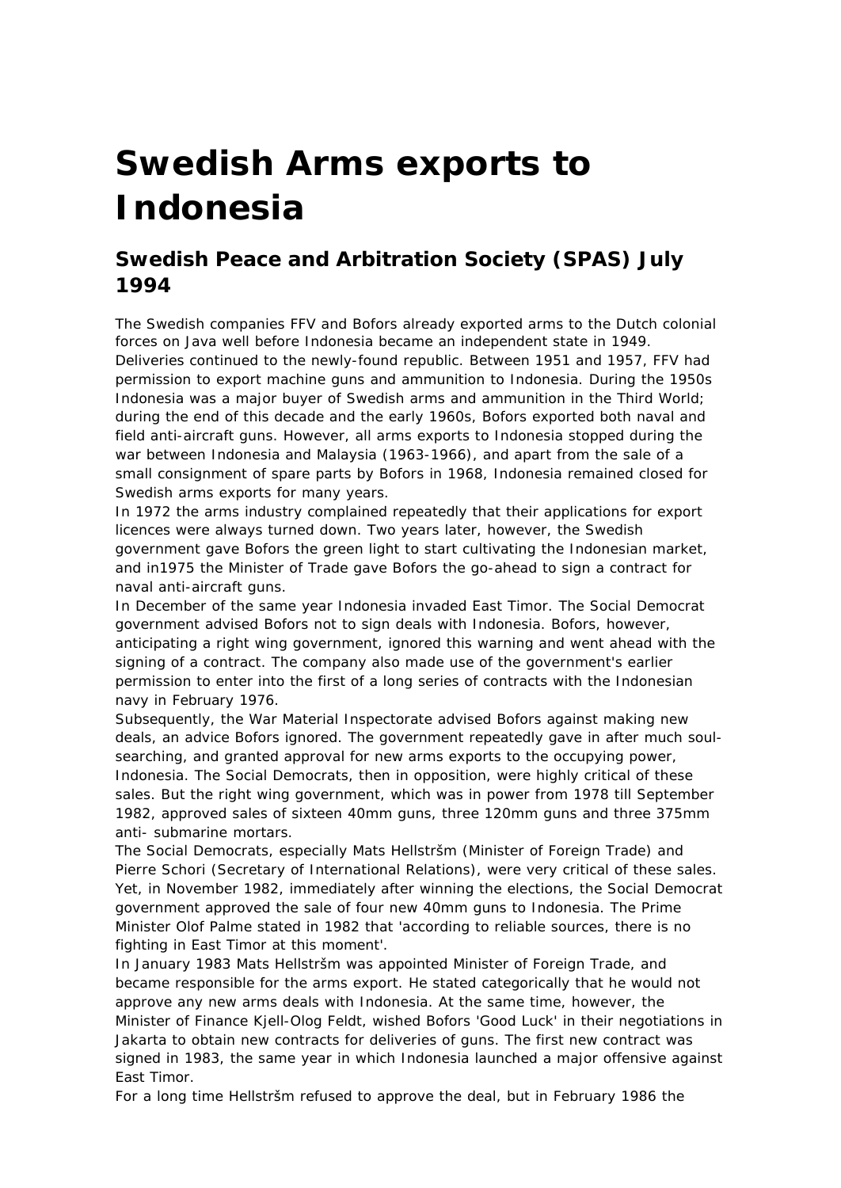# Swedish Arms exports to Indonesia

## Swedish Peace and Arbitration Society (SPAS) July 1994

The Swedish companies FFV and Bofors already exported arms to the Dutch colonial forces on Java well before Indonesia became an independent state in 1949. Deliveries continued to the newly-found republic. Between 1951 and 1957, FFV had permission to export machine guns and ammunition to Indonesia. During the 1950s Indonesia was a major buyer of Swedish arms and ammunition in the Third World; during the end of this decade and the early 1960s, Bofors exported both naval and field anti-aircraft guns. However, all arms exports to Indonesia stopped during the war between Indonesia and Malaysia (1963-1966), and apart from the sale of a small consignment of spare parts by Bofors in 1968, Indonesia remained closed for Swedish arms exports for many years.

In 1972 the arms industry complained repeatedly that their applications for export licences were always turned down. Two years later, however, the Swedish government gave Bofors the green light to start cultivating the Indonesian market, and in1975 the Minister of Trade gave Bofors the go-ahead to sign a contract for naval anti-aircraft guns.

In December of the same year Indonesia invaded East Timor. The Social Democrat government advised Bofors not to sign deals with Indonesia. Bofors, however, anticipating a right wing government, ignored this warning and went ahead with the signing of a contract. The company also made use of the government's earlier permission to enter into the first of a long series of contracts with the Indonesian navy in February 1976.

Subsequently, the War Material Inspectorate advised Bofors against making new deals, an advice Bofors ignored. The government repeatedly gave in after much soul-searching, and granted approval for new arms exports to the occupying power, Indonesia. The Social Democrats, then in opposition, were highly critical of these sales. But the right wing government, which was in power from 1978 till September 1982, approved sales of sixteen 40mm guns, three 120mm guns and three 375mm anti- submarine mortars.

The Social Democrats, especially Mats Hellstršm (Minister of Foreign Trade) and Pierre Schori (Secretary of International Relations), were very critical of these sales. Yet, in November 1982, immediately after winning the elections, the Social Democrat government approved the sale of four new 40mm guns to Indonesia. The Prime Minister Olof Palme stated in 1982 that 'according to reliable sources, there is no fighting in East Timor at this moment'.

In January 1983 Mats Hellstršm was appointed Minister of Foreign Trade, and became responsible for the arms export. He stated categorically that he would not approve any new arms deals with Indonesia. At the same time, however, the Minister of Finance Kjell-Olog Feldt, wished Bofors 'Good Luck' in their negotiations in Jakarta to obtain new contracts for deliveries of guns. The first new contract was signed in 1983, the same year in which Indonesia launched a major offensive against East Timor.

For a long time Hellstršm refused to approve the deal, but in February 1986 the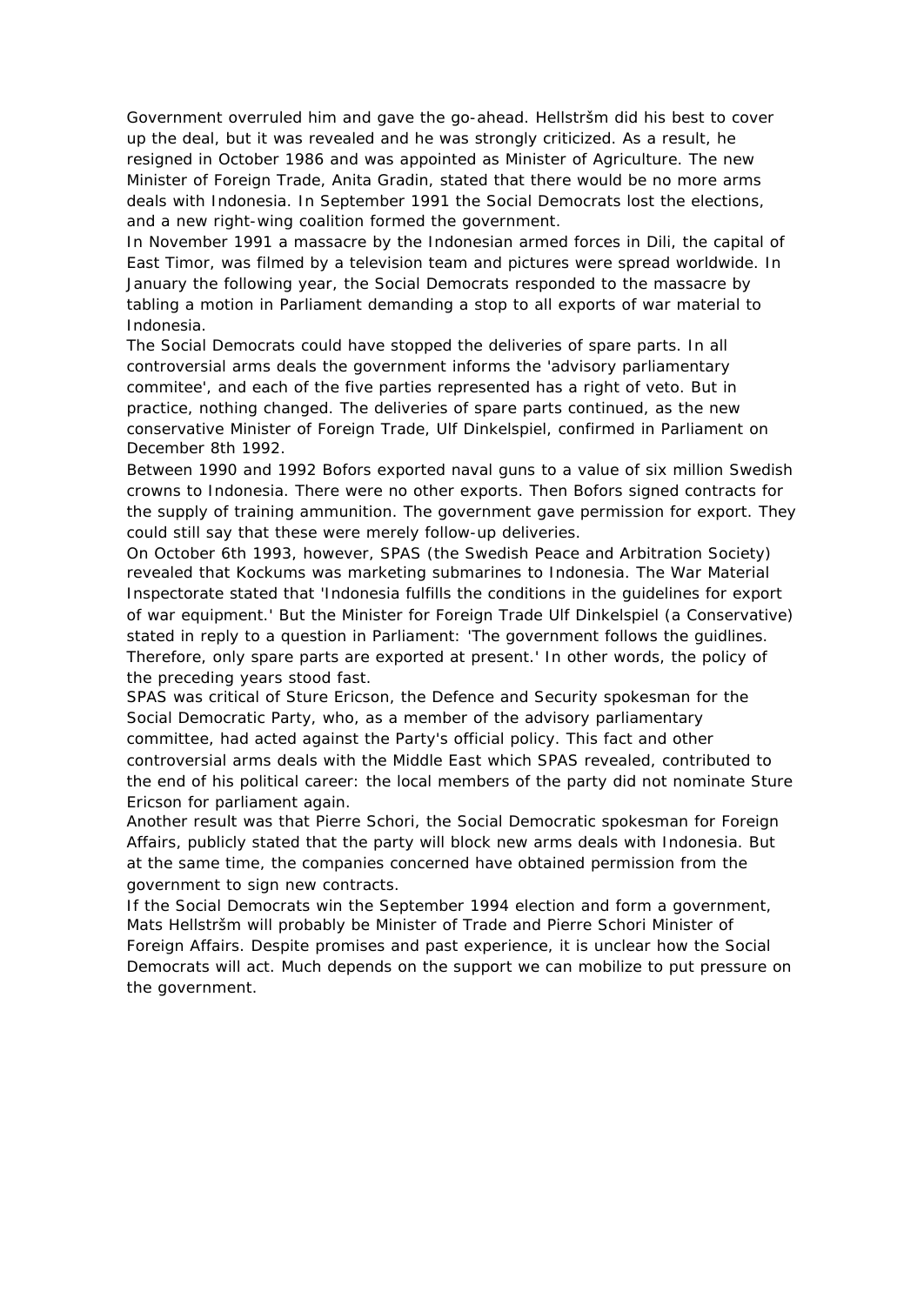Government overruled him and gave the go-ahead. Hellstršm did his best to cover up the deal, but it was revealed and he was strongly criticized. As a result, he resigned in October 1986 and was appointed as Minister of Agriculture. The new Minister of Foreign Trade, Anita Gradin, stated that there would be no more arms deals with Indonesia. In September 1991 the Social Democrats lost the elections, and a new right-wing coalition formed the government.

In November 1991 a massacre by the Indonesian armed forces in Dili, the capital of East Timor, was filmed by a television team and pictures were spread worldwide. In January the following year, the Social Democrats responded to the massacre by tabling a motion in Parliament demanding a stop to all exports of war material to Indonesia.

The Social Democrats could have stopped the deliveries of spare parts. In all controversial arms deals the government informs the 'advisory parliamentary commitee', and each of the five parties represented has a right of veto. But in practice, nothing changed. The deliveries of spare parts continued, as the new conservative Minister of Foreign Trade, Ulf Dinkelspiel, confirmed in Parliament on December 8th 1992.

Between 1990 and 1992 Bofors exported naval guns to a value of six million Swedish crowns to Indonesia. There were no other exports. Then Bofors signed contracts for the supply of training ammunition. The government gave permission for export. They could still say that these were merely follow-up deliveries.

On October 6th 1993, however, SPAS (the Swedish Peace and Arbitration Society) revealed that Kockums was marketing submarines to Indonesia. The War Material Inspectorate stated that 'Indonesia fulfills the conditions in the guidelines for export of war equipment.' But the Minister for Foreign Trade Ulf Dinkelspiel (a Conservative) stated in reply to a question in Parliament: 'The government follows the guidlines. Therefore, only spare parts are exported at present.' In other words, the policy of the preceding years stood fast.

SPAS was critical of Sture Ericson, the Defence and Security spokesman for the Social Democratic Party, who, as a member of the advisory parliamentary committee, had acted against the Party's official policy. This fact and other controversial arms deals with the Middle East which SPAS revealed, contributed to the end of his political career: the local members of the party did not nominate Sture Ericson for parliament again.

Another result was that Pierre Schori, the Social Democratic spokesman for Foreign Affairs, publicly stated that the party will block new arms deals with Indonesia. But at the same time, the companies concerned have obtained permission from the government to sign new contracts.

If the Social Democrats win the September 1994 election and form a government, Mats Hellstršm will probably be Minister of Trade and Pierre Schori Minister of Foreign Affairs. Despite promises and past experience, it is unclear how the Social Democrats will act. Much depends on the support we can mobilize to put pressure on the government.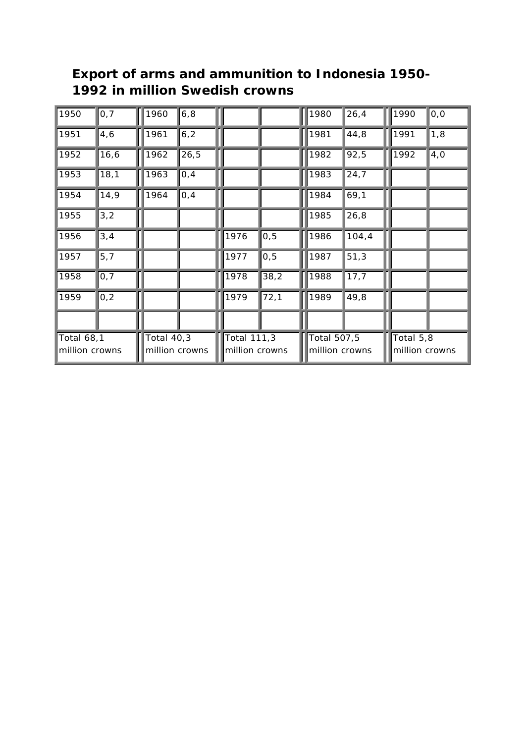**Export of arms and ammunition to Indonesia 1950-1992 in million Swedish crowns**

| | | | | | | | | | |
|---|---|---|---|---|---|---|---|---|---|
| 1950 | 0,7 | 1960 | 6,8 | | | 1980 | 26,4 | 1990 | 0,0 |
| 1951 | 4,6 | 1961 | 6,2 | | | 1981 | 44,8 | 1991 | 1,8 |
| 1952 | 16,6 | 1962 | 26,5 | | | 1982 | 92,5 | 1992 | 4,0 |
| 1953 | 18,1 | 1963 | 0,4 | | | 1983 | 24,7 | | |
| 1954 | 14,9 | 1964 | 0,4 | | | 1984 | 69,1 | | |
| 1955 | 3,2 | | | | | 1985 | 26,8 | | |
| 1956 | 3,4 | | | 1976 | 0,5 | 1986 | 104,4 | | |
| 1957 | 5,7 | | | 1977 | 0,5 | 1987 | 51,3 | | |
| 1958 | 0,7 | | | 1978 | 38,2 | 1988 | 17,7 | | |
| 1959 | 0,2 | | | 1979 | 72,1 | 1989 | 49,8 | | |
| | | | | | | | | | |
| Total 68,1 million crowns | | Total 40,3 million crowns | | Total 111,3 million crowns | | Total 507,5 million crowns | | Total 5,8 million crowns | |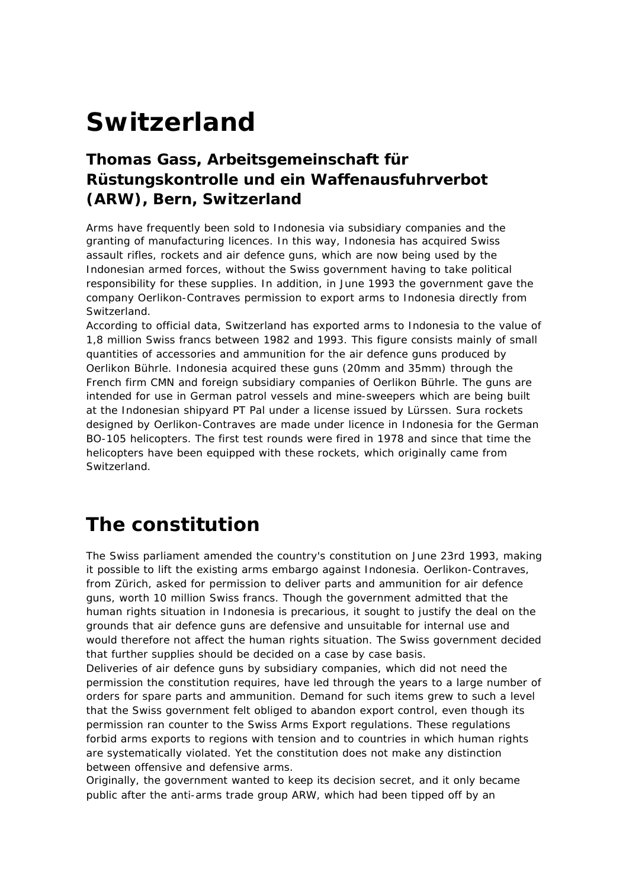# Switzerland

## Thomas Gass, Arbeitsgemeinschaft für Rüstungskontrolle und ein Waffenausfuhrverbot (ARW), Bern, Switzerland

Arms have frequently been sold to Indonesia via subsidiary companies and the granting of manufacturing licences. In this way, Indonesia has acquired Swiss assault rifles, rockets and air defence guns, which are now being used by the Indonesian armed forces, without the Swiss government having to take political responsibility for these supplies. In addition, in June 1993 the government gave the company Oerlikon-Contraves permission to export arms to Indonesia directly from Switzerland.
According to official data, Switzerland has exported arms to Indonesia to the value of 1,8 million Swiss francs between 1982 and 1993. This figure consists mainly of small quantities of accessories and ammunition for the air defence guns produced by Oerlikon Bührle. Indonesia acquired these guns (20mm and 35mm) through the French firm CMN and foreign subsidiary companies of Oerlikon Bührle. The guns are intended for use in German patrol vessels and mine-sweepers which are being built at the Indonesian shipyard PT Pal under a license issued by Lürssen. Sura rockets designed by Oerlikon-Contraves are made under licence in Indonesia for the German BO-105 helicopters. The first test rounds were fired in 1978 and since that time the helicopters have been equipped with these rockets, which originally came from Switzerland.

# The constitution

The Swiss parliament amended the country's constitution on June 23rd 1993, making it possible to lift the existing arms embargo against Indonesia. Oerlikon-Contraves, from Zürich, asked for permission to deliver parts and ammunition for air defence guns, worth 10 million Swiss francs. Though the government admitted that the human rights situation in Indonesia is precarious, it sought to justify the deal on the grounds that air defence guns are defensive and unsuitable for internal use and would therefore not affect the human rights situation. The Swiss government decided that further supplies should be decided on a case by case basis.
Deliveries of air defence guns by subsidiary companies, which did not need the permission the constitution requires, have led through the years to a large number of orders for spare parts and ammunition. Demand for such items grew to such a level that the Swiss government felt obliged to abandon export control, even though its permission ran counter to the Swiss Arms Export regulations. These regulations forbid arms exports to regions with tension and to countries in which human rights are systematically violated. Yet the constitution does not make any distinction between offensive and defensive arms.
Originally, the government wanted to keep its decision secret, and it only became public after the anti-arms trade group ARW, which had been tipped off by an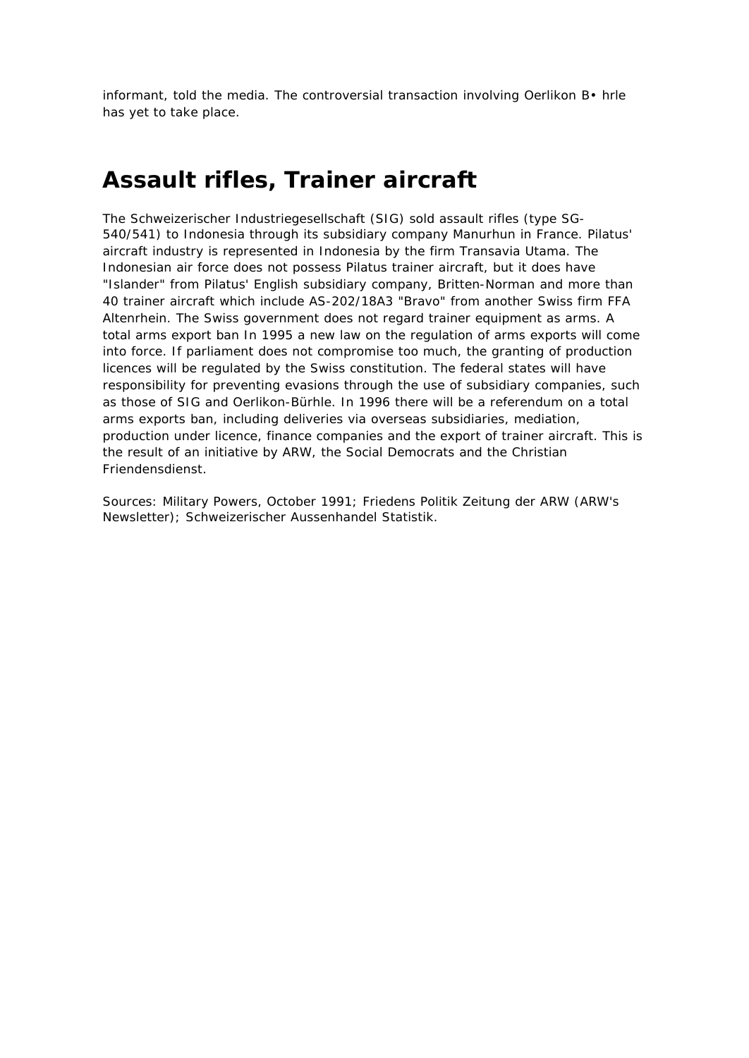informant, told the media. The controversial transaction involving Oerlikon B• hrle has yet to take place.

## Assault rifles, Trainer aircraft

The Schweizerischer Industriegesellschaft (SIG) sold assault rifles (type SG-540/541) to Indonesia through its subsidiary company Manurhun in France. Pilatus' aircraft industry is represented in Indonesia by the firm Transavia Utama. The Indonesian air force does not possess Pilatus trainer aircraft, but it does have "Islander" from Pilatus' English subsidiary company, Britten-Norman and more than 40 trainer aircraft which include AS-202/18A3 "Bravo" from another Swiss firm FFA Altenrhein. The Swiss government does not regard trainer equipment as arms. A total arms export ban In 1995 a new law on the regulation of arms exports will come into force. If parliament does not compromise too much, the granting of production licences will be regulated by the Swiss constitution. The federal states will have responsibility for preventing evasions through the use of subsidiary companies, such as those of SIG and Oerlikon-Bürhle. In 1996 there will be a referendum on a total arms exports ban, including deliveries via overseas subsidiaries, mediation, production under licence, finance companies and the export of trainer aircraft. This is the result of an initiative by ARW, the Social Democrats and the Christian Friendensdienst.

Sources: Military Powers, October 1991; Friedens Politik Zeitung der ARW (ARW's Newsletter); Schweizerischer Aussenhandel Statistik.